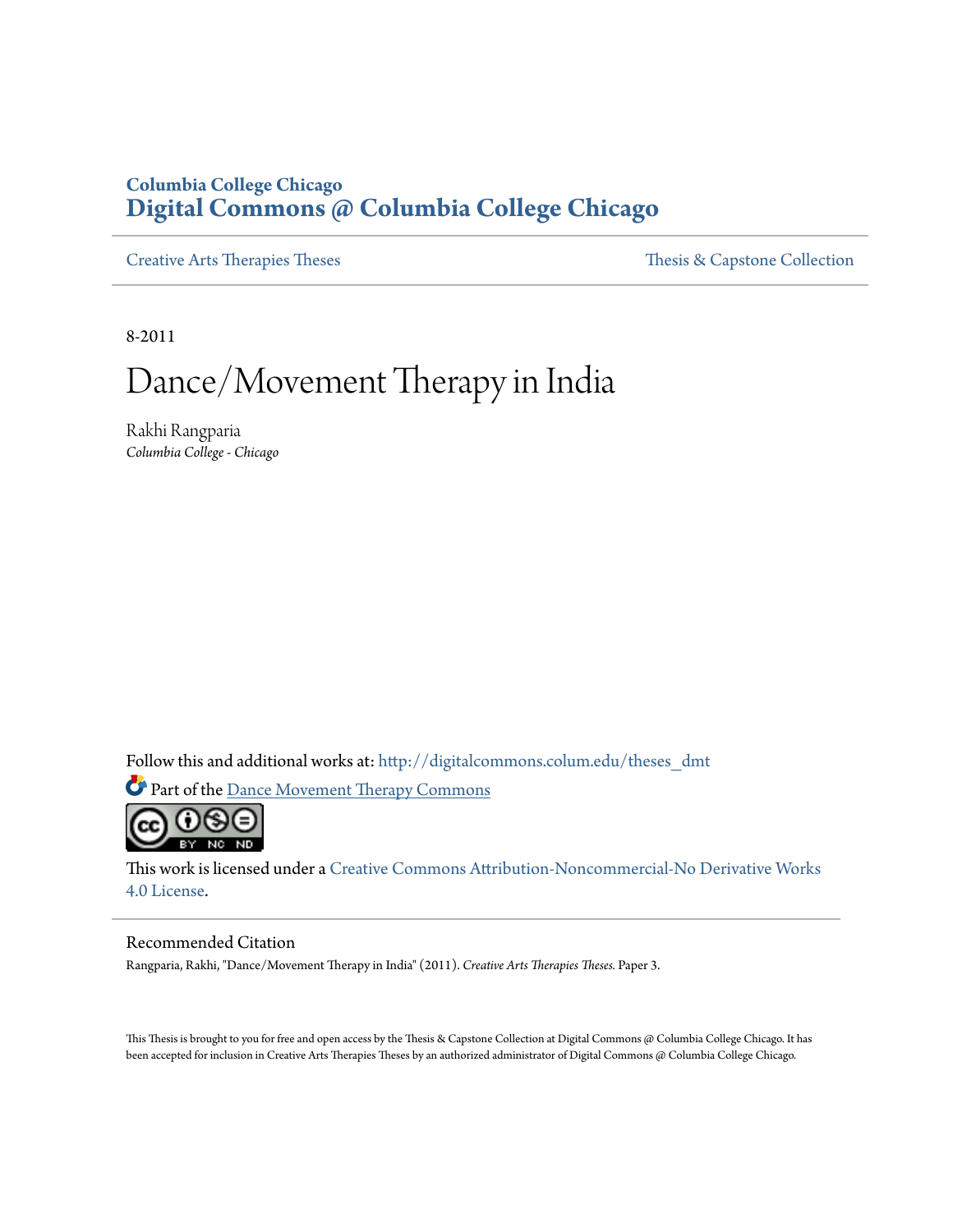**Columbia College Chicago**
# Digital Commons @ Columbia College Chicago

Creative Arts Therapies Theses | Thesis & Capstone Collection

8-2011

# Dance/Movement Therapy in India

Rakhi Rangparia
*Columbia College - Chicago*

Follow this and additional works at: http://digitalcommons.colum.edu/theses_dmt

Part of the Dance Movement Therapy Commons

This work is licensed under a Creative Commons Attribution-Noncommercial-No Derivative Works 4.0 License.

## Recommended Citation

Rangparia, Rakhi, "Dance/Movement Therapy in India" (2011). *Creative Arts Therapies Theses.* Paper 3.

This Thesis is brought to you for free and open access by the Thesis & Capstone Collection at Digital Commons @ Columbia College Chicago. It has been accepted for inclusion in Creative Arts Therapies Theses by an authorized administrator of Digital Commons @ Columbia College Chicago.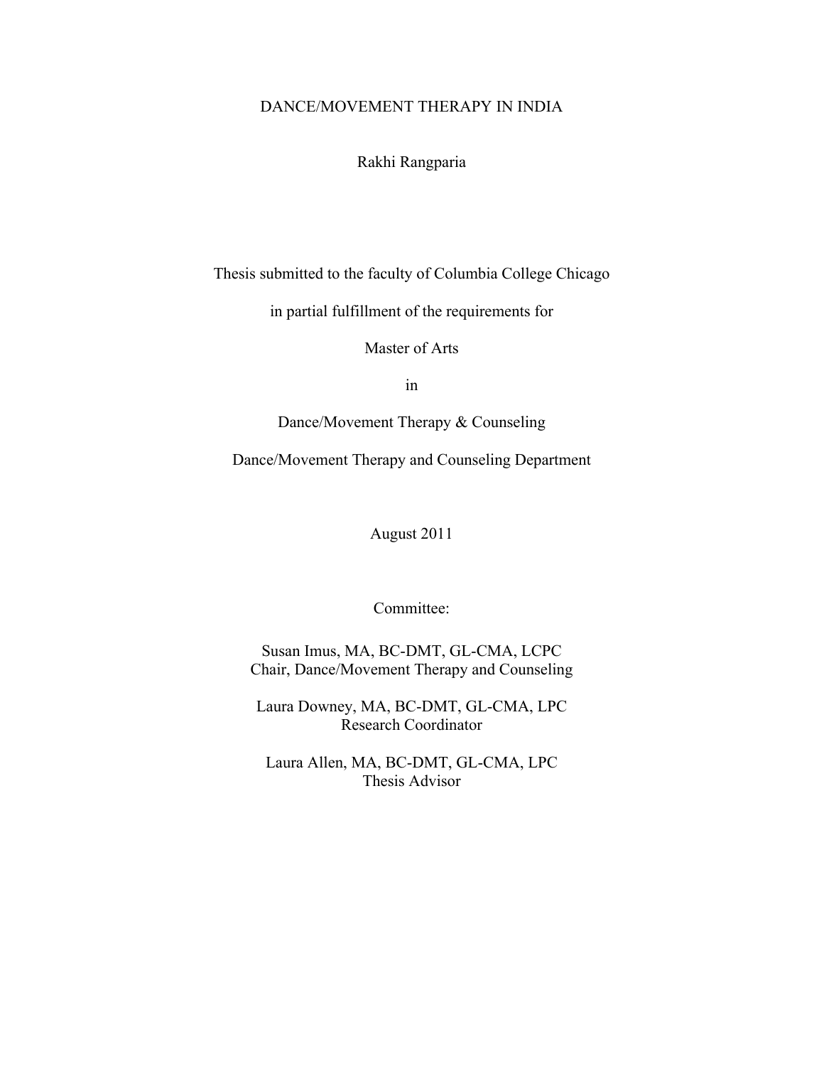# DANCE/MOVEMENT THERAPY IN INDIA

Rakhi Rangparia

Thesis submitted to the faculty of Columbia College Chicago

in partial fulfillment of the requirements for

Master of Arts

in

Dance/Movement Therapy & Counseling

Dance/Movement Therapy and Counseling Department

August 2011

Committee:

Susan Imus, MA, BC-DMT, GL-CMA, LCPC
Chair, Dance/Movement Therapy and Counseling

Laura Downey, MA, BC-DMT, GL-CMA, LPC
Research Coordinator

Laura Allen, MA, BC-DMT, GL-CMA, LPC
Thesis Advisor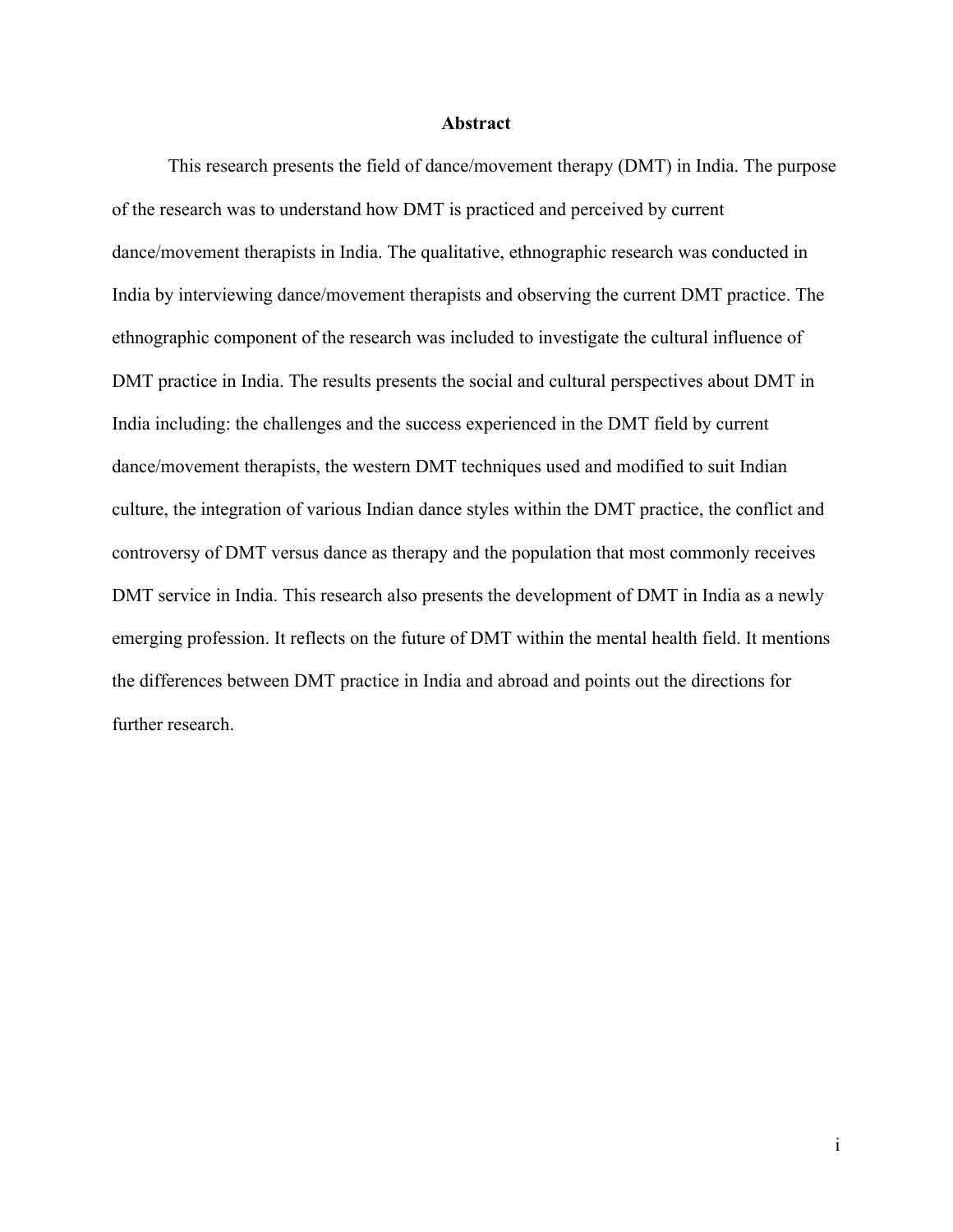# Abstract

This research presents the field of dance/movement therapy (DMT) in India. The purpose of the research was to understand how DMT is practiced and perceived by current dance/movement therapists in India. The qualitative, ethnographic research was conducted in India by interviewing dance/movement therapists and observing the current DMT practice. The ethnographic component of the research was included to investigate the cultural influence of DMT practice in India. The results presents the social and cultural perspectives about DMT in India including: the challenges and the success experienced in the DMT field by current dance/movement therapists, the western DMT techniques used and modified to suit Indian culture, the integration of various Indian dance styles within the DMT practice, the conflict and controversy of DMT versus dance as therapy and the population that most commonly receives DMT service in India. This research also presents the development of DMT in India as a newly emerging profession. It reflects on the future of DMT within the mental health field. It mentions the differences between DMT practice in India and abroad and points out the directions for further research.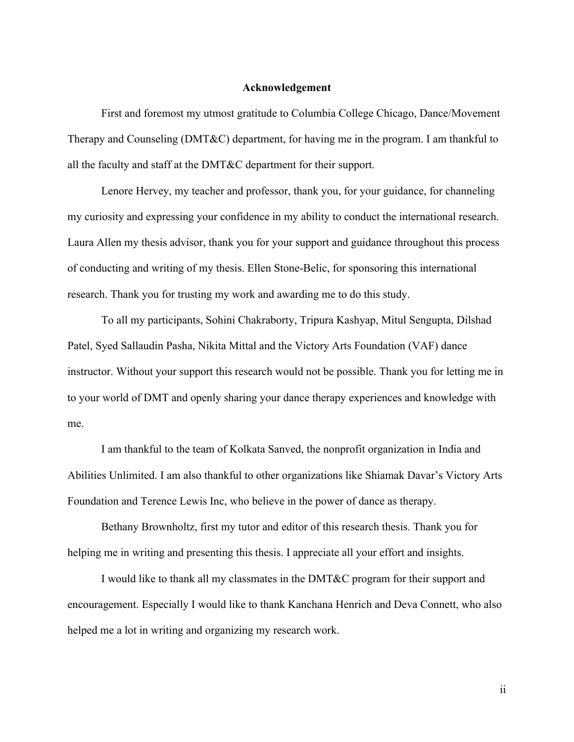**Acknowledgement**

First and foremost my utmost gratitude to Columbia College Chicago, Dance/Movement Therapy and Counseling (DMT&C) department, for having me in the program. I am thankful to all the faculty and staff at the DMT&C department for their support.

Lenore Hervey, my teacher and professor, thank you, for your guidance, for channeling my curiosity and expressing your confidence in my ability to conduct the international research. Laura Allen my thesis advisor, thank you for your support and guidance throughout this process of conducting and writing of my thesis. Ellen Stone-Belic, for sponsoring this international research. Thank you for trusting my work and awarding me to do this study.

To all my participants, Sohini Chakraborty, Tripura Kashyap, Mitul Sengupta, Dilshad Patel, Syed Sallaudin Pasha, Nikita Mittal and the Victory Arts Foundation (VAF) dance instructor. Without your support this research would not be possible. Thank you for letting me in to your world of DMT and openly sharing your dance therapy experiences and knowledge with me.

I am thankful to the team of Kolkata Sanved, the nonprofit organization in India and Abilities Unlimited. I am also thankful to other organizations like Shiamak Davar's Victory Arts Foundation and Terence Lewis Inc, who believe in the power of dance as therapy.

Bethany Brownholtz, first my tutor and editor of this research thesis. Thank you for helping me in writing and presenting this thesis. I appreciate all your effort and insights.

I would like to thank all my classmates in the DMT&C program for their support and encouragement. Especially I would like to thank Kanchana Henrich and Deva Connett, who also helped me a lot in writing and organizing my research work.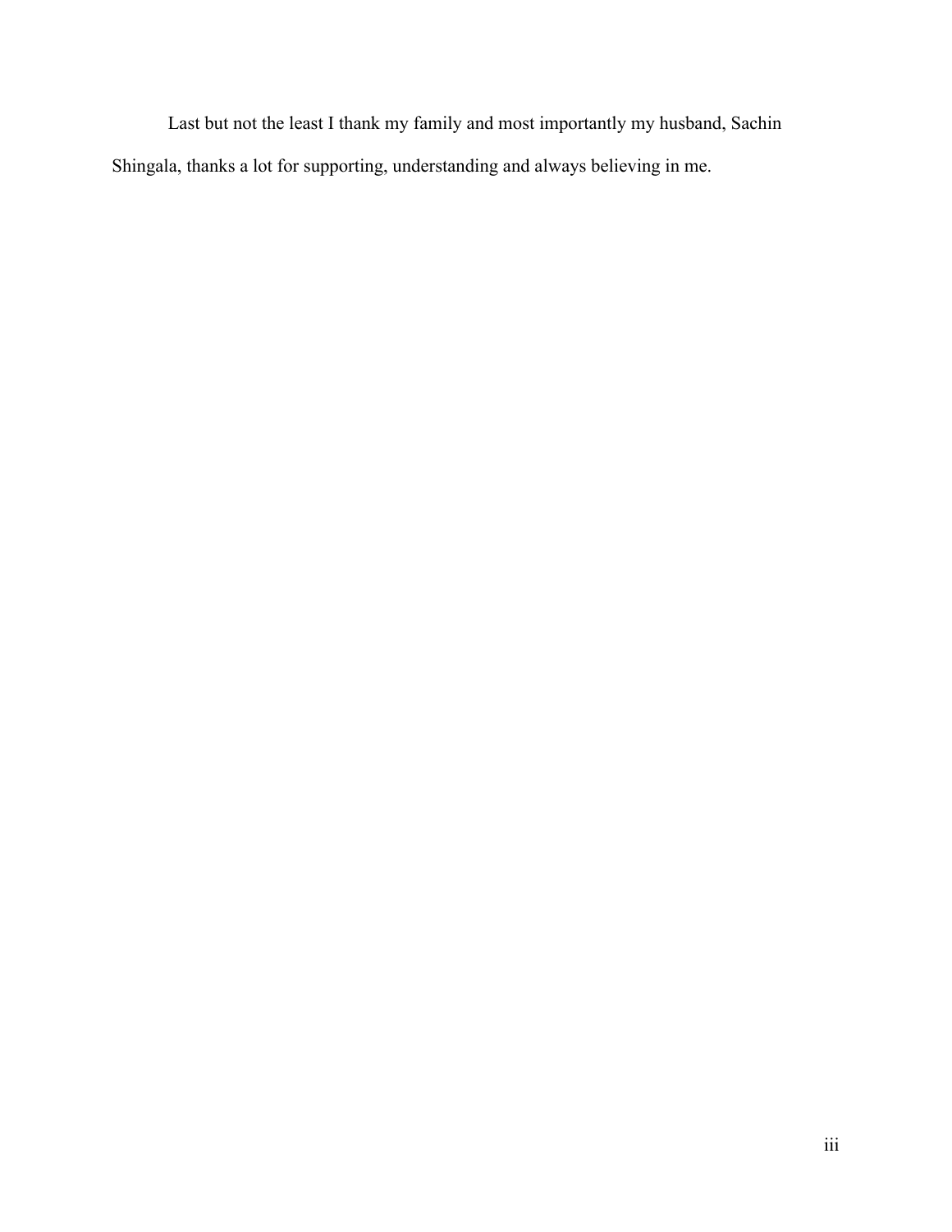Last but not the least I thank my family and most importantly my husband, Sachin Shingala, thanks a lot for supporting, understanding and always believing in me.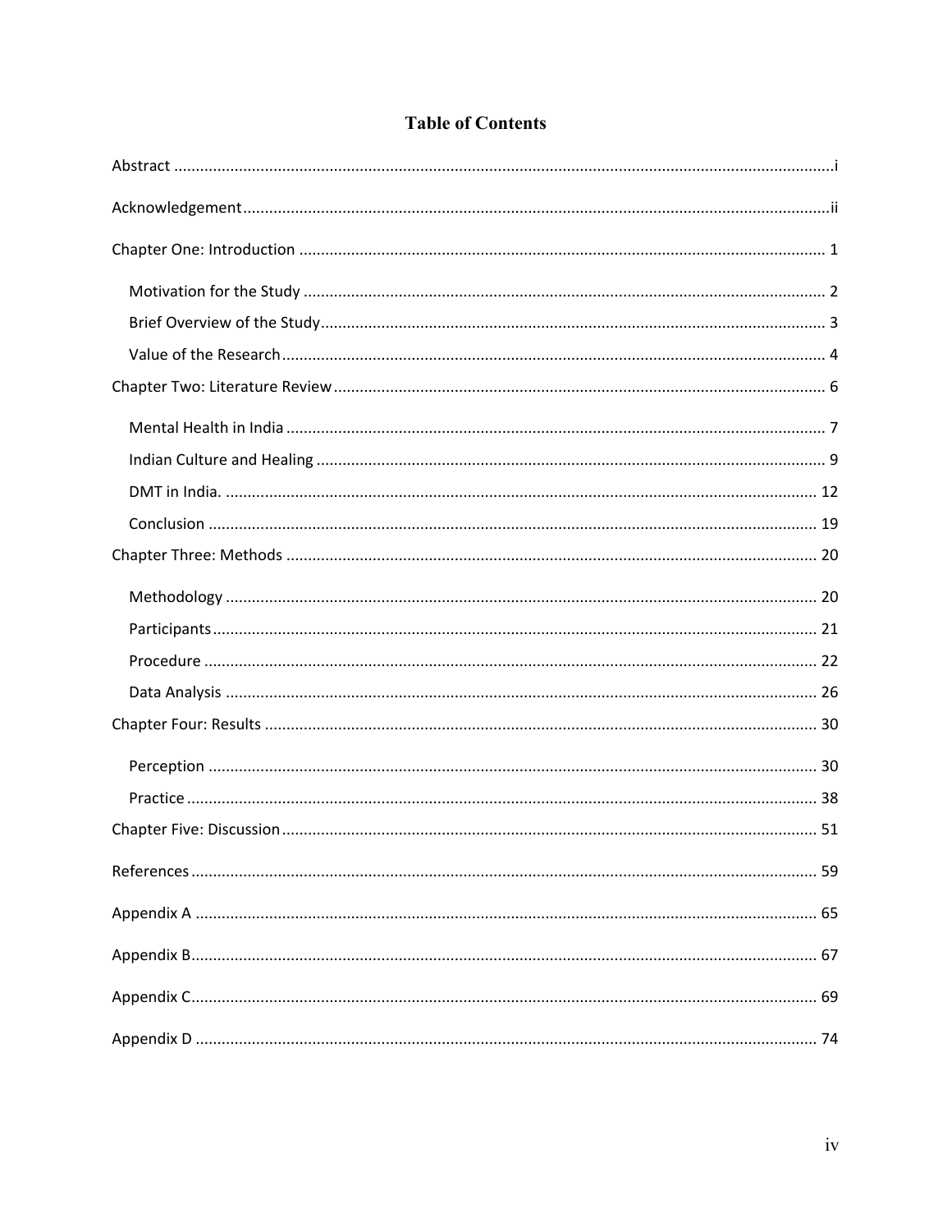# Table of Contents

Abstract ....... i

Acknowledgement ....... ii

Chapter One: Introduction ....... 1

- Motivation for the Study ....... 2
- Brief Overview of the Study ....... 3
- Value of the Research ....... 4

Chapter Two: Literature Review ....... 6

- Mental Health in India ....... 7
- Indian Culture and Healing ....... 9
- DMT in India. ....... 12
- Conclusion ....... 19

Chapter Three: Methods ....... 20

- Methodology ....... 20
- Participants ....... 21
- Procedure ....... 22
- Data Analysis ....... 26

Chapter Four: Results ....... 30

- Perception ....... 30
- Practice ....... 38

Chapter Five: Discussion ....... 51

References ....... 59

Appendix A ....... 65

Appendix B ....... 67

Appendix C ....... 69

Appendix D ....... 74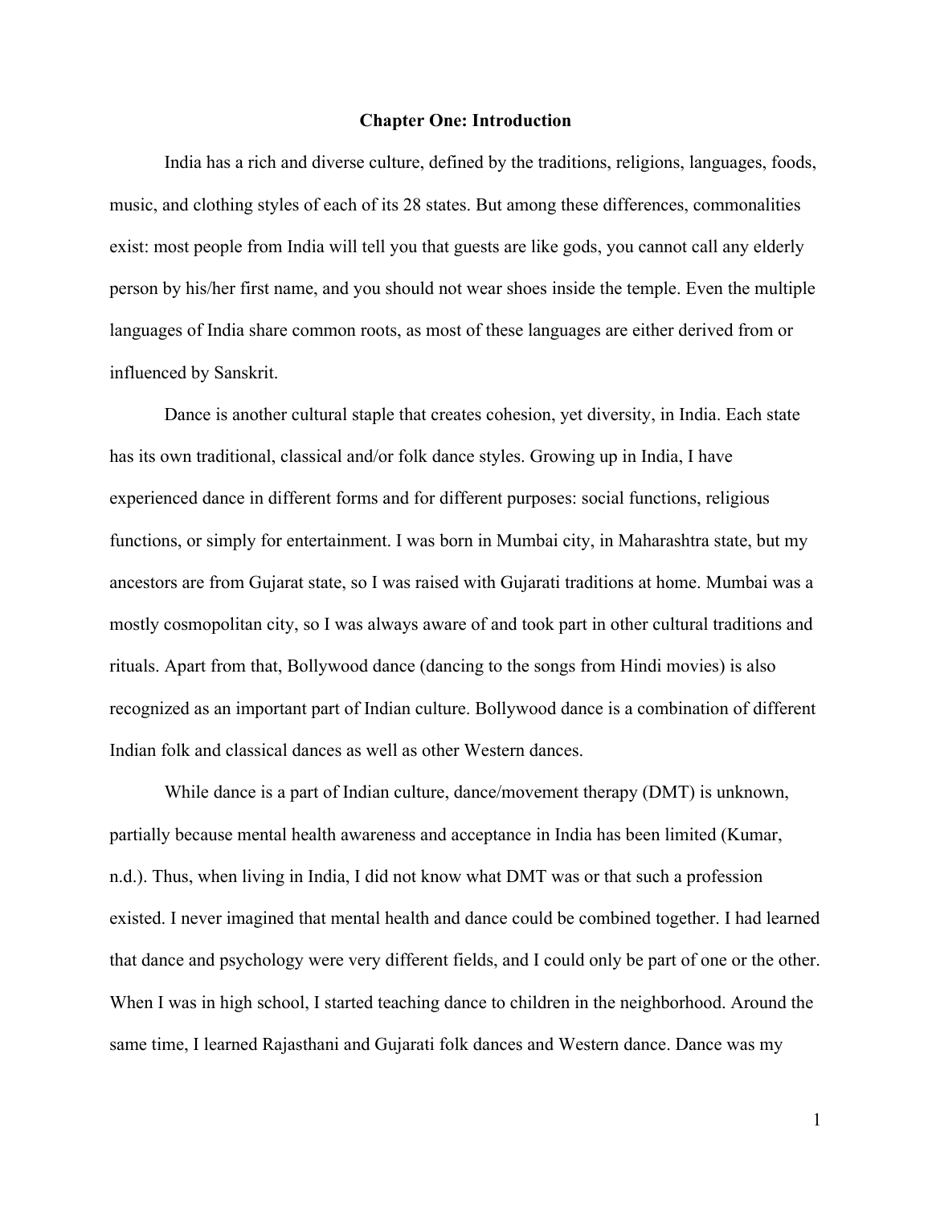# Chapter One: Introduction

India has a rich and diverse culture, defined by the traditions, religions, languages, foods, music, and clothing styles of each of its 28 states. But among these differences, commonalities exist: most people from India will tell you that guests are like gods, you cannot call any elderly person by his/her first name, and you should not wear shoes inside the temple. Even the multiple languages of India share common roots, as most of these languages are either derived from or influenced by Sanskrit.

Dance is another cultural staple that creates cohesion, yet diversity, in India. Each state has its own traditional, classical and/or folk dance styles. Growing up in India, I have experienced dance in different forms and for different purposes: social functions, religious functions, or simply for entertainment. I was born in Mumbai city, in Maharashtra state, but my ancestors are from Gujarat state, so I was raised with Gujarati traditions at home. Mumbai was a mostly cosmopolitan city, so I was always aware of and took part in other cultural traditions and rituals. Apart from that, Bollywood dance (dancing to the songs from Hindi movies) is also recognized as an important part of Indian culture. Bollywood dance is a combination of different Indian folk and classical dances as well as other Western dances.

While dance is a part of Indian culture, dance/movement therapy (DMT) is unknown, partially because mental health awareness and acceptance in India has been limited (Kumar, n.d.). Thus, when living in India, I did not know what DMT was or that such a profession existed. I never imagined that mental health and dance could be combined together. I had learned that dance and psychology were very different fields, and I could only be part of one or the other. When I was in high school, I started teaching dance to children in the neighborhood. Around the same time, I learned Rajasthani and Gujarati folk dances and Western dance. Dance was my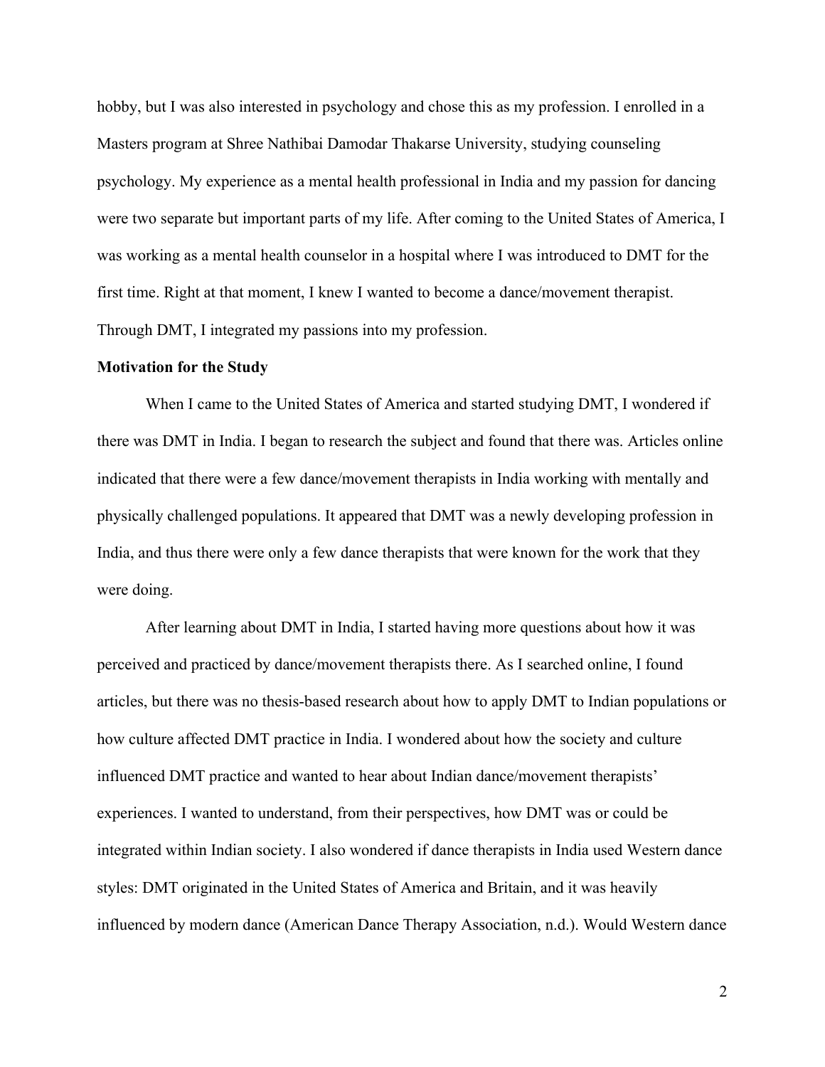hobby, but I was also interested in psychology and chose this as my profession. I enrolled in a Masters program at Shree Nathibai Damodar Thakarse University, studying counseling psychology. My experience as a mental health professional in India and my passion for dancing were two separate but important parts of my life. After coming to the United States of America, I was working as a mental health counselor in a hospital where I was introduced to DMT for the first time. Right at that moment, I knew I wanted to become a dance/movement therapist. Through DMT, I integrated my passions into my profession.

**Motivation for the Study**

When I came to the United States of America and started studying DMT, I wondered if there was DMT in India. I began to research the subject and found that there was. Articles online indicated that there were a few dance/movement therapists in India working with mentally and physically challenged populations. It appeared that DMT was a newly developing profession in India, and thus there were only a few dance therapists that were known for the work that they were doing.

After learning about DMT in India, I started having more questions about how it was perceived and practiced by dance/movement therapists there. As I searched online, I found articles, but there was no thesis-based research about how to apply DMT to Indian populations or how culture affected DMT practice in India. I wondered about how the society and culture influenced DMT practice and wanted to hear about Indian dance/movement therapists' experiences. I wanted to understand, from their perspectives, how DMT was or could be integrated within Indian society. I also wondered if dance therapists in India used Western dance styles: DMT originated in the United States of America and Britain, and it was heavily influenced by modern dance (American Dance Therapy Association, n.d.). Would Western dance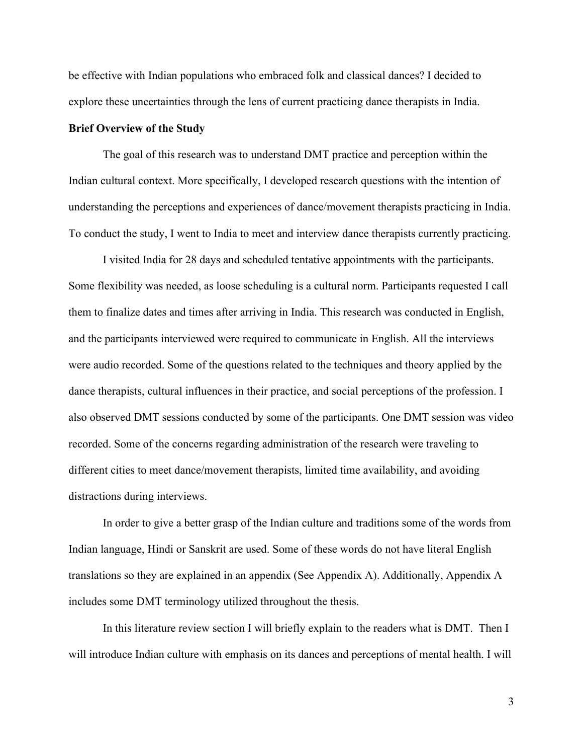be effective with Indian populations who embraced folk and classical dances? I decided to explore these uncertainties through the lens of current practicing dance therapists in India.

**Brief Overview of the Study**

The goal of this research was to understand DMT practice and perception within the Indian cultural context. More specifically, I developed research questions with the intention of understanding the perceptions and experiences of dance/movement therapists practicing in India. To conduct the study, I went to India to meet and interview dance therapists currently practicing.

I visited India for 28 days and scheduled tentative appointments with the participants. Some flexibility was needed, as loose scheduling is a cultural norm. Participants requested I call them to finalize dates and times after arriving in India. This research was conducted in English, and the participants interviewed were required to communicate in English. All the interviews were audio recorded. Some of the questions related to the techniques and theory applied by the dance therapists, cultural influences in their practice, and social perceptions of the profession. I also observed DMT sessions conducted by some of the participants. One DMT session was video recorded. Some of the concerns regarding administration of the research were traveling to different cities to meet dance/movement therapists, limited time availability, and avoiding distractions during interviews.

In order to give a better grasp of the Indian culture and traditions some of the words from Indian language, Hindi or Sanskrit are used. Some of these words do not have literal English translations so they are explained in an appendix (See Appendix A). Additionally, Appendix A includes some DMT terminology utilized throughout the thesis.

In this literature review section I will briefly explain to the readers what is DMT. Then I will introduce Indian culture with emphasis on its dances and perceptions of mental health. I will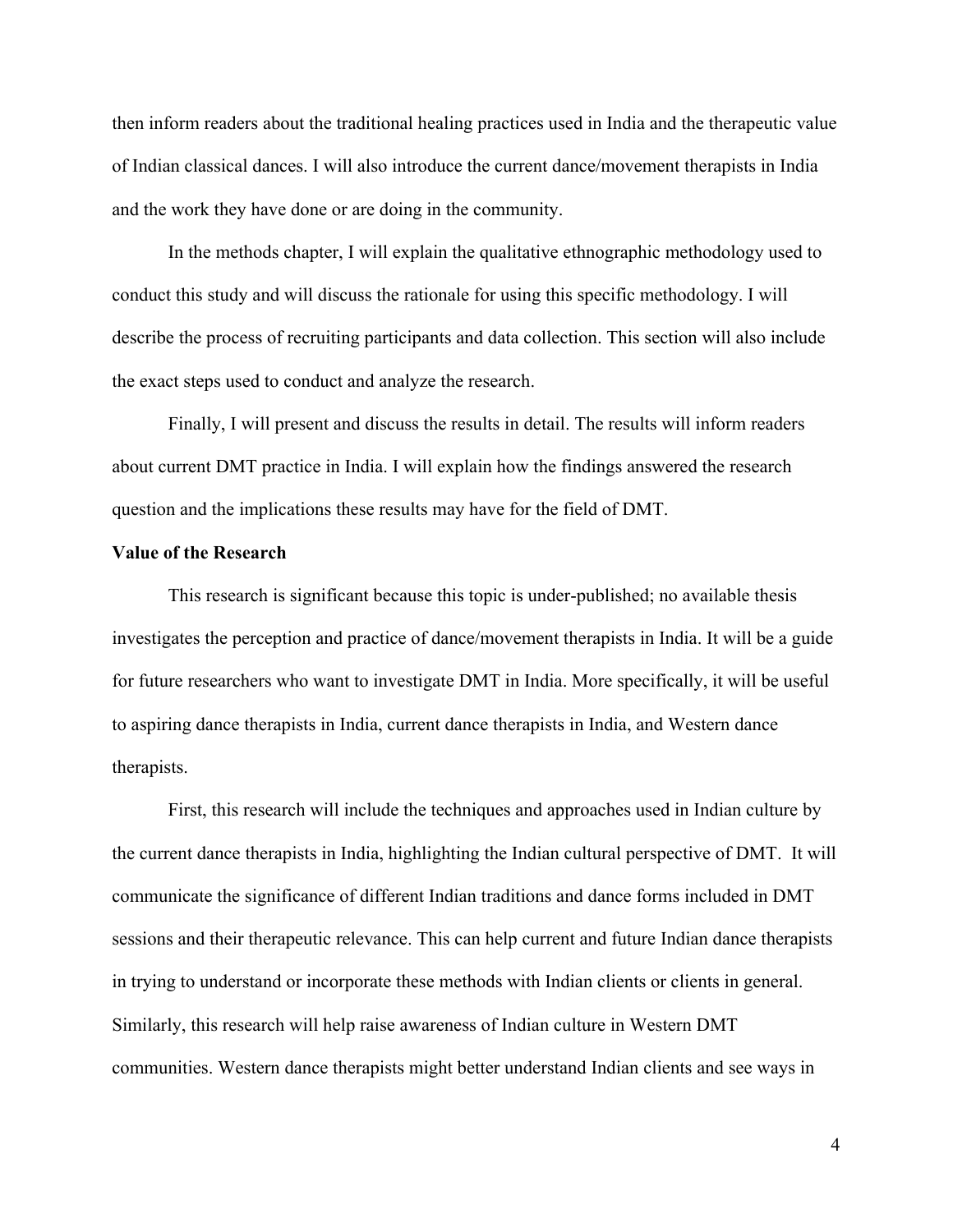then inform readers about the traditional healing practices used in India and the therapeutic value of Indian classical dances. I will also introduce the current dance/movement therapists in India and the work they have done or are doing in the community.

In the methods chapter, I will explain the qualitative ethnographic methodology used to conduct this study and will discuss the rationale for using this specific methodology. I will describe the process of recruiting participants and data collection. This section will also include the exact steps used to conduct and analyze the research.

Finally, I will present and discuss the results in detail. The results will inform readers about current DMT practice in India. I will explain how the findings answered the research question and the implications these results may have for the field of DMT.

**Value of the Research**

This research is significant because this topic is under-published; no available thesis investigates the perception and practice of dance/movement therapists in India. It will be a guide for future researchers who want to investigate DMT in India. More specifically, it will be useful to aspiring dance therapists in India, current dance therapists in India, and Western dance therapists.

First, this research will include the techniques and approaches used in Indian culture by the current dance therapists in India, highlighting the Indian cultural perspective of DMT. It will communicate the significance of different Indian traditions and dance forms included in DMT sessions and their therapeutic relevance. This can help current and future Indian dance therapists in trying to understand or incorporate these methods with Indian clients or clients in general. Similarly, this research will help raise awareness of Indian culture in Western DMT communities. Western dance therapists might better understand Indian clients and see ways in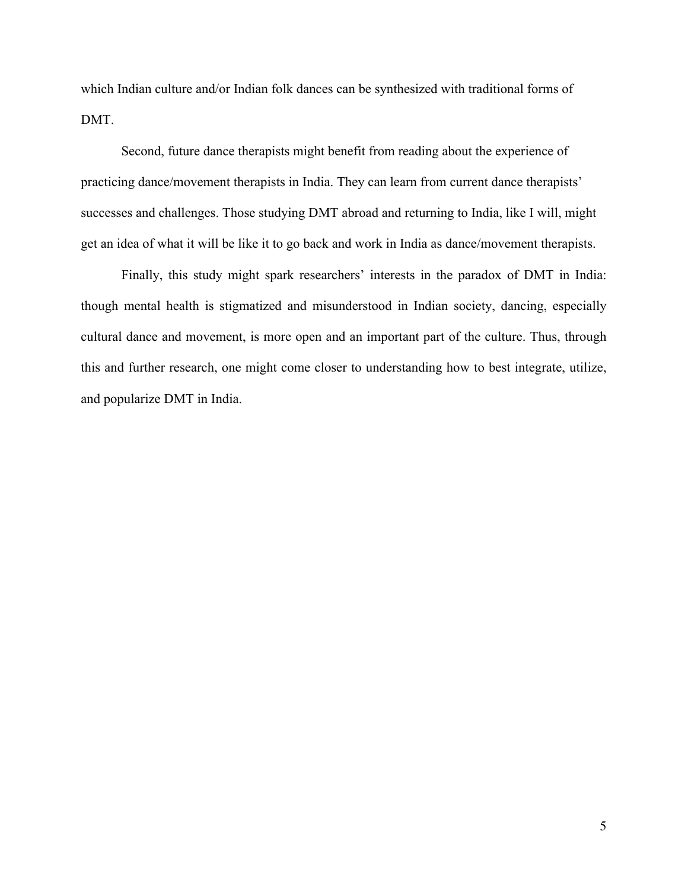which Indian culture and/or Indian folk dances can be synthesized with traditional forms of DMT.

Second, future dance therapists might benefit from reading about the experience of practicing dance/movement therapists in India. They can learn from current dance therapists' successes and challenges. Those studying DMT abroad and returning to India, like I will, might get an idea of what it will be like it to go back and work in India as dance/movement therapists.

Finally, this study might spark researchers' interests in the paradox of DMT in India: though mental health is stigmatized and misunderstood in Indian society, dancing, especially cultural dance and movement, is more open and an important part of the culture. Thus, through this and further research, one might come closer to understanding how to best integrate, utilize, and popularize DMT in India.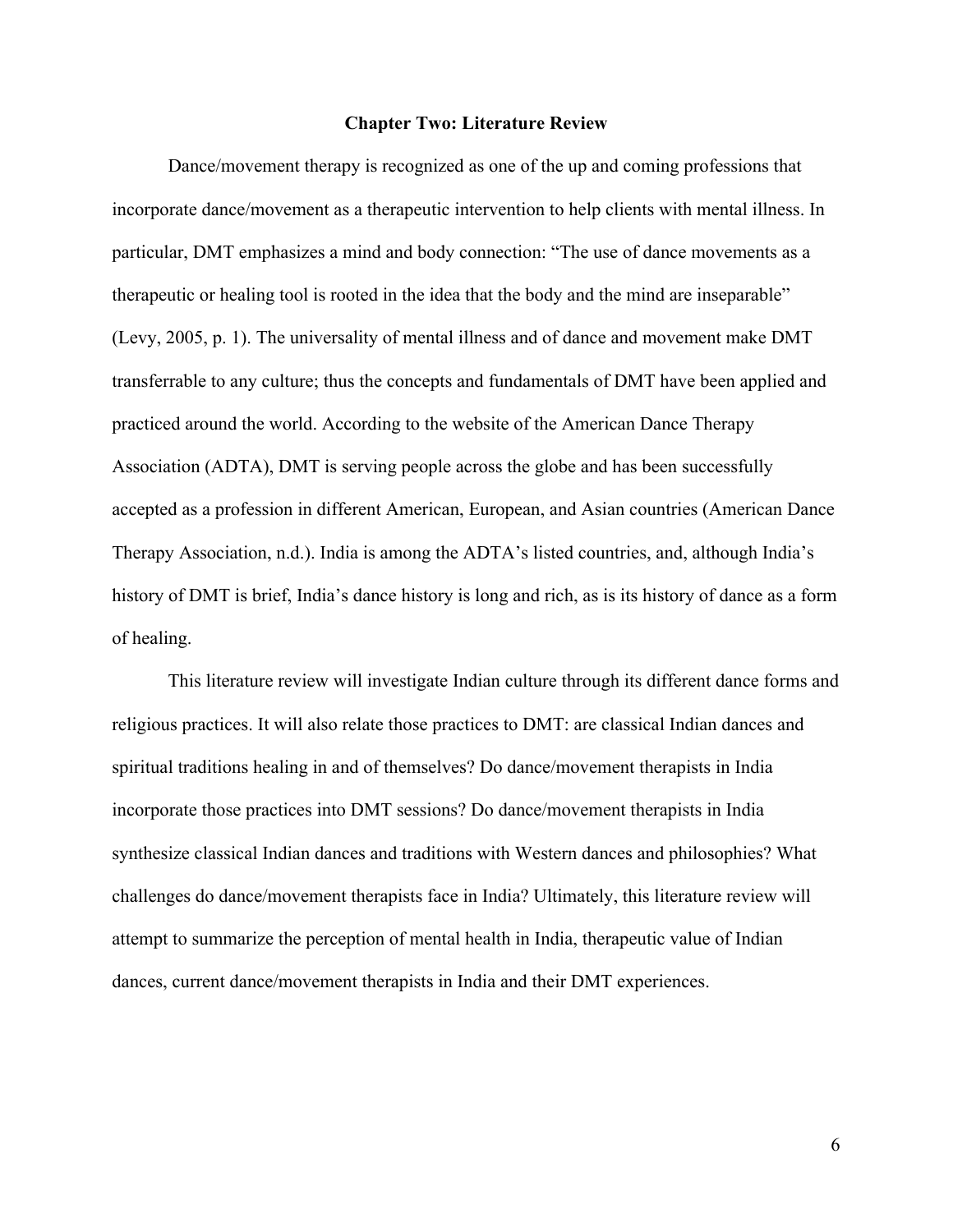## Chapter Two: Literature Review

Dance/movement therapy is recognized as one of the up and coming professions that incorporate dance/movement as a therapeutic intervention to help clients with mental illness. In particular, DMT emphasizes a mind and body connection: "The use of dance movements as a therapeutic or healing tool is rooted in the idea that the body and the mind are inseparable" (Levy, 2005, p. 1). The universality of mental illness and of dance and movement make DMT transferrable to any culture; thus the concepts and fundamentals of DMT have been applied and practiced around the world. According to the website of the American Dance Therapy Association (ADTA), DMT is serving people across the globe and has been successfully accepted as a profession in different American, European, and Asian countries (American Dance Therapy Association, n.d.). India is among the ADTA's listed countries, and, although India's history of DMT is brief, India's dance history is long and rich, as is its history of dance as a form of healing.

This literature review will investigate Indian culture through its different dance forms and religious practices. It will also relate those practices to DMT: are classical Indian dances and spiritual traditions healing in and of themselves? Do dance/movement therapists in India incorporate those practices into DMT sessions? Do dance/movement therapists in India synthesize classical Indian dances and traditions with Western dances and philosophies? What challenges do dance/movement therapists face in India? Ultimately, this literature review will attempt to summarize the perception of mental health in India, therapeutic value of Indian dances, current dance/movement therapists in India and their DMT experiences.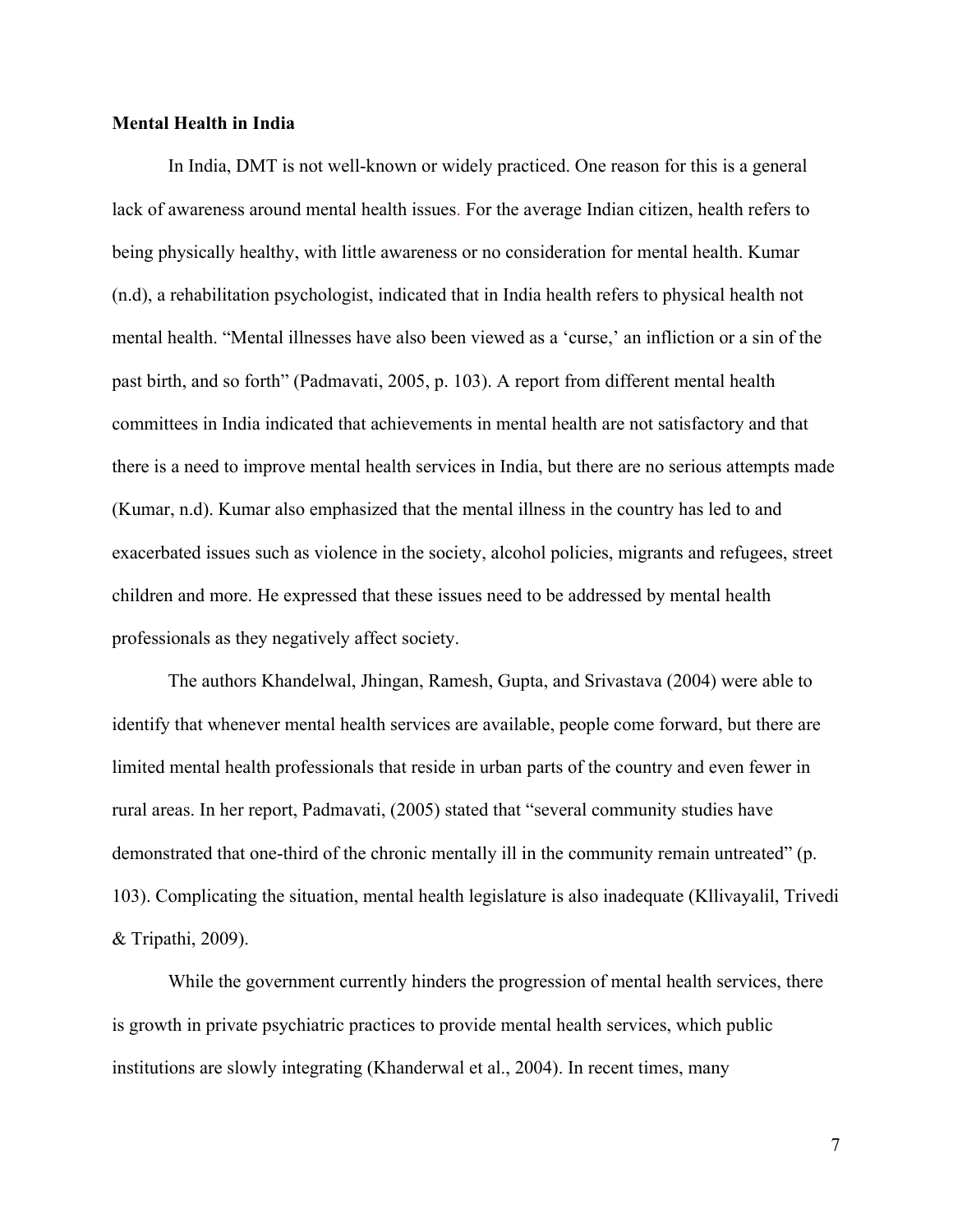**Mental Health in India**

In India, DMT is not well-known or widely practiced. One reason for this is a general lack of awareness around mental health issues. For the average Indian citizen, health refers to being physically healthy, with little awareness or no consideration for mental health. Kumar (n.d), a rehabilitation psychologist, indicated that in India health refers to physical health not mental health. "Mental illnesses have also been viewed as a 'curse,' an infliction or a sin of the past birth, and so forth" (Padmavati, 2005, p. 103). A report from different mental health committees in India indicated that achievements in mental health are not satisfactory and that there is a need to improve mental health services in India, but there are no serious attempts made (Kumar, n.d). Kumar also emphasized that the mental illness in the country has led to and exacerbated issues such as violence in the society, alcohol policies, migrants and refugees, street children and more. He expressed that these issues need to be addressed by mental health professionals as they negatively affect society.

The authors Khandelwal, Jhingan, Ramesh, Gupta, and Srivastava (2004) were able to identify that whenever mental health services are available, people come forward, but there are limited mental health professionals that reside in urban parts of the country and even fewer in rural areas. In her report, Padmavati, (2005) stated that "several community studies have demonstrated that one-third of the chronic mentally ill in the community remain untreated" (p. 103). Complicating the situation, mental health legislature is also inadequate (Kllivayalil, Trivedi & Tripathi, 2009).

While the government currently hinders the progression of mental health services, there is growth in private psychiatric practices to provide mental health services, which public institutions are slowly integrating (Khanderwal et al., 2004). In recent times, many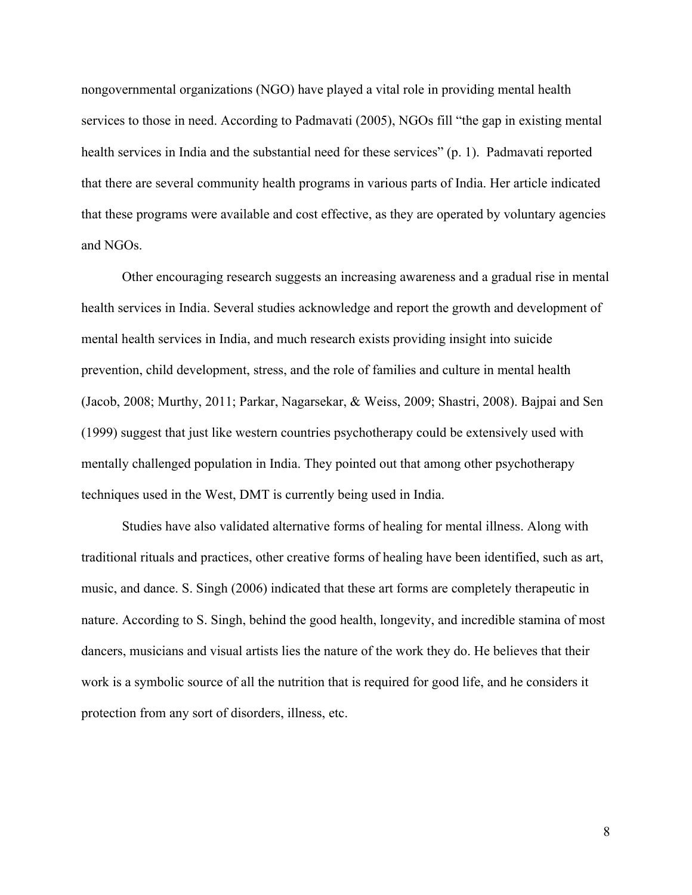nongovernmental organizations (NGO) have played a vital role in providing mental health services to those in need. According to Padmavati (2005), NGOs fill "the gap in existing mental health services in India and the substantial need for these services" (p. 1). Padmavati reported that there are several community health programs in various parts of India. Her article indicated that these programs were available and cost effective, as they are operated by voluntary agencies and NGOs.

Other encouraging research suggests an increasing awareness and a gradual rise in mental health services in India. Several studies acknowledge and report the growth and development of mental health services in India, and much research exists providing insight into suicide prevention, child development, stress, and the role of families and culture in mental health (Jacob, 2008; Murthy, 2011; Parkar, Nagarsekar, & Weiss, 2009; Shastri, 2008). Bajpai and Sen (1999) suggest that just like western countries psychotherapy could be extensively used with mentally challenged population in India. They pointed out that among other psychotherapy techniques used in the West, DMT is currently being used in India.

Studies have also validated alternative forms of healing for mental illness. Along with traditional rituals and practices, other creative forms of healing have been identified, such as art, music, and dance. S. Singh (2006) indicated that these art forms are completely therapeutic in nature. According to S. Singh, behind the good health, longevity, and incredible stamina of most dancers, musicians and visual artists lies the nature of the work they do. He believes that their work is a symbolic source of all the nutrition that is required for good life, and he considers it protection from any sort of disorders, illness, etc.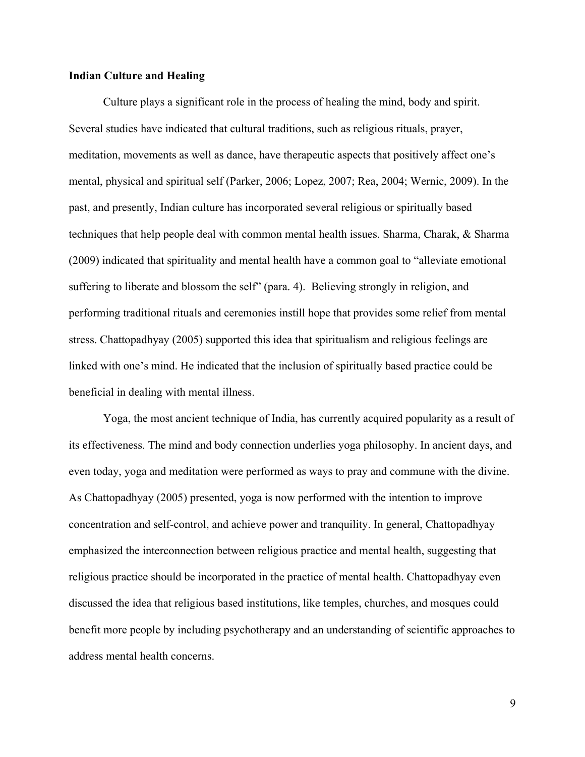**Indian Culture and Healing**

Culture plays a significant role in the process of healing the mind, body and spirit. Several studies have indicated that cultural traditions, such as religious rituals, prayer, meditation, movements as well as dance, have therapeutic aspects that positively affect one's mental, physical and spiritual self (Parker, 2006; Lopez, 2007; Rea, 2004; Wernic, 2009). In the past, and presently, Indian culture has incorporated several religious or spiritually based techniques that help people deal with common mental health issues. Sharma, Charak, & Sharma (2009) indicated that spirituality and mental health have a common goal to "alleviate emotional suffering to liberate and blossom the self" (para. 4). Believing strongly in religion, and performing traditional rituals and ceremonies instill hope that provides some relief from mental stress. Chattopadhyay (2005) supported this idea that spiritualism and religious feelings are linked with one's mind. He indicated that the inclusion of spiritually based practice could be beneficial in dealing with mental illness.

Yoga, the most ancient technique of India, has currently acquired popularity as a result of its effectiveness. The mind and body connection underlies yoga philosophy. In ancient days, and even today, yoga and meditation were performed as ways to pray and commune with the divine. As Chattopadhyay (2005) presented, yoga is now performed with the intention to improve concentration and self-control, and achieve power and tranquility. In general, Chattopadhyay emphasized the interconnection between religious practice and mental health, suggesting that religious practice should be incorporated in the practice of mental health. Chattopadhyay even discussed the idea that religious based institutions, like temples, churches, and mosques could benefit more people by including psychotherapy and an understanding of scientific approaches to address mental health concerns.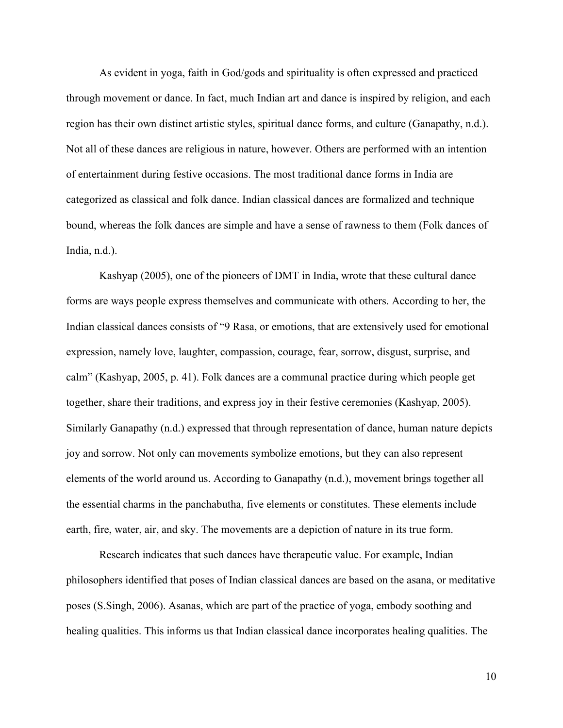As evident in yoga, faith in God/gods and spirituality is often expressed and practiced through movement or dance. In fact, much Indian art and dance is inspired by religion, and each region has their own distinct artistic styles, spiritual dance forms, and culture (Ganapathy, n.d.). Not all of these dances are religious in nature, however. Others are performed with an intention of entertainment during festive occasions. The most traditional dance forms in India are categorized as classical and folk dance. Indian classical dances are formalized and technique bound, whereas the folk dances are simple and have a sense of rawness to them (Folk dances of India, n.d.).

Kashyap (2005), one of the pioneers of DMT in India, wrote that these cultural dance forms are ways people express themselves and communicate with others. According to her, the Indian classical dances consists of "9 Rasa, or emotions, that are extensively used for emotional expression, namely love, laughter, compassion, courage, fear, sorrow, disgust, surprise, and calm" (Kashyap, 2005, p. 41). Folk dances are a communal practice during which people get together, share their traditions, and express joy in their festive ceremonies (Kashyap, 2005). Similarly Ganapathy (n.d.) expressed that through representation of dance, human nature depicts joy and sorrow. Not only can movements symbolize emotions, but they can also represent elements of the world around us. According to Ganapathy (n.d.), movement brings together all the essential charms in the panchabutha, five elements or constitutes. These elements include earth, fire, water, air, and sky. The movements are a depiction of nature in its true form.

Research indicates that such dances have therapeutic value. For example, Indian philosophers identified that poses of Indian classical dances are based on the asana, or meditative poses (S.Singh, 2006). Asanas, which are part of the practice of yoga, embody soothing and healing qualities. This informs us that Indian classical dance incorporates healing qualities. The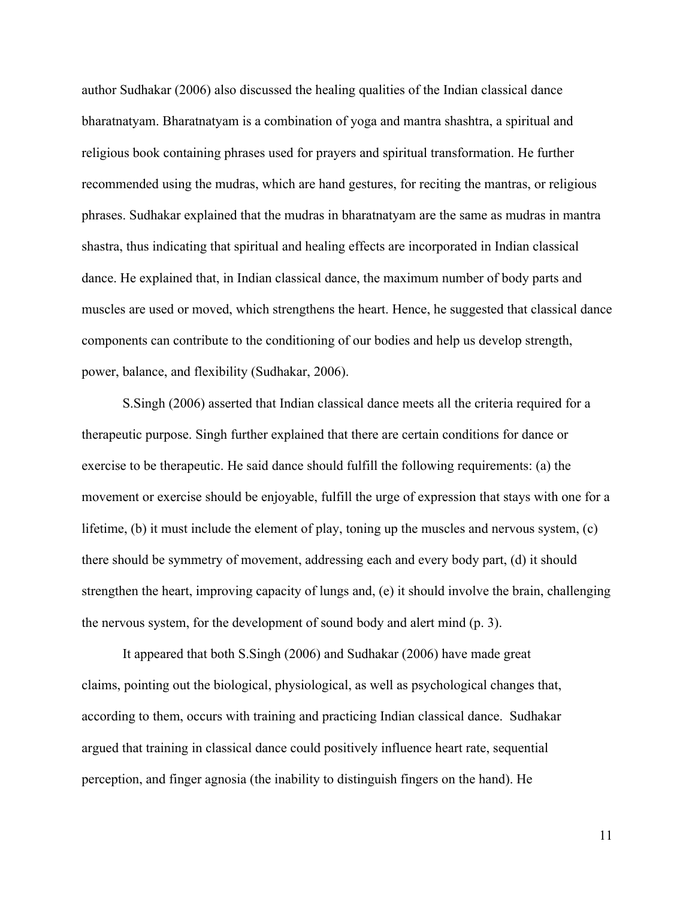author Sudhakar (2006) also discussed the healing qualities of the Indian classical dance bharatnatyam. Bharatnatyam is a combination of yoga and mantra shashtra, a spiritual and religious book containing phrases used for prayers and spiritual transformation. He further recommended using the mudras, which are hand gestures, for reciting the mantras, or religious phrases. Sudhakar explained that the mudras in bharatnatyam are the same as mudras in mantra shastra, thus indicating that spiritual and healing effects are incorporated in Indian classical dance. He explained that, in Indian classical dance, the maximum number of body parts and muscles are used or moved, which strengthens the heart. Hence, he suggested that classical dance components can contribute to the conditioning of our bodies and help us develop strength, power, balance, and flexibility (Sudhakar, 2006).

S.Singh (2006) asserted that Indian classical dance meets all the criteria required for a therapeutic purpose. Singh further explained that there are certain conditions for dance or exercise to be therapeutic. He said dance should fulfill the following requirements: (a) the movement or exercise should be enjoyable, fulfill the urge of expression that stays with one for a lifetime, (b) it must include the element of play, toning up the muscles and nervous system, (c) there should be symmetry of movement, addressing each and every body part, (d) it should strengthen the heart, improving capacity of lungs and, (e) it should involve the brain, challenging the nervous system, for the development of sound body and alert mind (p. 3).

It appeared that both S.Singh (2006) and Sudhakar (2006) have made great claims, pointing out the biological, physiological, as well as psychological changes that, according to them, occurs with training and practicing Indian classical dance. Sudhakar argued that training in classical dance could positively influence heart rate, sequential perception, and finger agnosia (the inability to distinguish fingers on the hand). He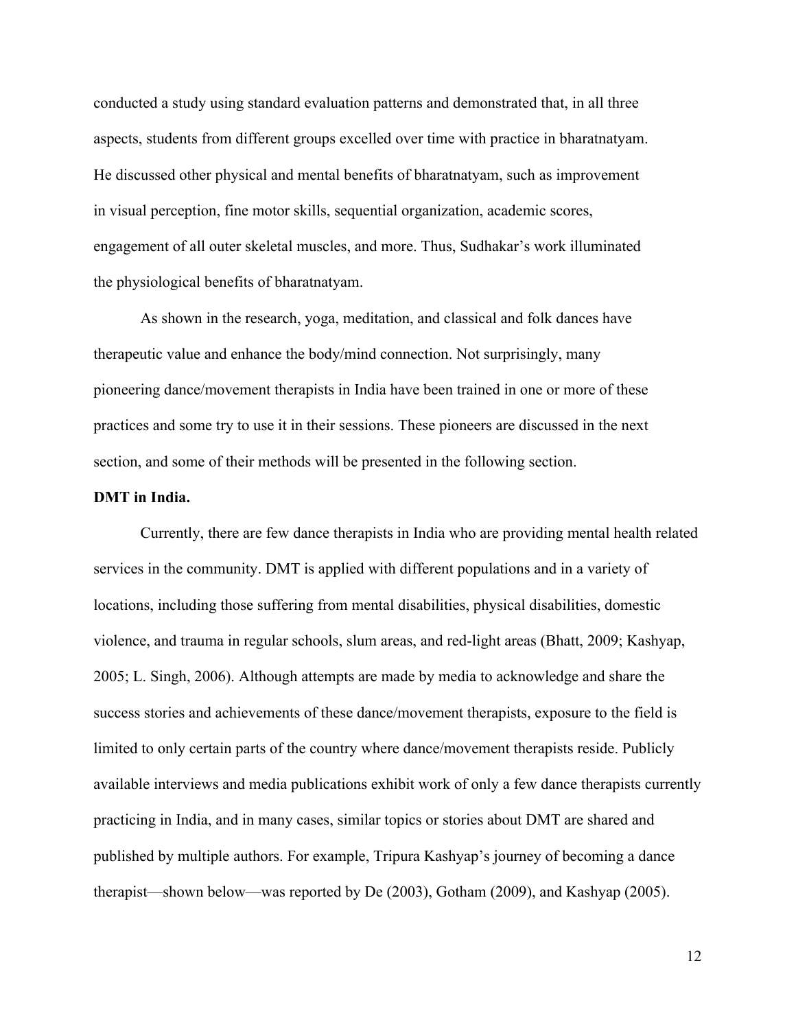conducted a study using standard evaluation patterns and demonstrated that, in all three aspects, students from different groups excelled over time with practice in bharatnatyam. He discussed other physical and mental benefits of bharatnatyam, such as improvement in visual perception, fine motor skills, sequential organization, academic scores, engagement of all outer skeletal muscles, and more. Thus, Sudhakar's work illuminated the physiological benefits of bharatnatyam.

As shown in the research, yoga, meditation, and classical and folk dances have therapeutic value and enhance the body/mind connection. Not surprisingly, many pioneering dance/movement therapists in India have been trained in one or more of these practices and some try to use it in their sessions. These pioneers are discussed in the next section, and some of their methods will be presented in the following section.

**DMT in India.**

Currently, there are few dance therapists in India who are providing mental health related services in the community. DMT is applied with different populations and in a variety of locations, including those suffering from mental disabilities, physical disabilities, domestic violence, and trauma in regular schools, slum areas, and red-light areas (Bhatt, 2009; Kashyap, 2005; L. Singh, 2006). Although attempts are made by media to acknowledge and share the success stories and achievements of these dance/movement therapists, exposure to the field is limited to only certain parts of the country where dance/movement therapists reside. Publicly available interviews and media publications exhibit work of only a few dance therapists currently practicing in India, and in many cases, similar topics or stories about DMT are shared and published by multiple authors. For example, Tripura Kashyap's journey of becoming a dance therapist—shown below—was reported by De (2003), Gotham (2009), and Kashyap (2005).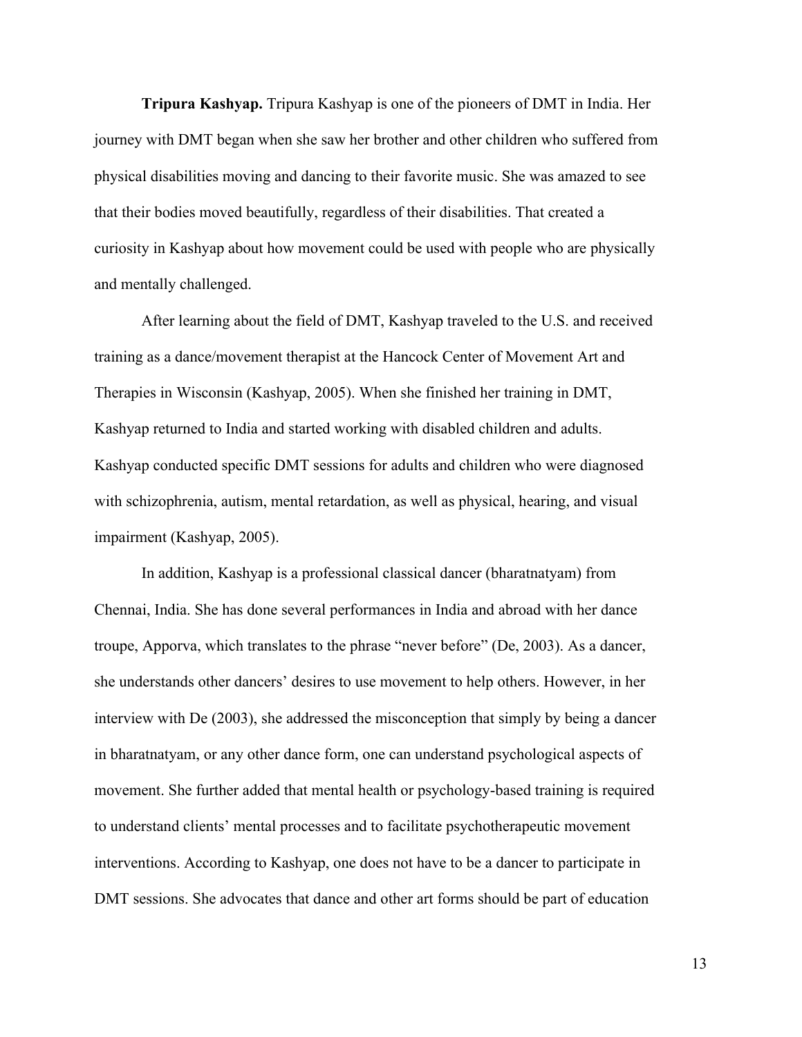**Tripura Kashyap.** Tripura Kashyap is one of the pioneers of DMT in India. Her journey with DMT began when she saw her brother and other children who suffered from physical disabilities moving and dancing to their favorite music. She was amazed to see that their bodies moved beautifully, regardless of their disabilities. That created a curiosity in Kashyap about how movement could be used with people who are physically and mentally challenged.

After learning about the field of DMT, Kashyap traveled to the U.S. and received training as a dance/movement therapist at the Hancock Center of Movement Art and Therapies in Wisconsin (Kashyap, 2005). When she finished her training in DMT, Kashyap returned to India and started working with disabled children and adults. Kashyap conducted specific DMT sessions for adults and children who were diagnosed with schizophrenia, autism, mental retardation, as well as physical, hearing, and visual impairment (Kashyap, 2005).

In addition, Kashyap is a professional classical dancer (bharatnatyam) from Chennai, India. She has done several performances in India and abroad with her dance troupe, Apporva, which translates to the phrase "never before" (De, 2003). As a dancer, she understands other dancers' desires to use movement to help others. However, in her interview with De (2003), she addressed the misconception that simply by being a dancer in bharatnatyam, or any other dance form, one can understand psychological aspects of movement. She further added that mental health or psychology-based training is required to understand clients' mental processes and to facilitate psychotherapeutic movement interventions. According to Kashyap, one does not have to be a dancer to participate in DMT sessions. She advocates that dance and other art forms should be part of education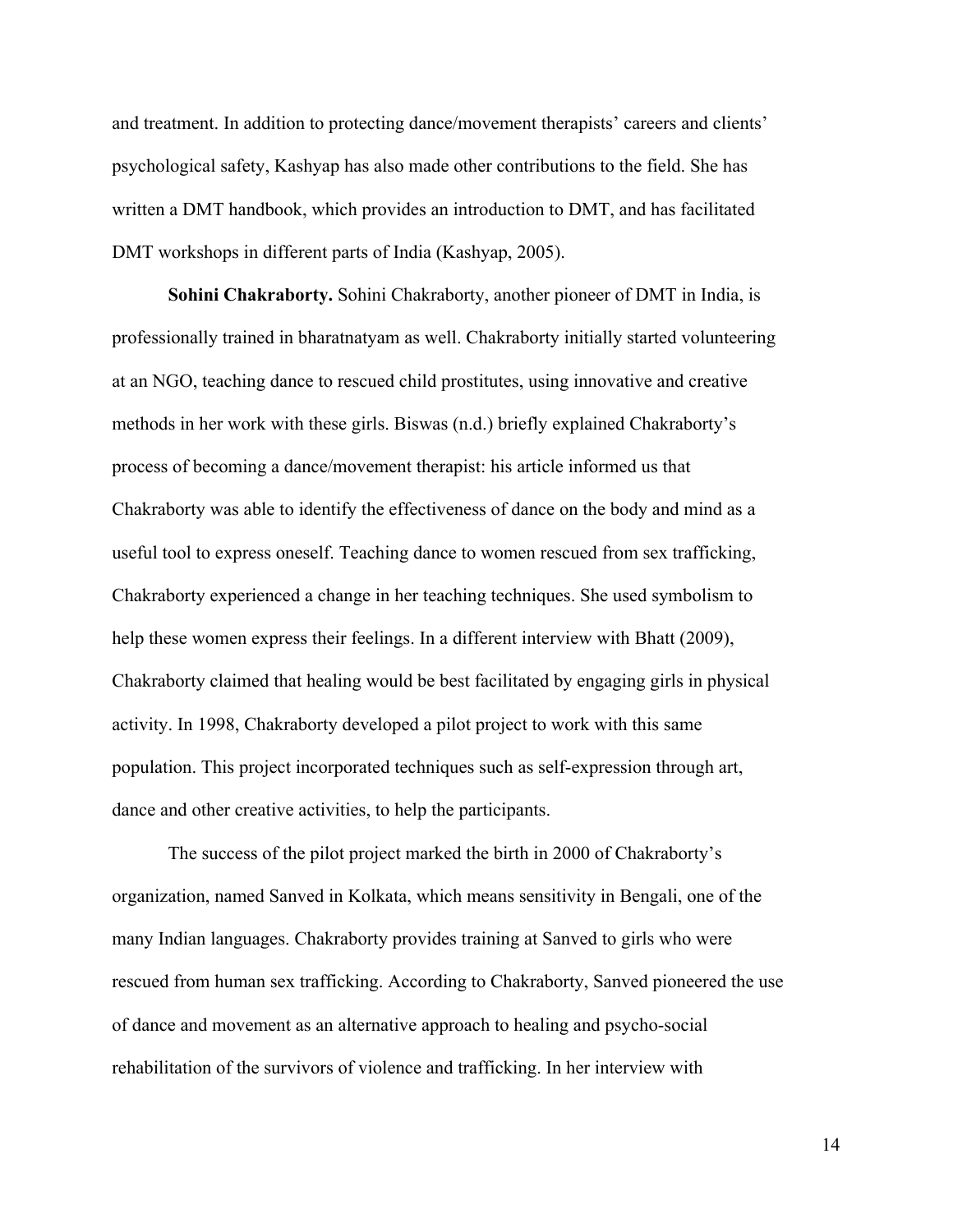and treatment. In addition to protecting dance/movement therapists' careers and clients' psychological safety, Kashyap has also made other contributions to the field. She has written a DMT handbook, which provides an introduction to DMT, and has facilitated DMT workshops in different parts of India (Kashyap, 2005).

**Sohini Chakraborty.** Sohini Chakraborty, another pioneer of DMT in India, is professionally trained in bharatnatyam as well. Chakraborty initially started volunteering at an NGO, teaching dance to rescued child prostitutes, using innovative and creative methods in her work with these girls. Biswas (n.d.) briefly explained Chakraborty's process of becoming a dance/movement therapist: his article informed us that Chakraborty was able to identify the effectiveness of dance on the body and mind as a useful tool to express oneself. Teaching dance to women rescued from sex trafficking, Chakraborty experienced a change in her teaching techniques. She used symbolism to help these women express their feelings. In a different interview with Bhatt (2009), Chakraborty claimed that healing would be best facilitated by engaging girls in physical activity. In 1998, Chakraborty developed a pilot project to work with this same population. This project incorporated techniques such as self-expression through art, dance and other creative activities, to help the participants.

The success of the pilot project marked the birth in 2000 of Chakraborty's organization, named Sanved in Kolkata, which means sensitivity in Bengali, one of the many Indian languages. Chakraborty provides training at Sanved to girls who were rescued from human sex trafficking. According to Chakraborty, Sanved pioneered the use of dance and movement as an alternative approach to healing and psycho-social rehabilitation of the survivors of violence and trafficking. In her interview with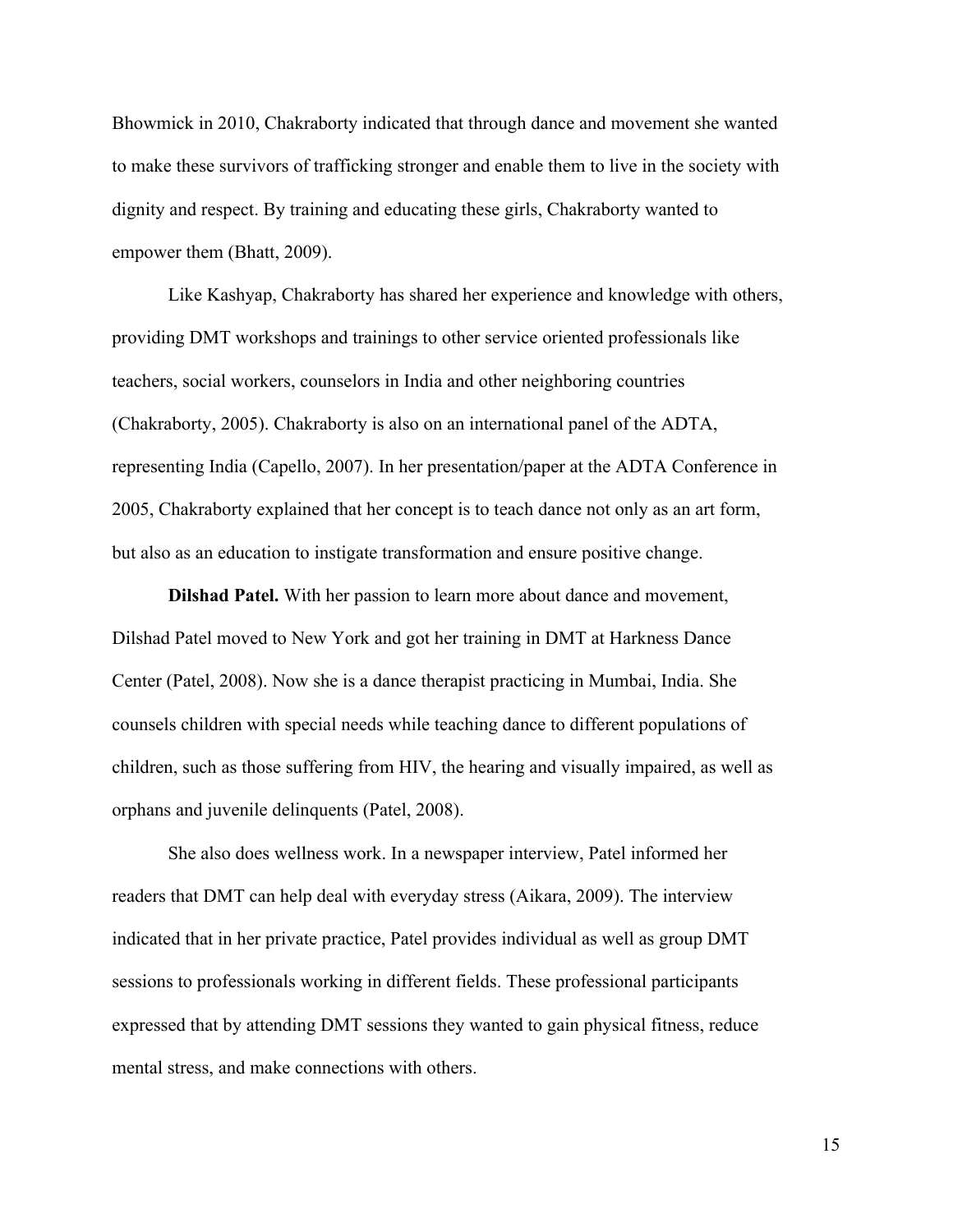Bhowmick in 2010, Chakraborty indicated that through dance and movement she wanted to make these survivors of trafficking stronger and enable them to live in the society with dignity and respect. By training and educating these girls, Chakraborty wanted to empower them (Bhatt, 2009).

Like Kashyap, Chakraborty has shared her experience and knowledge with others, providing DMT workshops and trainings to other service oriented professionals like teachers, social workers, counselors in India and other neighboring countries (Chakraborty, 2005). Chakraborty is also on an international panel of the ADTA, representing India (Capello, 2007). In her presentation/paper at the ADTA Conference in 2005, Chakraborty explained that her concept is to teach dance not only as an art form, but also as an education to instigate transformation and ensure positive change.

**Dilshad Patel.** With her passion to learn more about dance and movement, Dilshad Patel moved to New York and got her training in DMT at Harkness Dance Center (Patel, 2008). Now she is a dance therapist practicing in Mumbai, India. She counsels children with special needs while teaching dance to different populations of children, such as those suffering from HIV, the hearing and visually impaired, as well as orphans and juvenile delinquents (Patel, 2008).

She also does wellness work. In a newspaper interview, Patel informed her readers that DMT can help deal with everyday stress (Aikara, 2009). The interview indicated that in her private practice, Patel provides individual as well as group DMT sessions to professionals working in different fields. These professional participants expressed that by attending DMT sessions they wanted to gain physical fitness, reduce mental stress, and make connections with others.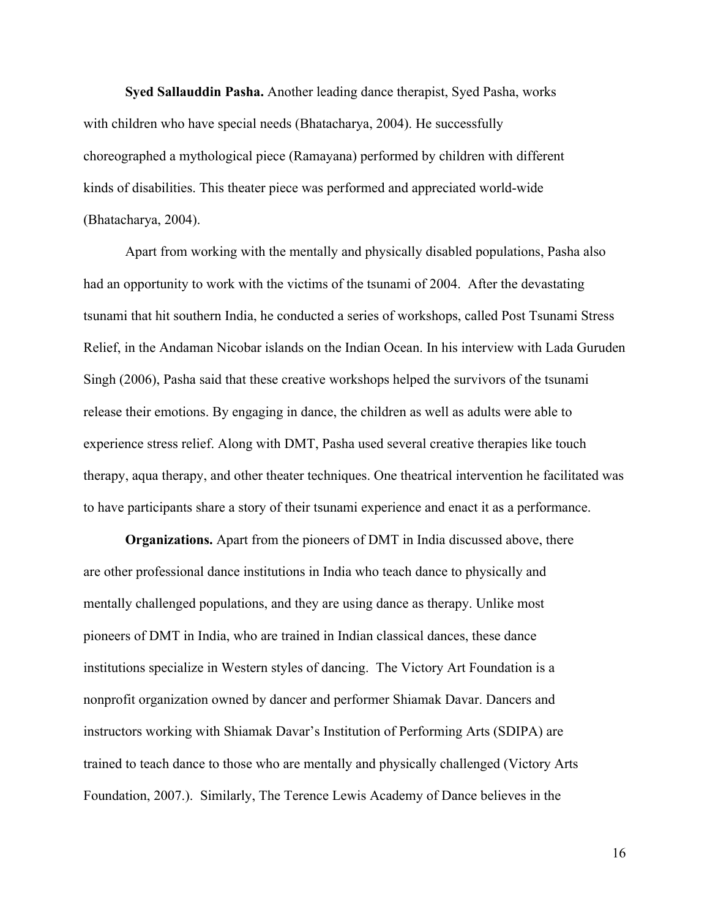**Syed Sallauddin Pasha.** Another leading dance therapist, Syed Pasha, works with children who have special needs (Bhatacharya, 2004). He successfully choreographed a mythological piece (Ramayana) performed by children with different kinds of disabilities. This theater piece was performed and appreciated world-wide (Bhatacharya, 2004).

Apart from working with the mentally and physically disabled populations, Pasha also had an opportunity to work with the victims of the tsunami of 2004. After the devastating tsunami that hit southern India, he conducted a series of workshops, called Post Tsunami Stress Relief, in the Andaman Nicobar islands on the Indian Ocean. In his interview with Lada Guruden Singh (2006), Pasha said that these creative workshops helped the survivors of the tsunami release their emotions. By engaging in dance, the children as well as adults were able to experience stress relief. Along with DMT, Pasha used several creative therapies like touch therapy, aqua therapy, and other theater techniques. One theatrical intervention he facilitated was to have participants share a story of their tsunami experience and enact it as a performance.

**Organizations.** Apart from the pioneers of DMT in India discussed above, there are other professional dance institutions in India who teach dance to physically and mentally challenged populations, and they are using dance as therapy. Unlike most pioneers of DMT in India, who are trained in Indian classical dances, these dance institutions specialize in Western styles of dancing. The Victory Art Foundation is a nonprofit organization owned by dancer and performer Shiamak Davar. Dancers and instructors working with Shiamak Davar's Institution of Performing Arts (SDIPA) are trained to teach dance to those who are mentally and physically challenged (Victory Arts Foundation, 2007.). Similarly, The Terence Lewis Academy of Dance believes in the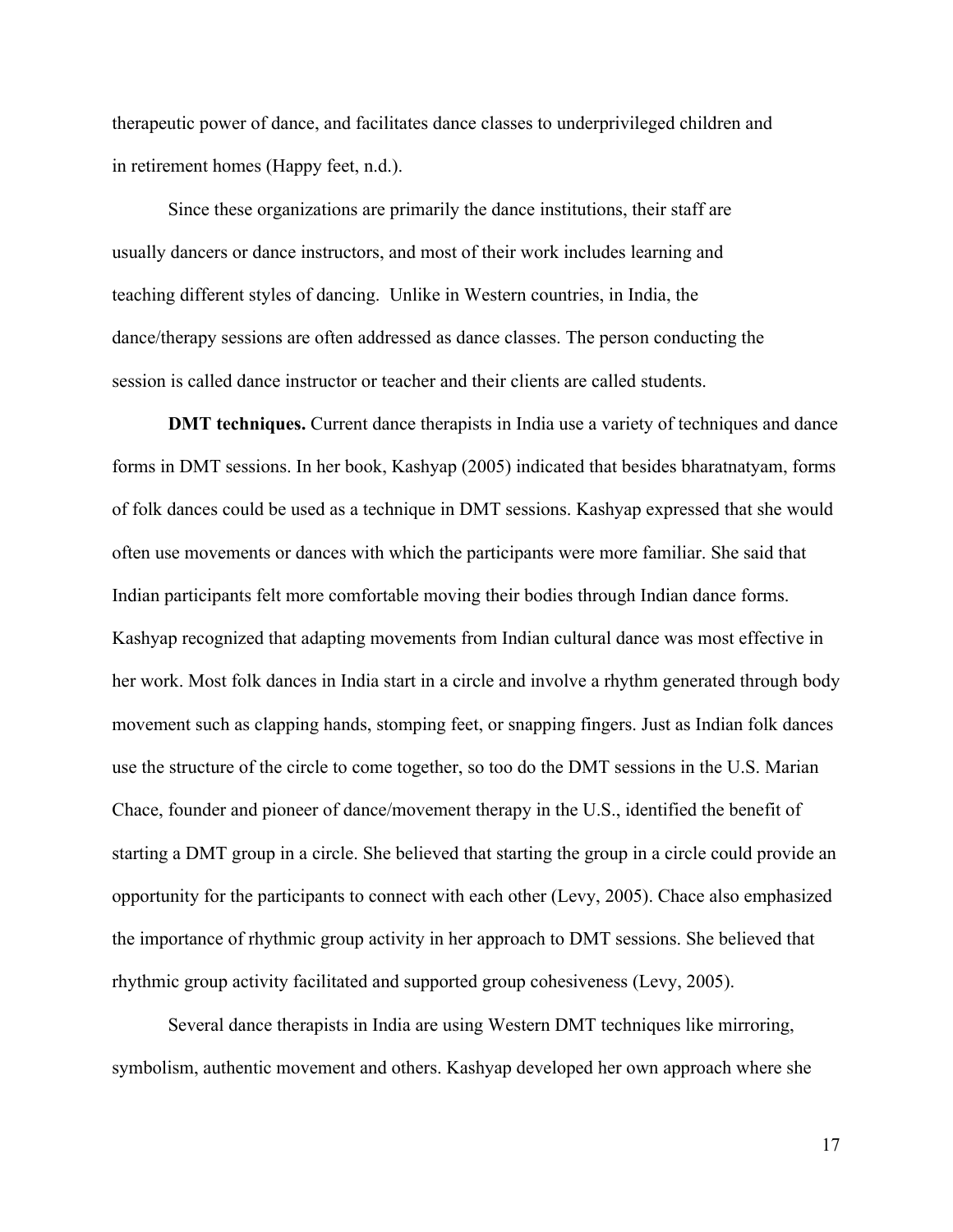therapeutic power of dance, and facilitates dance classes to underprivileged children and in retirement homes (Happy feet, n.d.).

Since these organizations are primarily the dance institutions, their staff are usually dancers or dance instructors, and most of their work includes learning and teaching different styles of dancing. Unlike in Western countries, in India, the dance/therapy sessions are often addressed as dance classes. The person conducting the session is called dance instructor or teacher and their clients are called students.

**DMT techniques.** Current dance therapists in India use a variety of techniques and dance forms in DMT sessions. In her book, Kashyap (2005) indicated that besides bharatnatyam, forms of folk dances could be used as a technique in DMT sessions. Kashyap expressed that she would often use movements or dances with which the participants were more familiar. She said that Indian participants felt more comfortable moving their bodies through Indian dance forms. Kashyap recognized that adapting movements from Indian cultural dance was most effective in her work. Most folk dances in India start in a circle and involve a rhythm generated through body movement such as clapping hands, stomping feet, or snapping fingers. Just as Indian folk dances use the structure of the circle to come together, so too do the DMT sessions in the U.S. Marian Chace, founder and pioneer of dance/movement therapy in the U.S., identified the benefit of starting a DMT group in a circle. She believed that starting the group in a circle could provide an opportunity for the participants to connect with each other (Levy, 2005). Chace also emphasized the importance of rhythmic group activity in her approach to DMT sessions. She believed that rhythmic group activity facilitated and supported group cohesiveness (Levy, 2005).

Several dance therapists in India are using Western DMT techniques like mirroring, symbolism, authentic movement and others. Kashyap developed her own approach where she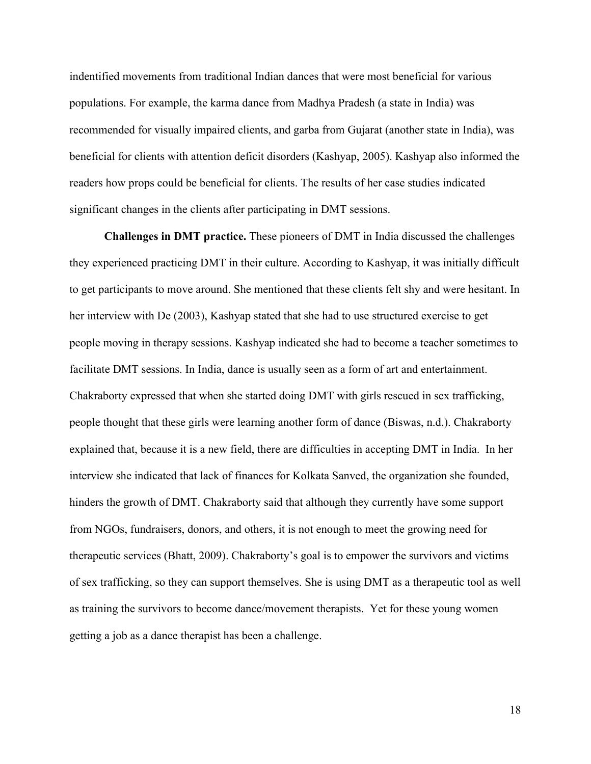indentified movements from traditional Indian dances that were most beneficial for various populations. For example, the karma dance from Madhya Pradesh (a state in India) was recommended for visually impaired clients, and garba from Gujarat (another state in India), was beneficial for clients with attention deficit disorders (Kashyap, 2005). Kashyap also informed the readers how props could be beneficial for clients. The results of her case studies indicated significant changes in the clients after participating in DMT sessions.

**Challenges in DMT practice.** These pioneers of DMT in India discussed the challenges they experienced practicing DMT in their culture. According to Kashyap, it was initially difficult to get participants to move around. She mentioned that these clients felt shy and were hesitant. In her interview with De (2003), Kashyap stated that she had to use structured exercise to get people moving in therapy sessions. Kashyap indicated she had to become a teacher sometimes to facilitate DMT sessions. In India, dance is usually seen as a form of art and entertainment. Chakraborty expressed that when she started doing DMT with girls rescued in sex trafficking, people thought that these girls were learning another form of dance (Biswas, n.d.). Chakraborty explained that, because it is a new field, there are difficulties in accepting DMT in India. In her interview she indicated that lack of finances for Kolkata Sanved, the organization she founded, hinders the growth of DMT. Chakraborty said that although they currently have some support from NGOs, fundraisers, donors, and others, it is not enough to meet the growing need for therapeutic services (Bhatt, 2009). Chakraborty's goal is to empower the survivors and victims of sex trafficking, so they can support themselves. She is using DMT as a therapeutic tool as well as training the survivors to become dance/movement therapists. Yet for these young women getting a job as a dance therapist has been a challenge.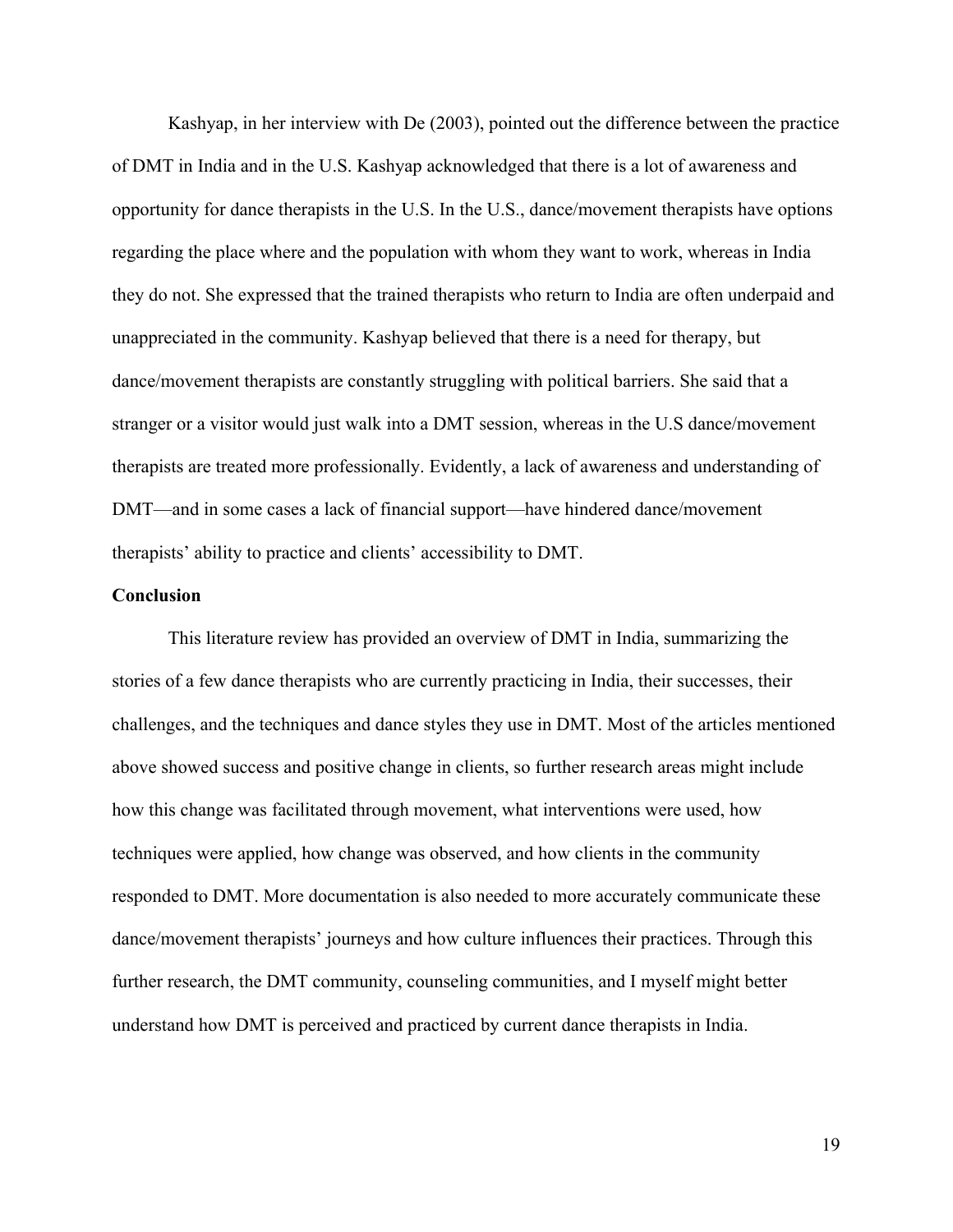Kashyap, in her interview with De (2003), pointed out the difference between the practice of DMT in India and in the U.S. Kashyap acknowledged that there is a lot of awareness and opportunity for dance therapists in the U.S. In the U.S., dance/movement therapists have options regarding the place where and the population with whom they want to work, whereas in India they do not. She expressed that the trained therapists who return to India are often underpaid and unappreciated in the community. Kashyap believed that there is a need for therapy, but dance/movement therapists are constantly struggling with political barriers. She said that a stranger or a visitor would just walk into a DMT session, whereas in the U.S dance/movement therapists are treated more professionally. Evidently, a lack of awareness and understanding of DMT—and in some cases a lack of financial support—have hindered dance/movement therapists' ability to practice and clients' accessibility to DMT.

**Conclusion**

This literature review has provided an overview of DMT in India, summarizing the stories of a few dance therapists who are currently practicing in India, their successes, their challenges, and the techniques and dance styles they use in DMT. Most of the articles mentioned above showed success and positive change in clients, so further research areas might include how this change was facilitated through movement, what interventions were used, how techniques were applied, how change was observed, and how clients in the community responded to DMT. More documentation is also needed to more accurately communicate these dance/movement therapists' journeys and how culture influences their practices. Through this further research, the DMT community, counseling communities, and I myself might better understand how DMT is perceived and practiced by current dance therapists in India.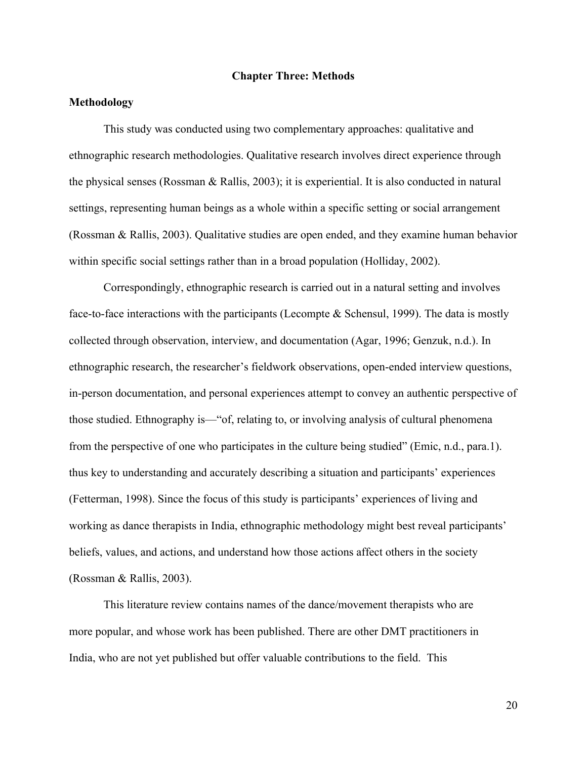## Chapter Three: Methods

### Methodology

This study was conducted using two complementary approaches: qualitative and ethnographic research methodologies. Qualitative research involves direct experience through the physical senses (Rossman & Rallis, 2003); it is experiential. It is also conducted in natural settings, representing human beings as a whole within a specific setting or social arrangement (Rossman & Rallis, 2003). Qualitative studies are open ended, and they examine human behavior within specific social settings rather than in a broad population (Holliday, 2002).

Correspondingly, ethnographic research is carried out in a natural setting and involves face-to-face interactions with the participants (Lecompte & Schensul, 1999). The data is mostly collected through observation, interview, and documentation (Agar, 1996; Genzuk, n.d.). In ethnographic research, the researcher's fieldwork observations, open-ended interview questions, in-person documentation, and personal experiences attempt to convey an authentic perspective of those studied. Ethnography is—"of, relating to, or involving analysis of cultural phenomena from the perspective of one who participates in the culture being studied" (Emic, n.d., para.1). thus key to understanding and accurately describing a situation and participants' experiences (Fetterman, 1998). Since the focus of this study is participants' experiences of living and working as dance therapists in India, ethnographic methodology might best reveal participants' beliefs, values, and actions, and understand how those actions affect others in the society (Rossman & Rallis, 2003).

This literature review contains names of the dance/movement therapists who are more popular, and whose work has been published. There are other DMT practitioners in India, who are not yet published but offer valuable contributions to the field. This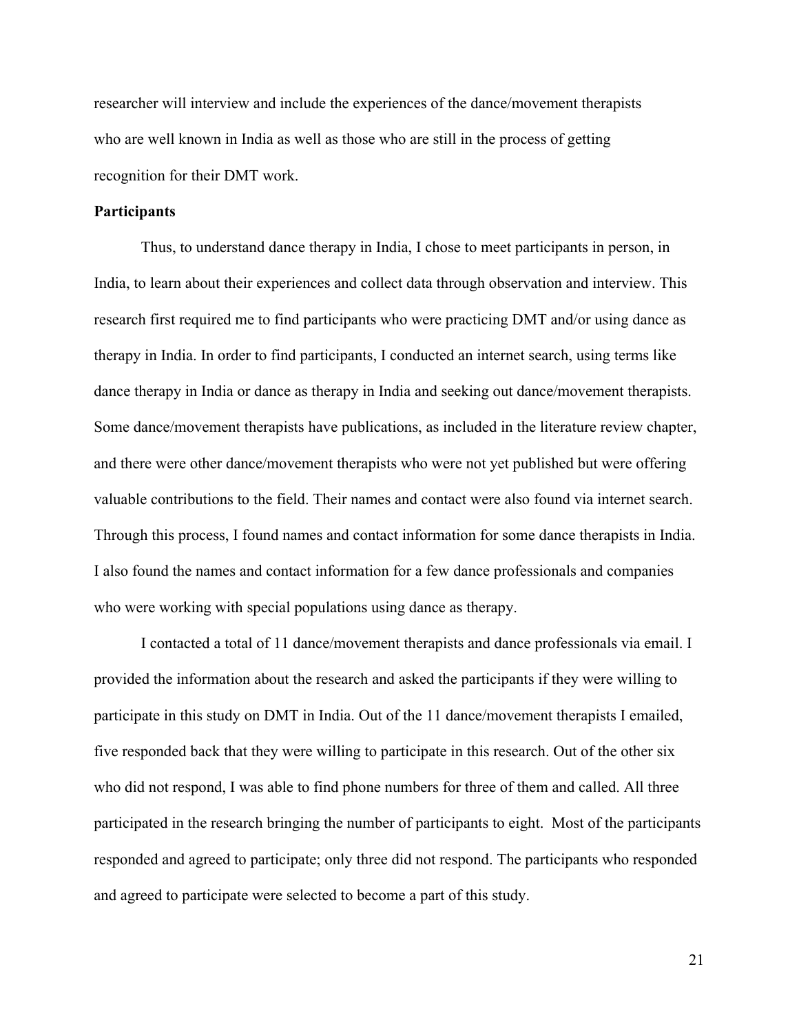researcher will interview and include the experiences of the dance/movement therapists who are well known in India as well as those who are still in the process of getting recognition for their DMT work.

**Participants**

Thus, to understand dance therapy in India, I chose to meet participants in person, in India, to learn about their experiences and collect data through observation and interview. This research first required me to find participants who were practicing DMT and/or using dance as therapy in India. In order to find participants, I conducted an internet search, using terms like dance therapy in India or dance as therapy in India and seeking out dance/movement therapists. Some dance/movement therapists have publications, as included in the literature review chapter, and there were other dance/movement therapists who were not yet published but were offering valuable contributions to the field. Their names and contact were also found via internet search. Through this process, I found names and contact information for some dance therapists in India. I also found the names and contact information for a few dance professionals and companies who were working with special populations using dance as therapy.

I contacted a total of 11 dance/movement therapists and dance professionals via email. I provided the information about the research and asked the participants if they were willing to participate in this study on DMT in India. Out of the 11 dance/movement therapists I emailed, five responded back that they were willing to participate in this research. Out of the other six who did not respond, I was able to find phone numbers for three of them and called. All three participated in the research bringing the number of participants to eight. Most of the participants responded and agreed to participate; only three did not respond. The participants who responded and agreed to participate were selected to become a part of this study.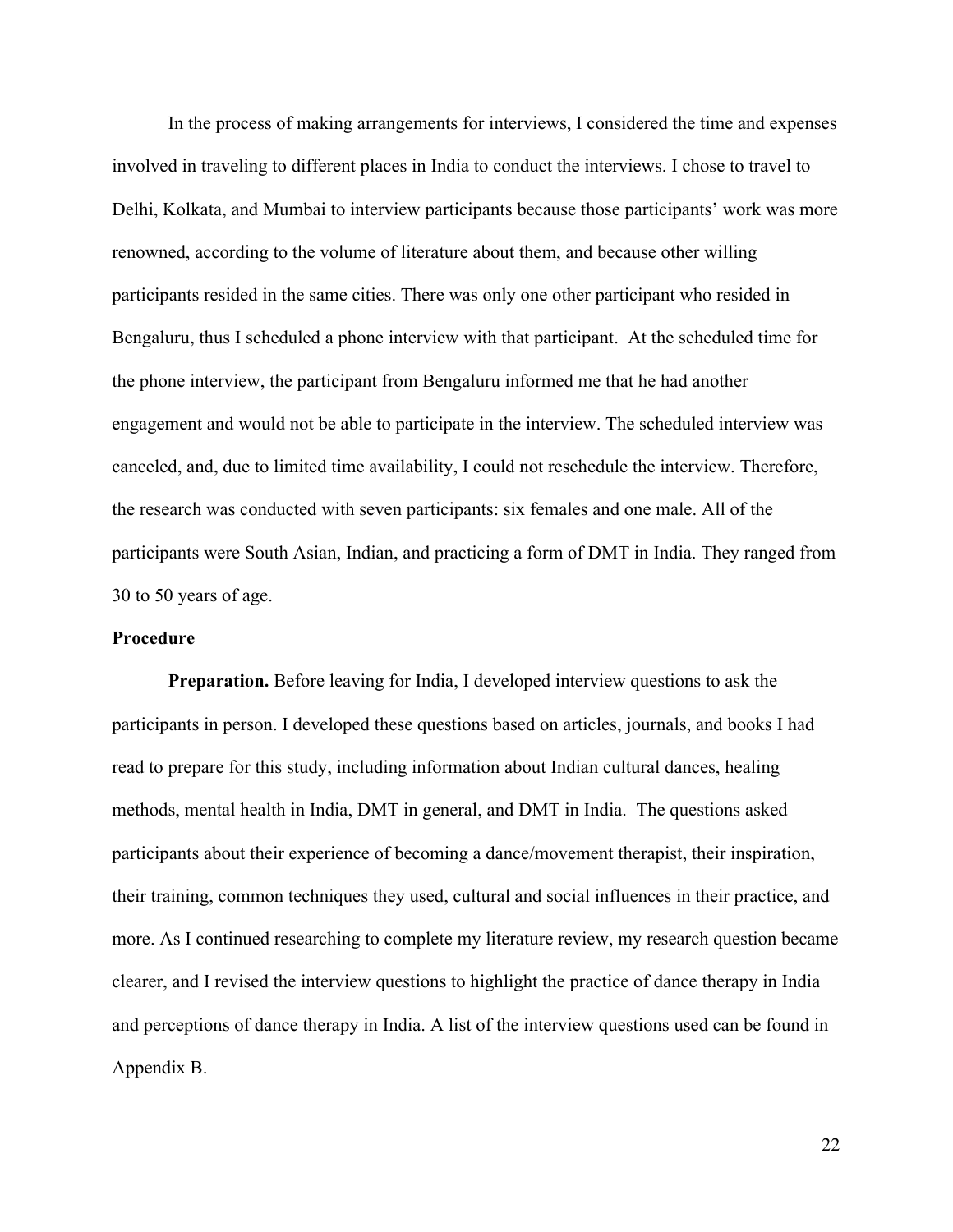In the process of making arrangements for interviews, I considered the time and expenses involved in traveling to different places in India to conduct the interviews. I chose to travel to Delhi, Kolkata, and Mumbai to interview participants because those participants' work was more renowned, according to the volume of literature about them, and because other willing participants resided in the same cities. There was only one other participant who resided in Bengaluru, thus I scheduled a phone interview with that participant. At the scheduled time for the phone interview, the participant from Bengaluru informed me that he had another engagement and would not be able to participate in the interview. The scheduled interview was canceled, and, due to limited time availability, I could not reschedule the interview. Therefore, the research was conducted with seven participants: six females and one male. All of the participants were South Asian, Indian, and practicing a form of DMT in India. They ranged from 30 to 50 years of age.

## Procedure

**Preparation.** Before leaving for India, I developed interview questions to ask the participants in person. I developed these questions based on articles, journals, and books I had read to prepare for this study, including information about Indian cultural dances, healing methods, mental health in India, DMT in general, and DMT in India. The questions asked participants about their experience of becoming a dance/movement therapist, their inspiration, their training, common techniques they used, cultural and social influences in their practice, and more. As I continued researching to complete my literature review, my research question became clearer, and I revised the interview questions to highlight the practice of dance therapy in India and perceptions of dance therapy in India. A list of the interview questions used can be found in Appendix B.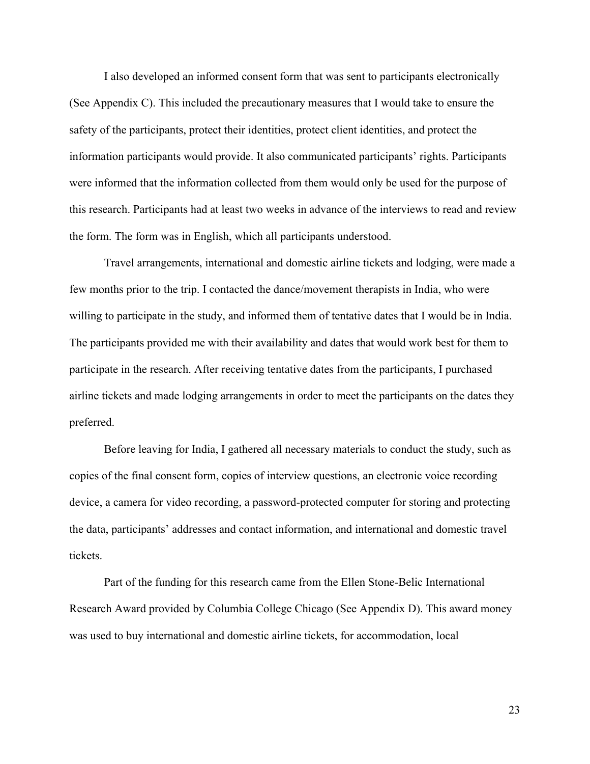I also developed an informed consent form that was sent to participants electronically (See Appendix C). This included the precautionary measures that I would take to ensure the safety of the participants, protect their identities, protect client identities, and protect the information participants would provide. It also communicated participants' rights. Participants were informed that the information collected from them would only be used for the purpose of this research. Participants had at least two weeks in advance of the interviews to read and review the form. The form was in English, which all participants understood.

Travel arrangements, international and domestic airline tickets and lodging, were made a few months prior to the trip. I contacted the dance/movement therapists in India, who were willing to participate in the study, and informed them of tentative dates that I would be in India. The participants provided me with their availability and dates that would work best for them to participate in the research. After receiving tentative dates from the participants, I purchased airline tickets and made lodging arrangements in order to meet the participants on the dates they preferred.

Before leaving for India, I gathered all necessary materials to conduct the study, such as copies of the final consent form, copies of interview questions, an electronic voice recording device, a camera for video recording, a password-protected computer for storing and protecting the data, participants' addresses and contact information, and international and domestic travel tickets.

Part of the funding for this research came from the Ellen Stone-Belic International Research Award provided by Columbia College Chicago (See Appendix D). This award money was used to buy international and domestic airline tickets, for accommodation, local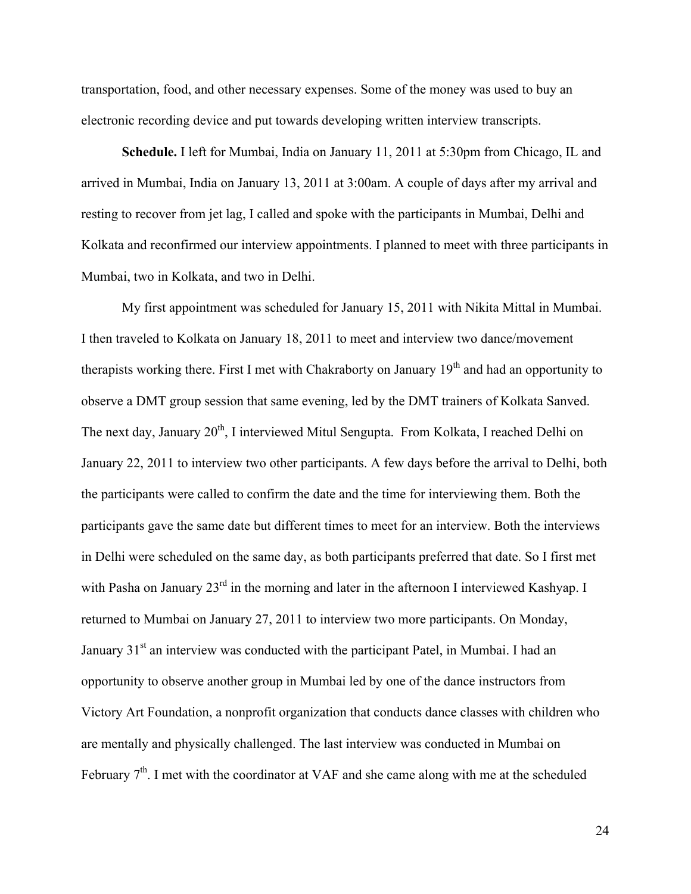transportation, food, and other necessary expenses. Some of the money was used to buy an electronic recording device and put towards developing written interview transcripts.

**Schedule.** I left for Mumbai, India on January 11, 2011 at 5:30pm from Chicago, IL and arrived in Mumbai, India on January 13, 2011 at 3:00am. A couple of days after my arrival and resting to recover from jet lag, I called and spoke with the participants in Mumbai, Delhi and Kolkata and reconfirmed our interview appointments. I planned to meet with three participants in Mumbai, two in Kolkata, and two in Delhi.

My first appointment was scheduled for January 15, 2011 with Nikita Mittal in Mumbai. I then traveled to Kolkata on January 18, 2011 to meet and interview two dance/movement therapists working there. First I met with Chakraborty on January 19th and had an opportunity to observe a DMT group session that same evening, led by the DMT trainers of Kolkata Sanved. The next day, January 20th, I interviewed Mitul Sengupta. From Kolkata, I reached Delhi on January 22, 2011 to interview two other participants. A few days before the arrival to Delhi, both the participants were called to confirm the date and the time for interviewing them. Both the participants gave the same date but different times to meet for an interview. Both the interviews in Delhi were scheduled on the same day, as both participants preferred that date. So I first met with Pasha on January 23rd in the morning and later in the afternoon I interviewed Kashyap. I returned to Mumbai on January 27, 2011 to interview two more participants. On Monday, January 31st an interview was conducted with the participant Patel, in Mumbai. I had an opportunity to observe another group in Mumbai led by one of the dance instructors from Victory Art Foundation, a nonprofit organization that conducts dance classes with children who are mentally and physically challenged. The last interview was conducted in Mumbai on February 7th. I met with the coordinator at VAF and she came along with me at the scheduled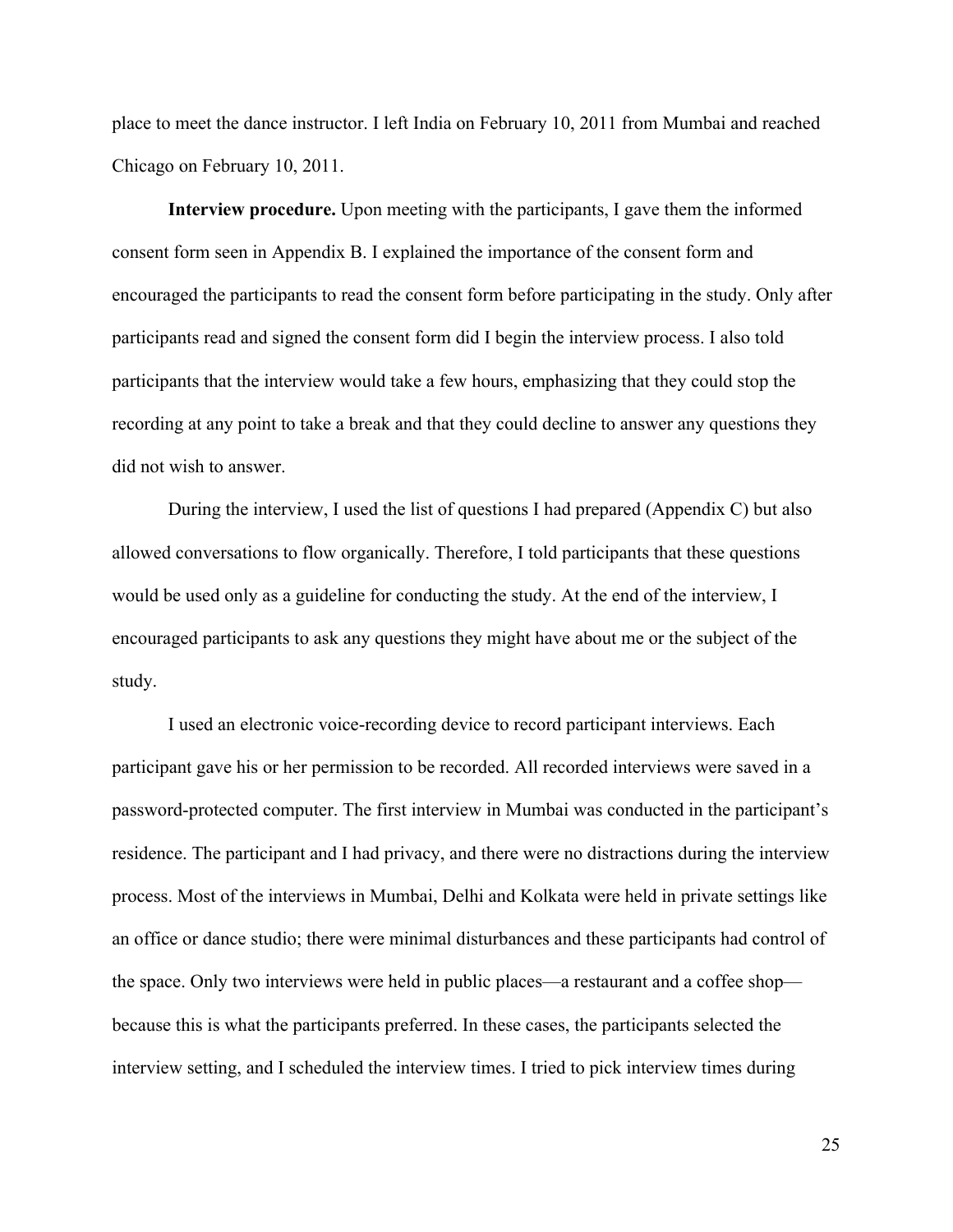place to meet the dance instructor. I left India on February 10, 2011 from Mumbai and reached Chicago on February 10, 2011.

**Interview procedure.** Upon meeting with the participants, I gave them the informed consent form seen in Appendix B. I explained the importance of the consent form and encouraged the participants to read the consent form before participating in the study. Only after participants read and signed the consent form did I begin the interview process. I also told participants that the interview would take a few hours, emphasizing that they could stop the recording at any point to take a break and that they could decline to answer any questions they did not wish to answer.

During the interview, I used the list of questions I had prepared (Appendix C) but also allowed conversations to flow organically. Therefore, I told participants that these questions would be used only as a guideline for conducting the study. At the end of the interview, I encouraged participants to ask any questions they might have about me or the subject of the study.

I used an electronic voice-recording device to record participant interviews. Each participant gave his or her permission to be recorded. All recorded interviews were saved in a password-protected computer. The first interview in Mumbai was conducted in the participant's residence. The participant and I had privacy, and there were no distractions during the interview process. Most of the interviews in Mumbai, Delhi and Kolkata were held in private settings like an office or dance studio; there were minimal disturbances and these participants had control of the space. Only two interviews were held in public places—a restaurant and a coffee shop—because this is what the participants preferred. In these cases, the participants selected the interview setting, and I scheduled the interview times. I tried to pick interview times during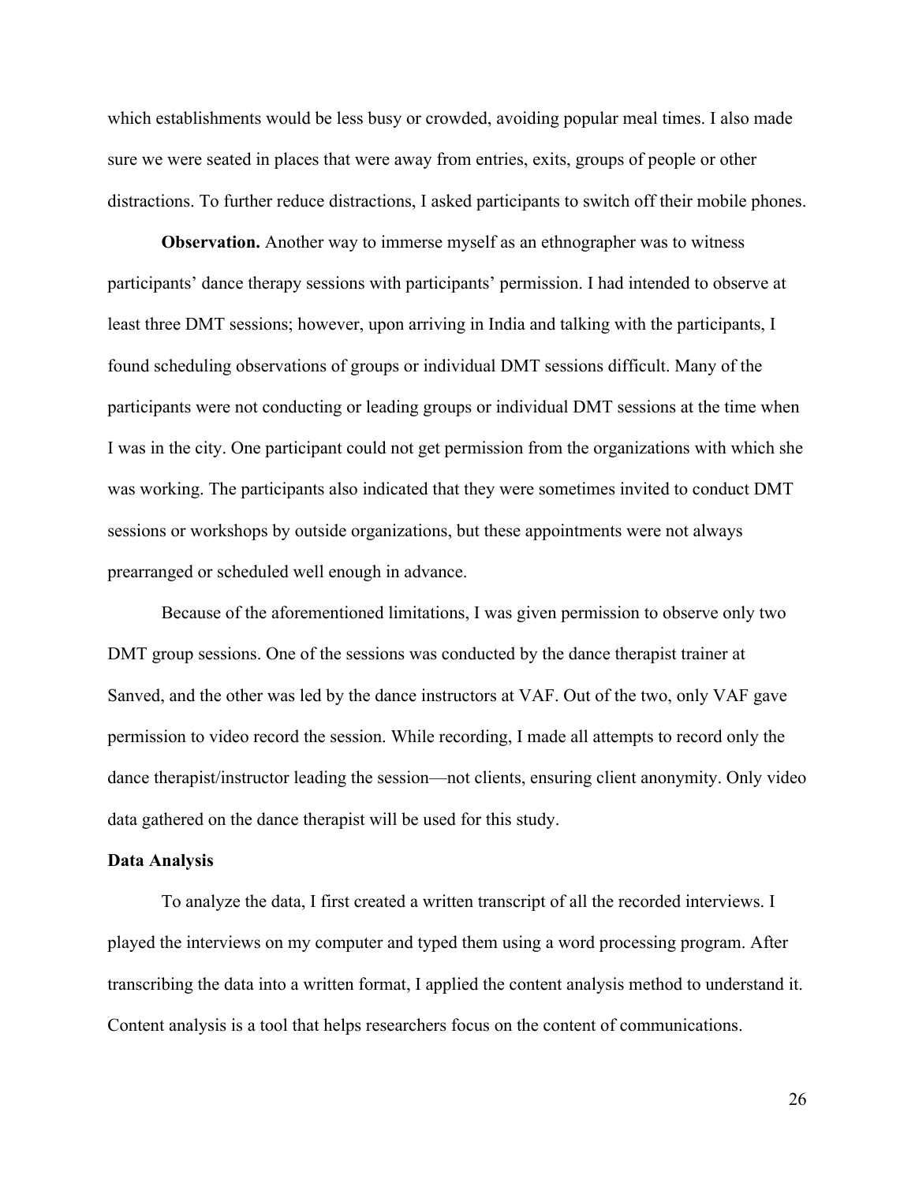which establishments would be less busy or crowded, avoiding popular meal times. I also made sure we were seated in places that were away from entries, exits, groups of people or other distractions. To further reduce distractions, I asked participants to switch off their mobile phones.

**Observation.** Another way to immerse myself as an ethnographer was to witness participants' dance therapy sessions with participants' permission. I had intended to observe at least three DMT sessions; however, upon arriving in India and talking with the participants, I found scheduling observations of groups or individual DMT sessions difficult. Many of the participants were not conducting or leading groups or individual DMT sessions at the time when I was in the city. One participant could not get permission from the organizations with which she was working. The participants also indicated that they were sometimes invited to conduct DMT sessions or workshops by outside organizations, but these appointments were not always prearranged or scheduled well enough in advance.

Because of the aforementioned limitations, I was given permission to observe only two DMT group sessions. One of the sessions was conducted by the dance therapist trainer at Sanved, and the other was led by the dance instructors at VAF. Out of the two, only VAF gave permission to video record the session. While recording, I made all attempts to record only the dance therapist/instructor leading the session—not clients, ensuring client anonymity. Only video data gathered on the dance therapist will be used for this study.

**Data Analysis**

To analyze the data, I first created a written transcript of all the recorded interviews. I played the interviews on my computer and typed them using a word processing program. After transcribing the data into a written format, I applied the content analysis method to understand it. Content analysis is a tool that helps researchers focus on the content of communications.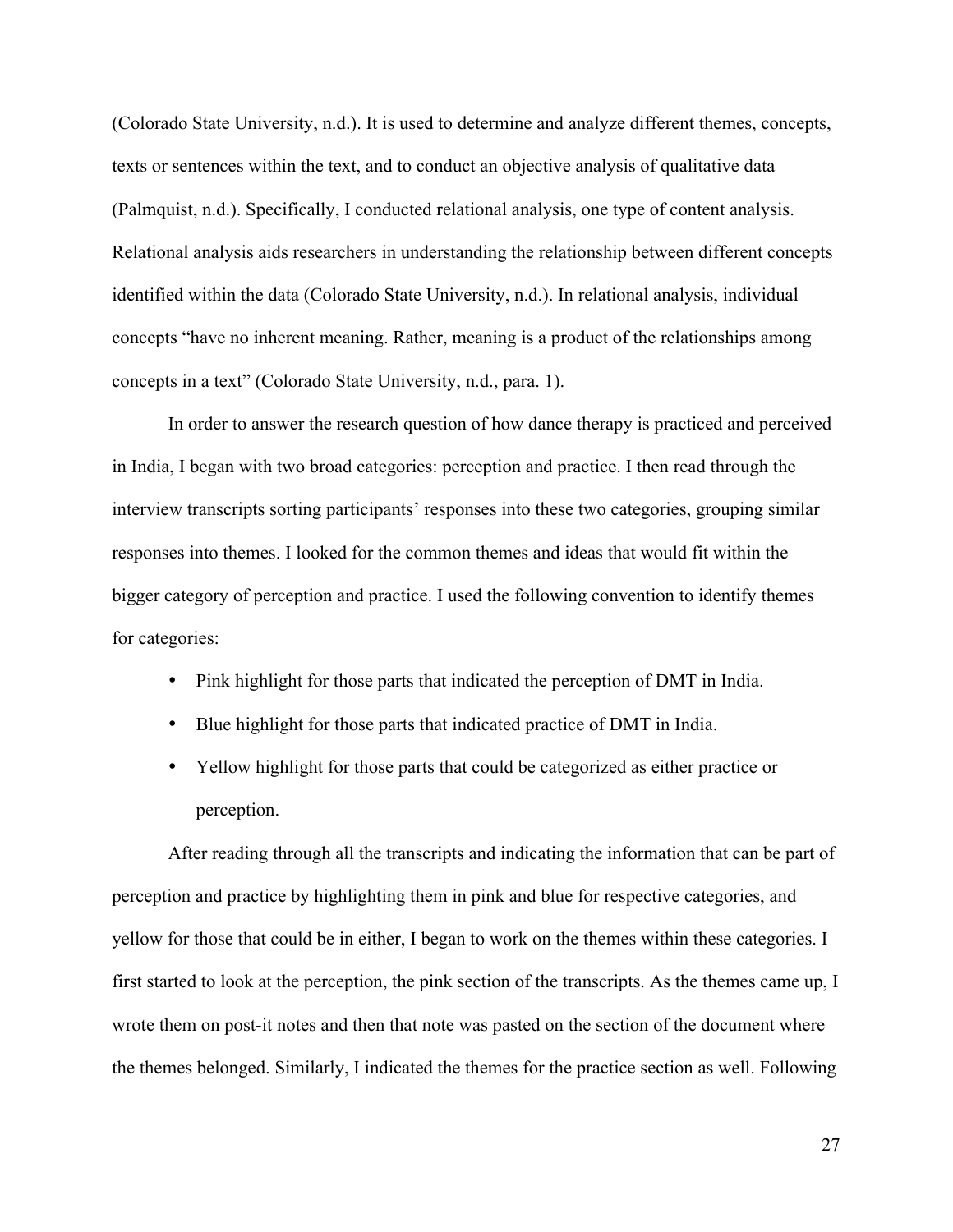(Colorado State University, n.d.). It is used to determine and analyze different themes, concepts, texts or sentences within the text, and to conduct an objective analysis of qualitative data (Palmquist, n.d.). Specifically, I conducted relational analysis, one type of content analysis. Relational analysis aids researchers in understanding the relationship between different concepts identified within the data (Colorado State University, n.d.). In relational analysis, individual concepts "have no inherent meaning. Rather, meaning is a product of the relationships among concepts in a text" (Colorado State University, n.d., para. 1).

In order to answer the research question of how dance therapy is practiced and perceived in India, I began with two broad categories: perception and practice. I then read through the interview transcripts sorting participants' responses into these two categories, grouping similar responses into themes. I looked for the common themes and ideas that would fit within the bigger category of perception and practice. I used the following convention to identify themes for categories:

- Pink highlight for those parts that indicated the perception of DMT in India.
- Blue highlight for those parts that indicated practice of DMT in India.
- Yellow highlight for those parts that could be categorized as either practice or perception.

After reading through all the transcripts and indicating the information that can be part of perception and practice by highlighting them in pink and blue for respective categories, and yellow for those that could be in either, I began to work on the themes within these categories. I first started to look at the perception, the pink section of the transcripts. As the themes came up, I wrote them on post-it notes and then that note was pasted on the section of the document where the themes belonged. Similarly, I indicated the themes for the practice section as well. Following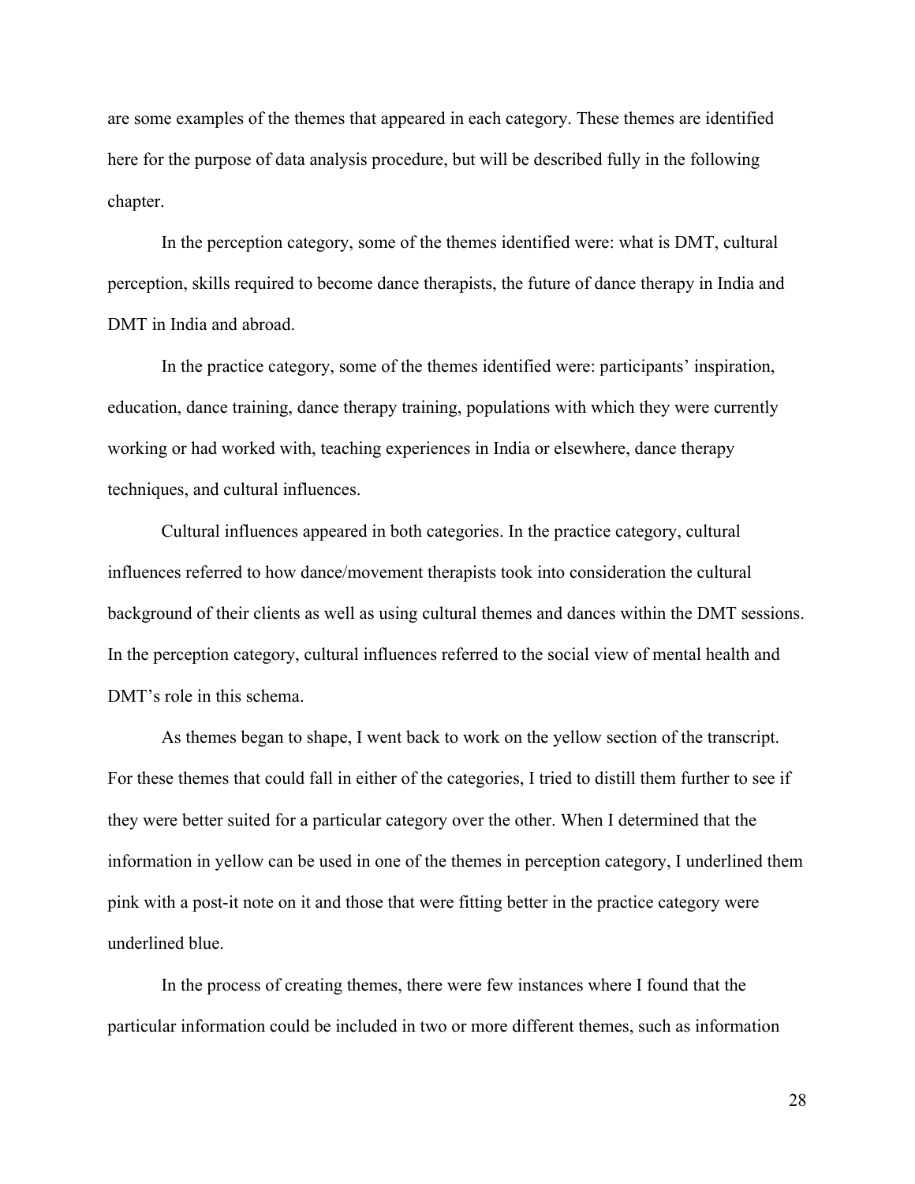are some examples of the themes that appeared in each category. These themes are identified here for the purpose of data analysis procedure, but will be described fully in the following chapter.

In the perception category, some of the themes identified were: what is DMT, cultural perception, skills required to become dance therapists, the future of dance therapy in India and DMT in India and abroad.

In the practice category, some of the themes identified were: participants' inspiration, education, dance training, dance therapy training, populations with which they were currently working or had worked with, teaching experiences in India or elsewhere, dance therapy techniques, and cultural influences.

Cultural influences appeared in both categories. In the practice category, cultural influences referred to how dance/movement therapists took into consideration the cultural background of their clients as well as using cultural themes and dances within the DMT sessions. In the perception category, cultural influences referred to the social view of mental health and DMT's role in this schema.

As themes began to shape, I went back to work on the yellow section of the transcript. For these themes that could fall in either of the categories, I tried to distill them further to see if they were better suited for a particular category over the other. When I determined that the information in yellow can be used in one of the themes in perception category, I underlined them pink with a post-it note on it and those that were fitting better in the practice category were underlined blue.

In the process of creating themes, there were few instances where I found that the particular information could be included in two or more different themes, such as information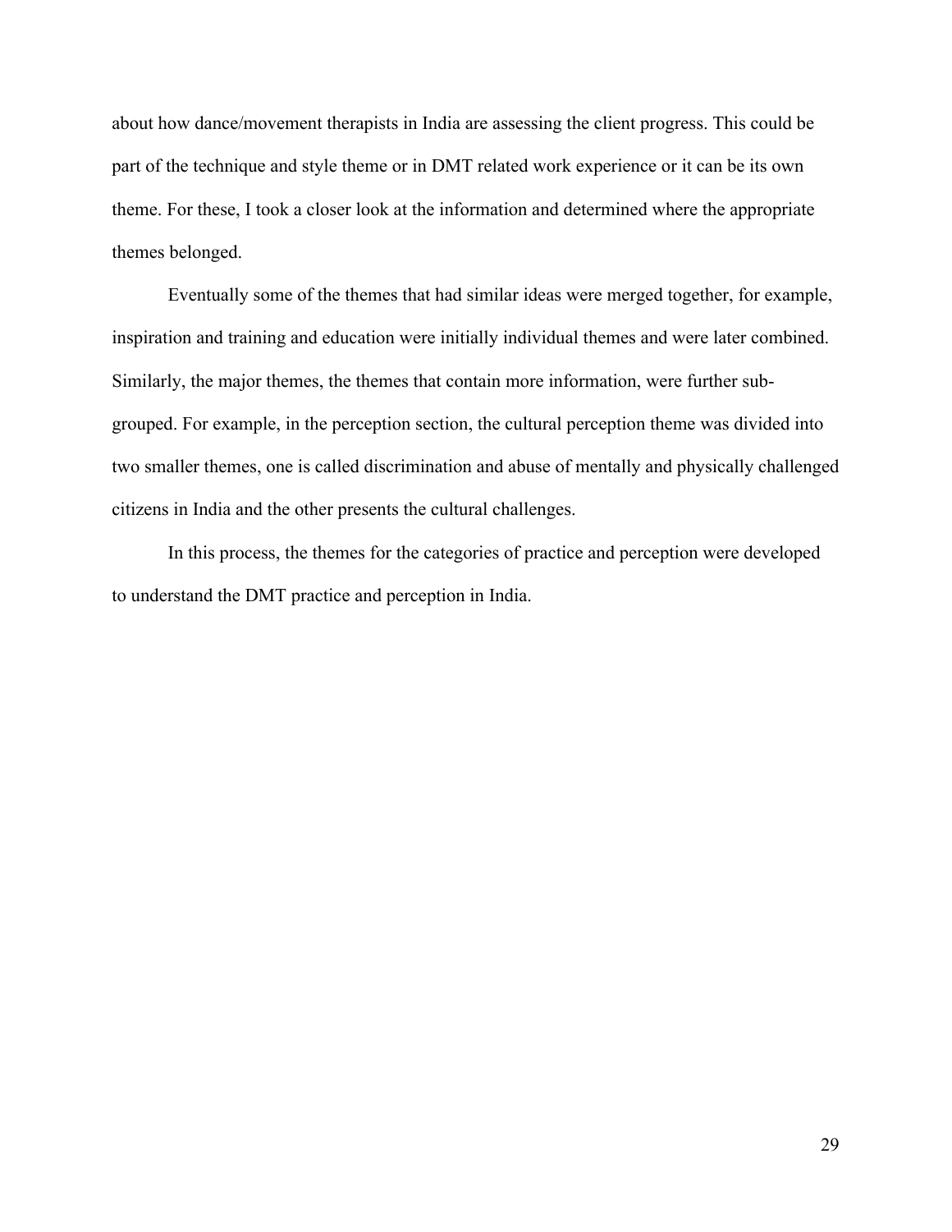about how dance/movement therapists in India are assessing the client progress. This could be part of the technique and style theme or in DMT related work experience or it can be its own theme. For these, I took a closer look at the information and determined where the appropriate themes belonged.

Eventually some of the themes that had similar ideas were merged together, for example, inspiration and training and education were initially individual themes and were later combined. Similarly, the major themes, the themes that contain more information, were further sub-grouped. For example, in the perception section, the cultural perception theme was divided into two smaller themes, one is called discrimination and abuse of mentally and physically challenged citizens in India and the other presents the cultural challenges.

In this process, the themes for the categories of practice and perception were developed to understand the DMT practice and perception in India.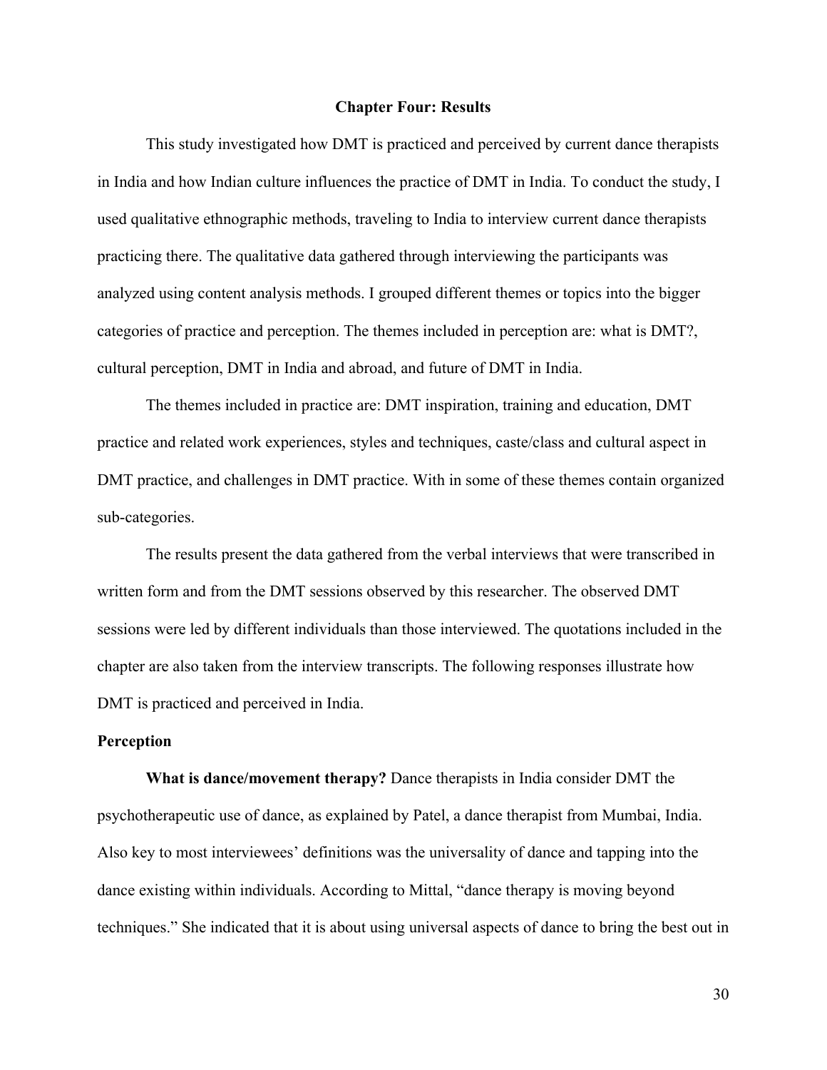# Chapter Four: Results

This study investigated how DMT is practiced and perceived by current dance therapists in India and how Indian culture influences the practice of DMT in India. To conduct the study, I used qualitative ethnographic methods, traveling to India to interview current dance therapists practicing there. The qualitative data gathered through interviewing the participants was analyzed using content analysis methods. I grouped different themes or topics into the bigger categories of practice and perception. The themes included in perception are: what is DMT?, cultural perception, DMT in India and abroad, and future of DMT in India.

The themes included in practice are: DMT inspiration, training and education, DMT practice and related work experiences, styles and techniques, caste/class and cultural aspect in DMT practice, and challenges in DMT practice. With in some of these themes contain organized sub-categories.

The results present the data gathered from the verbal interviews that were transcribed in written form and from the DMT sessions observed by this researcher. The observed DMT sessions were led by different individuals than those interviewed. The quotations included in the chapter are also taken from the interview transcripts. The following responses illustrate how DMT is practiced and perceived in India.

## Perception

**What is dance/movement therapy?** Dance therapists in India consider DMT the psychotherapeutic use of dance, as explained by Patel, a dance therapist from Mumbai, India. Also key to most interviewees' definitions was the universality of dance and tapping into the dance existing within individuals. According to Mittal, "dance therapy is moving beyond techniques." She indicated that it is about using universal aspects of dance to bring the best out in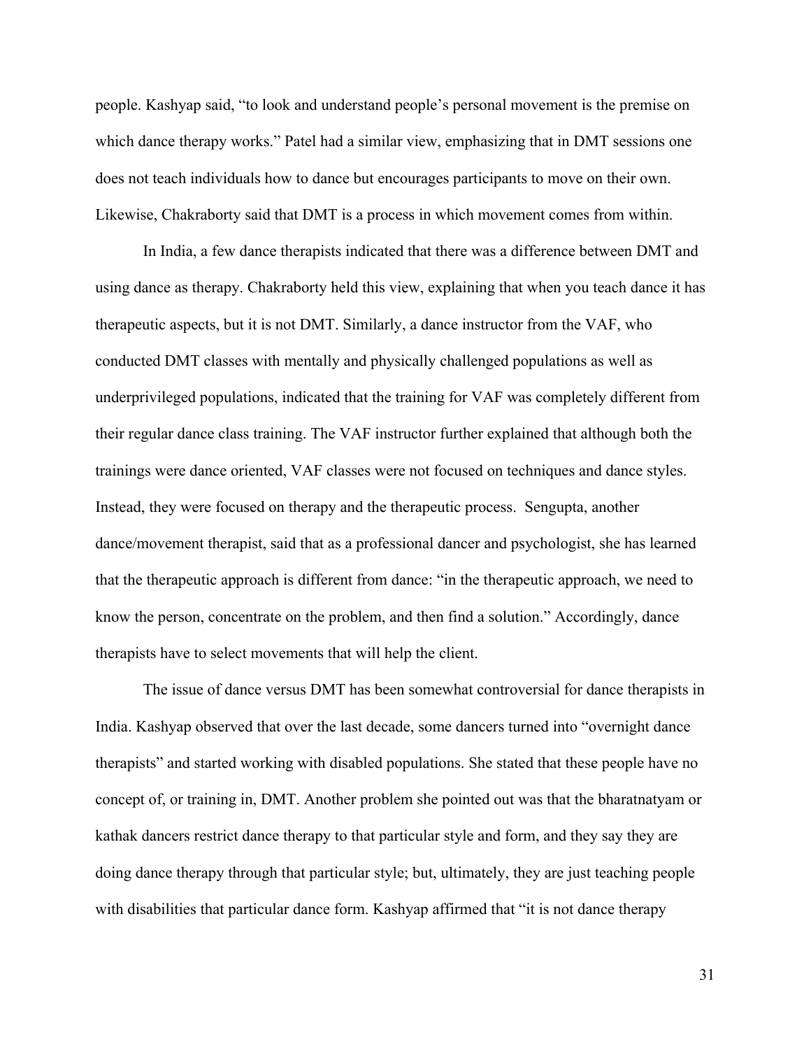people. Kashyap said, “to look and understand people’s personal movement is the premise on which dance therapy works.” Patel had a similar view, emphasizing that in DMT sessions one does not teach individuals how to dance but encourages participants to move on their own. Likewise, Chakraborty said that DMT is a process in which movement comes from within.

In India, a few dance therapists indicated that there was a difference between DMT and using dance as therapy. Chakraborty held this view, explaining that when you teach dance it has therapeutic aspects, but it is not DMT. Similarly, a dance instructor from the VAF, who conducted DMT classes with mentally and physically challenged populations as well as underprivileged populations, indicated that the training for VAF was completely different from their regular dance class training. The VAF instructor further explained that although both the trainings were dance oriented, VAF classes were not focused on techniques and dance styles. Instead, they were focused on therapy and the therapeutic process. Sengupta, another dance/movement therapist, said that as a professional dancer and psychologist, she has learned that the therapeutic approach is different from dance: “in the therapeutic approach, we need to know the person, concentrate on the problem, and then find a solution.” Accordingly, dance therapists have to select movements that will help the client.

The issue of dance versus DMT has been somewhat controversial for dance therapists in India. Kashyap observed that over the last decade, some dancers turned into “overnight dance therapists” and started working with disabled populations. She stated that these people have no concept of, or training in, DMT. Another problem she pointed out was that the bharatnatyam or kathak dancers restrict dance therapy to that particular style and form, and they say they are doing dance therapy through that particular style; but, ultimately, they are just teaching people with disabilities that particular dance form. Kashyap affirmed that “it is not dance therapy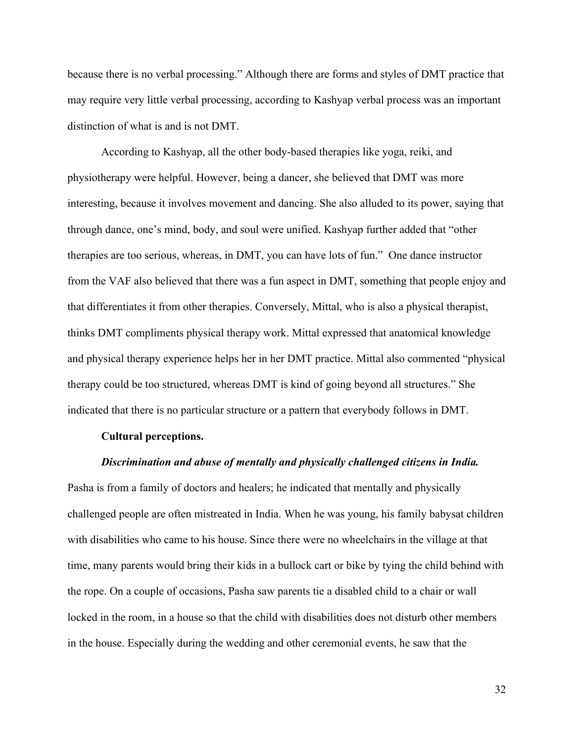because there is no verbal processing." Although there are forms and styles of DMT practice that may require very little verbal processing, according to Kashyap verbal process was an important distinction of what is and is not DMT.

According to Kashyap, all the other body-based therapies like yoga, reiki, and physiotherapy were helpful. However, being a dancer, she believed that DMT was more interesting, because it involves movement and dancing. She also alluded to its power, saying that through dance, one's mind, body, and soul were unified. Kashyap further added that "other therapies are too serious, whereas, in DMT, you can have lots of fun." One dance instructor from the VAF also believed that there was a fun aspect in DMT, something that people enjoy and that differentiates it from other therapies. Conversely, Mittal, who is also a physical therapist, thinks DMT compliments physical therapy work. Mittal expressed that anatomical knowledge and physical therapy experience helps her in her DMT practice. Mittal also commented "physical therapy could be too structured, whereas DMT is kind of going beyond all structures." She indicated that there is no particular structure or a pattern that everybody follows in DMT.

**Cultural perceptions.**

***Discrimination and abuse of mentally and physically challenged citizens in India.*** Pasha is from a family of doctors and healers; he indicated that mentally and physically challenged people are often mistreated in India. When he was young, his family babysat children with disabilities who came to his house. Since there were no wheelchairs in the village at that time, many parents would bring their kids in a bullock cart or bike by tying the child behind with the rope. On a couple of occasions, Pasha saw parents tie a disabled child to a chair or wall locked in the room, in a house so that the child with disabilities does not disturb other members in the house. Especially during the wedding and other ceremonial events, he saw that the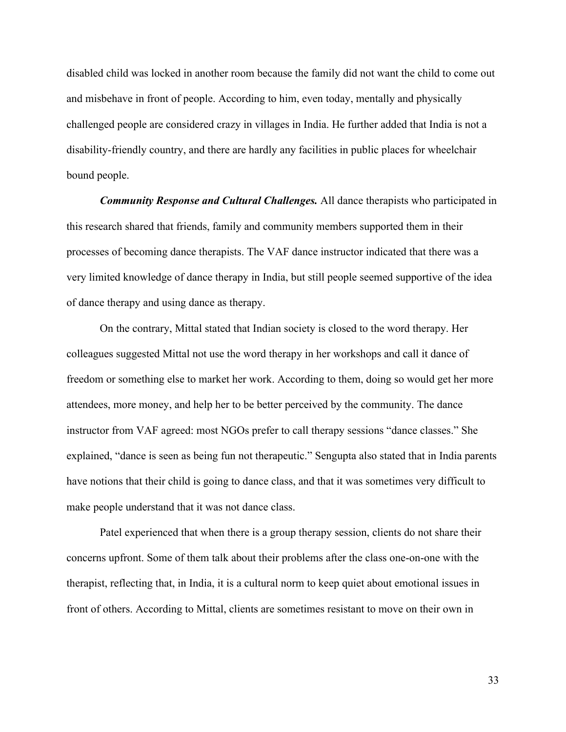disabled child was locked in another room because the family did not want the child to come out and misbehave in front of people. According to him, even today, mentally and physically challenged people are considered crazy in villages in India. He further added that India is not a disability-friendly country, and there are hardly any facilities in public places for wheelchair bound people.

***Community Response and Cultural Challenges.*** All dance therapists who participated in this research shared that friends, family and community members supported them in their processes of becoming dance therapists. The VAF dance instructor indicated that there was a very limited knowledge of dance therapy in India, but still people seemed supportive of the idea of dance therapy and using dance as therapy.

On the contrary, Mittal stated that Indian society is closed to the word therapy. Her colleagues suggested Mittal not use the word therapy in her workshops and call it dance of freedom or something else to market her work. According to them, doing so would get her more attendees, more money, and help her to be better perceived by the community. The dance instructor from VAF agreed: most NGOs prefer to call therapy sessions "dance classes." She explained, "dance is seen as being fun not therapeutic." Sengupta also stated that in India parents have notions that their child is going to dance class, and that it was sometimes very difficult to make people understand that it was not dance class.

Patel experienced that when there is a group therapy session, clients do not share their concerns upfront. Some of them talk about their problems after the class one-on-one with the therapist, reflecting that, in India, it is a cultural norm to keep quiet about emotional issues in front of others. According to Mittal, clients are sometimes resistant to move on their own in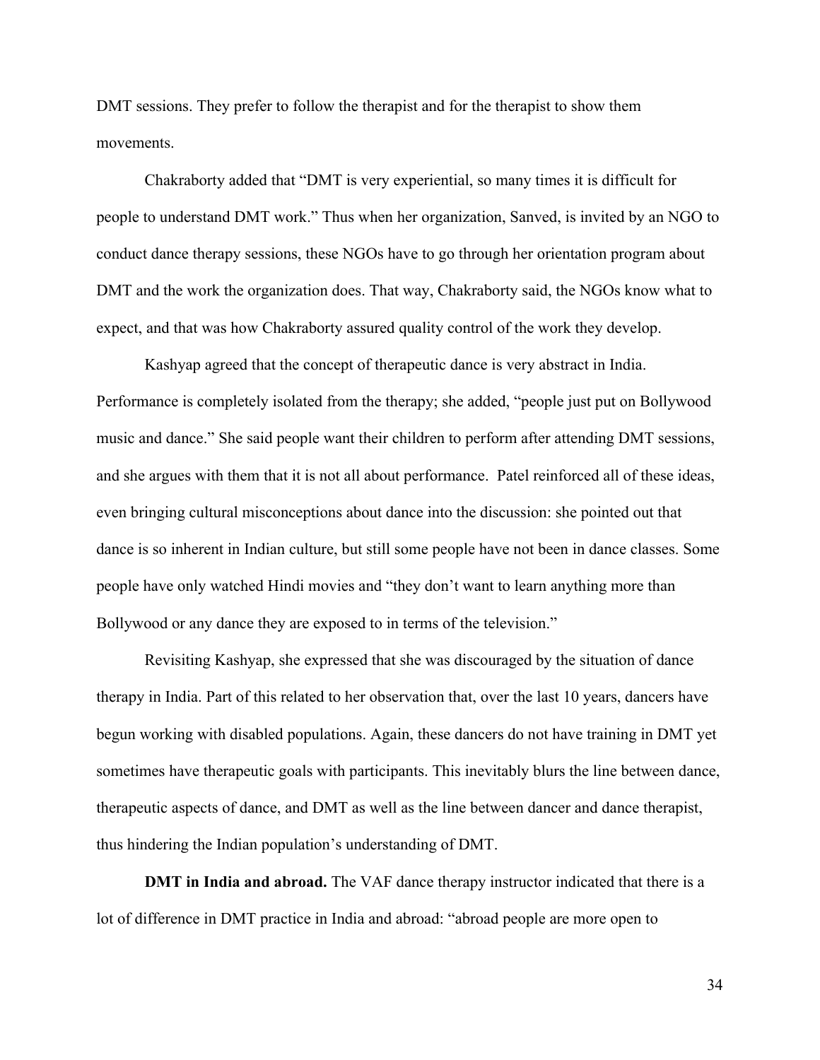DMT sessions. They prefer to follow the therapist and for the therapist to show them movements.

Chakraborty added that "DMT is very experiential, so many times it is difficult for people to understand DMT work." Thus when her organization, Sanved, is invited by an NGO to conduct dance therapy sessions, these NGOs have to go through her orientation program about DMT and the work the organization does. That way, Chakraborty said, the NGOs know what to expect, and that was how Chakraborty assured quality control of the work they develop.

Kashyap agreed that the concept of therapeutic dance is very abstract in India. Performance is completely isolated from the therapy; she added, "people just put on Bollywood music and dance." She said people want their children to perform after attending DMT sessions, and she argues with them that it is not all about performance. Patel reinforced all of these ideas, even bringing cultural misconceptions about dance into the discussion: she pointed out that dance is so inherent in Indian culture, but still some people have not been in dance classes. Some people have only watched Hindi movies and "they don't want to learn anything more than Bollywood or any dance they are exposed to in terms of the television."

Revisiting Kashyap, she expressed that she was discouraged by the situation of dance therapy in India. Part of this related to her observation that, over the last 10 years, dancers have begun working with disabled populations. Again, these dancers do not have training in DMT yet sometimes have therapeutic goals with participants. This inevitably blurs the line between dance, therapeutic aspects of dance, and DMT as well as the line between dancer and dance therapist, thus hindering the Indian population's understanding of DMT.

**DMT in India and abroad.** The VAF dance therapy instructor indicated that there is a lot of difference in DMT practice in India and abroad: "abroad people are more open to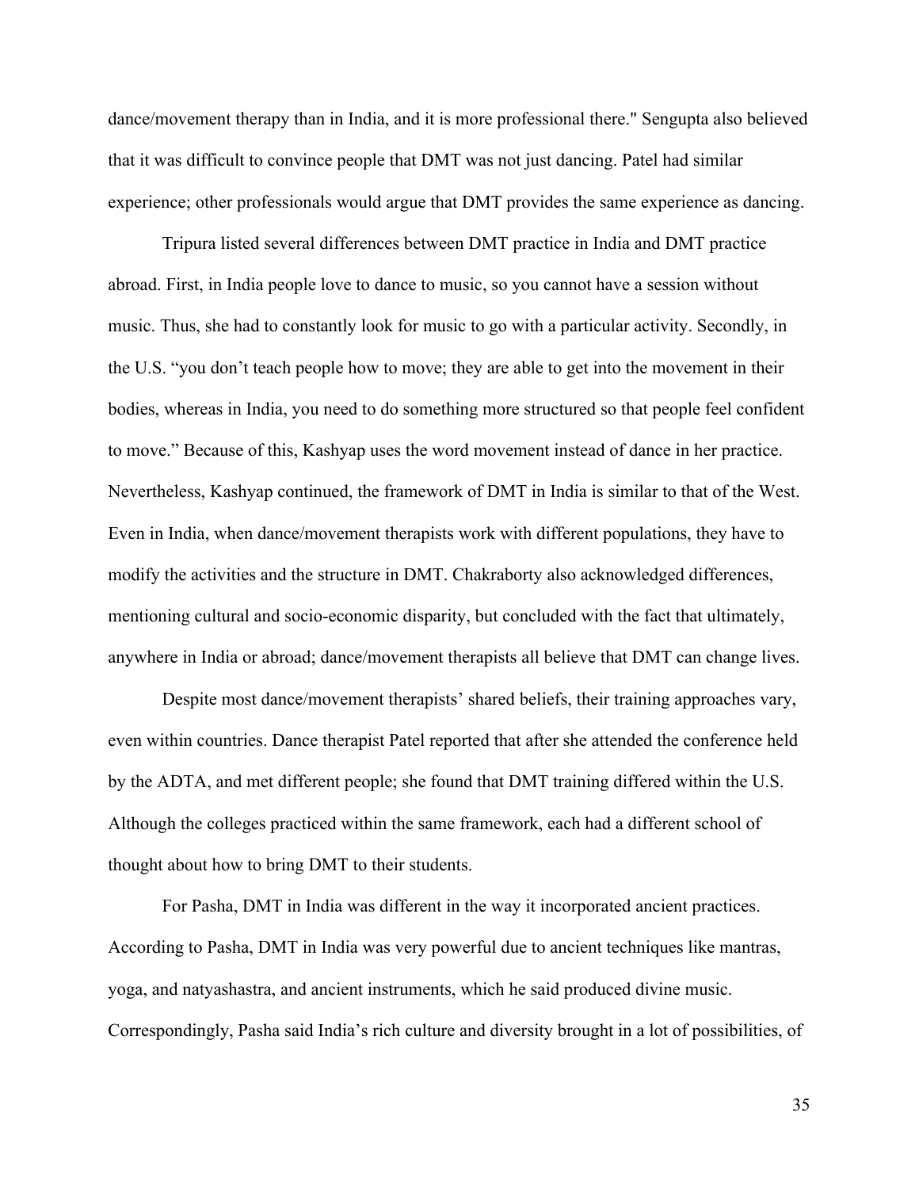dance/movement therapy than in India, and it is more professional there." Sengupta also believed that it was difficult to convince people that DMT was not just dancing. Patel had similar experience; other professionals would argue that DMT provides the same experience as dancing.

Tripura listed several differences between DMT practice in India and DMT practice abroad. First, in India people love to dance to music, so you cannot have a session without music. Thus, she had to constantly look for music to go with a particular activity. Secondly, in the U.S. "you don't teach people how to move; they are able to get into the movement in their bodies, whereas in India, you need to do something more structured so that people feel confident to move." Because of this, Kashyap uses the word movement instead of dance in her practice. Nevertheless, Kashyap continued, the framework of DMT in India is similar to that of the West. Even in India, when dance/movement therapists work with different populations, they have to modify the activities and the structure in DMT. Chakraborty also acknowledged differences, mentioning cultural and socio-economic disparity, but concluded with the fact that ultimately, anywhere in India or abroad; dance/movement therapists all believe that DMT can change lives.

Despite most dance/movement therapists' shared beliefs, their training approaches vary, even within countries. Dance therapist Patel reported that after she attended the conference held by the ADTA, and met different people; she found that DMT training differed within the U.S. Although the colleges practiced within the same framework, each had a different school of thought about how to bring DMT to their students.

For Pasha, DMT in India was different in the way it incorporated ancient practices. According to Pasha, DMT in India was very powerful due to ancient techniques like mantras, yoga, and natyashastra, and ancient instruments, which he said produced divine music. Correspondingly, Pasha said India's rich culture and diversity brought in a lot of possibilities, of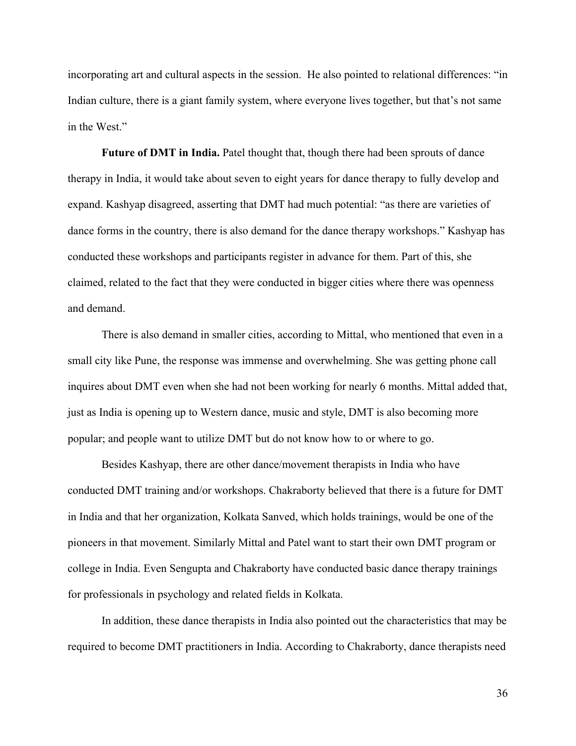incorporating art and cultural aspects in the session. He also pointed to relational differences: "in Indian culture, there is a giant family system, where everyone lives together, but that's not same in the West."

**Future of DMT in India.** Patel thought that, though there had been sprouts of dance therapy in India, it would take about seven to eight years for dance therapy to fully develop and expand. Kashyap disagreed, asserting that DMT had much potential: "as there are varieties of dance forms in the country, there is also demand for the dance therapy workshops." Kashyap has conducted these workshops and participants register in advance for them. Part of this, she claimed, related to the fact that they were conducted in bigger cities where there was openness and demand.

There is also demand in smaller cities, according to Mittal, who mentioned that even in a small city like Pune, the response was immense and overwhelming. She was getting phone call inquires about DMT even when she had not been working for nearly 6 months. Mittal added that, just as India is opening up to Western dance, music and style, DMT is also becoming more popular; and people want to utilize DMT but do not know how to or where to go.

Besides Kashyap, there are other dance/movement therapists in India who have conducted DMT training and/or workshops. Chakraborty believed that there is a future for DMT in India and that her organization, Kolkata Sanved, which holds trainings, would be one of the pioneers in that movement. Similarly Mittal and Patel want to start their own DMT program or college in India. Even Sengupta and Chakraborty have conducted basic dance therapy trainings for professionals in psychology and related fields in Kolkata.

In addition, these dance therapists in India also pointed out the characteristics that may be required to become DMT practitioners in India. According to Chakraborty, dance therapists need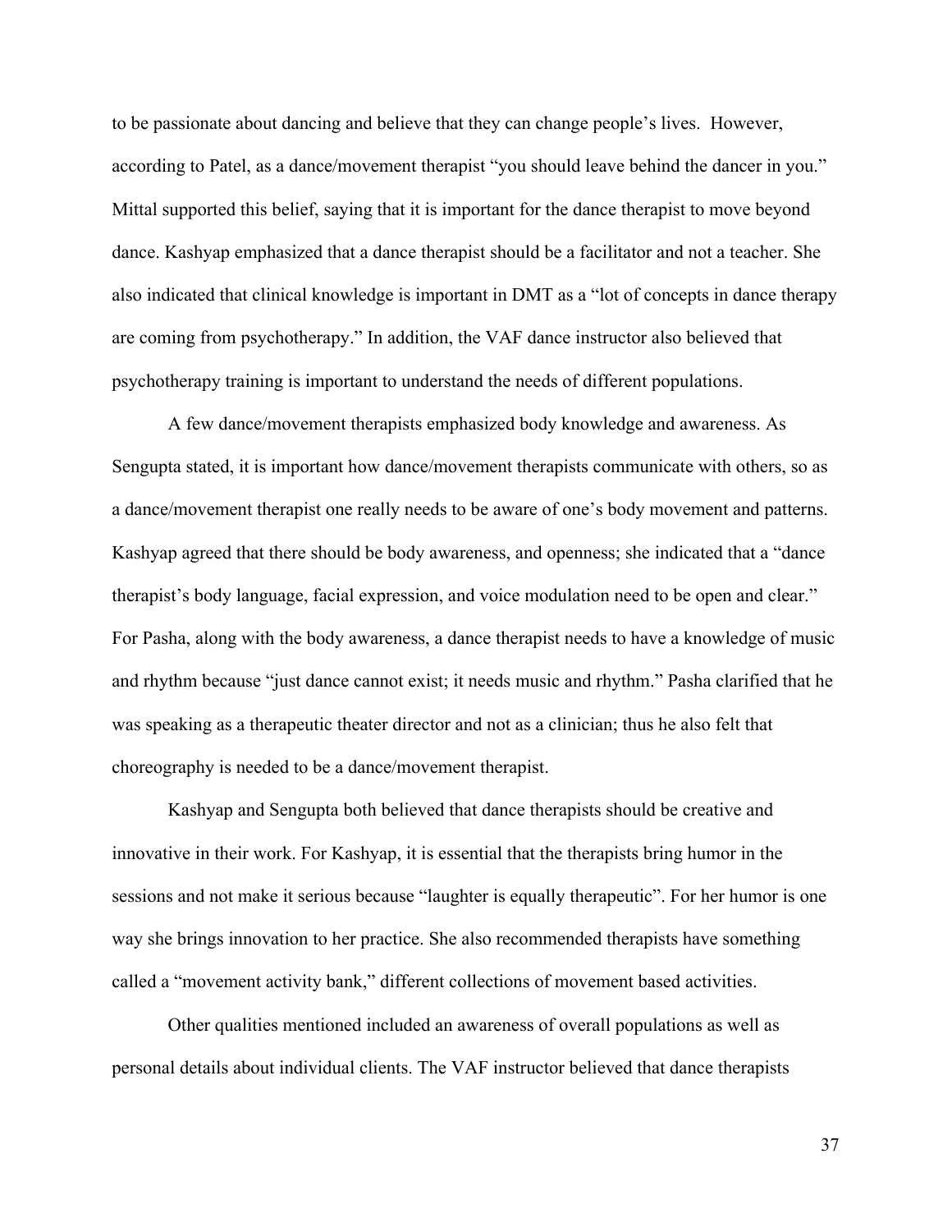to be passionate about dancing and believe that they can change people's lives. However, according to Patel, as a dance/movement therapist "you should leave behind the dancer in you." Mittal supported this belief, saying that it is important for the dance therapist to move beyond dance. Kashyap emphasized that a dance therapist should be a facilitator and not a teacher. She also indicated that clinical knowledge is important in DMT as a "lot of concepts in dance therapy are coming from psychotherapy." In addition, the VAF dance instructor also believed that psychotherapy training is important to understand the needs of different populations.

A few dance/movement therapists emphasized body knowledge and awareness. As Sengupta stated, it is important how dance/movement therapists communicate with others, so as a dance/movement therapist one really needs to be aware of one's body movement and patterns. Kashyap agreed that there should be body awareness, and openness; she indicated that a "dance therapist's body language, facial expression, and voice modulation need to be open and clear." For Pasha, along with the body awareness, a dance therapist needs to have a knowledge of music and rhythm because "just dance cannot exist; it needs music and rhythm." Pasha clarified that he was speaking as a therapeutic theater director and not as a clinician; thus he also felt that choreography is needed to be a dance/movement therapist.

Kashyap and Sengupta both believed that dance therapists should be creative and innovative in their work. For Kashyap, it is essential that the therapists bring humor in the sessions and not make it serious because "laughter is equally therapeutic". For her humor is one way she brings innovation to her practice. She also recommended therapists have something called a "movement activity bank," different collections of movement based activities.

Other qualities mentioned included an awareness of overall populations as well as personal details about individual clients. The VAF instructor believed that dance therapists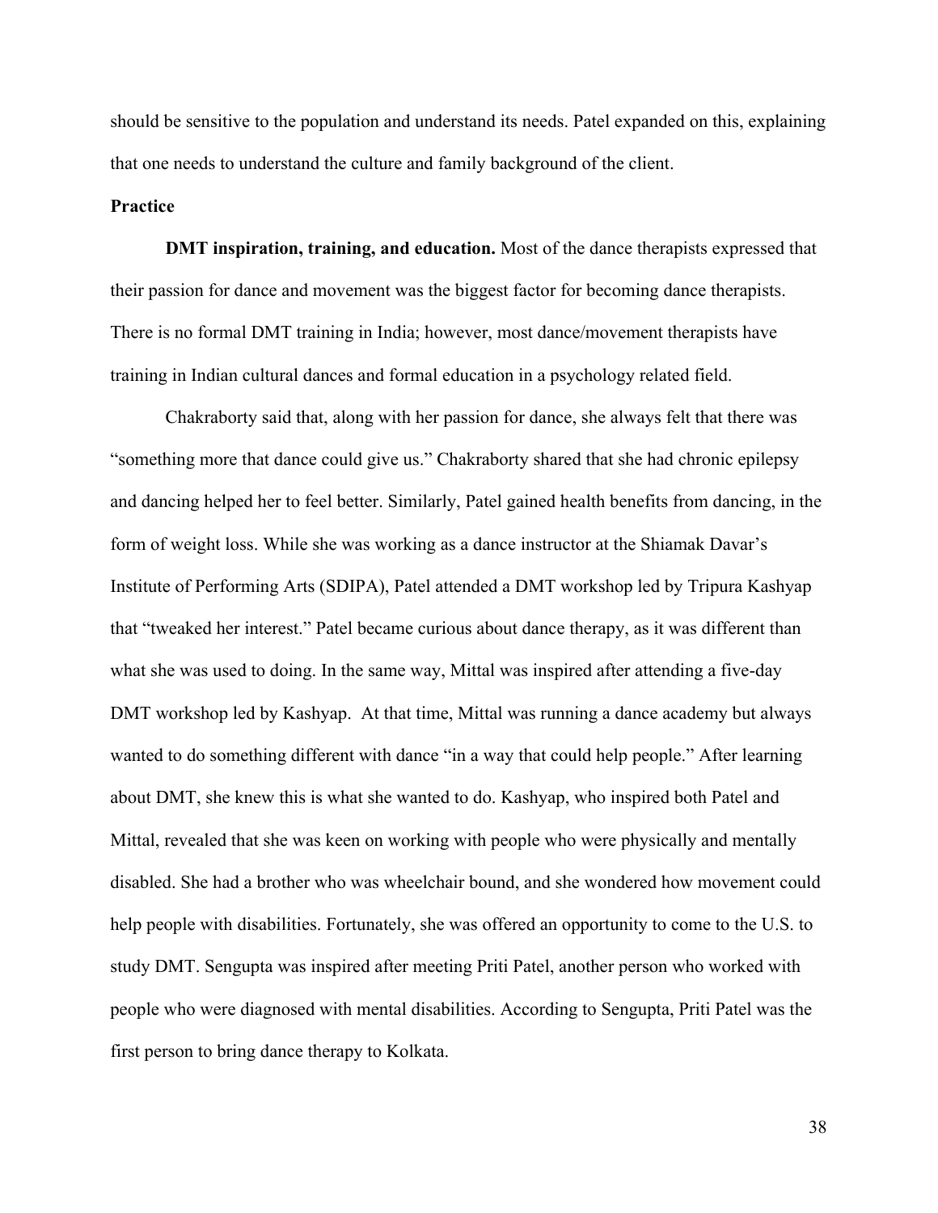should be sensitive to the population and understand its needs. Patel expanded on this, explaining that one needs to understand the culture and family background of the client.

**Practice**

**DMT inspiration, training, and education.** Most of the dance therapists expressed that their passion for dance and movement was the biggest factor for becoming dance therapists. There is no formal DMT training in India; however, most dance/movement therapists have training in Indian cultural dances and formal education in a psychology related field.

Chakraborty said that, along with her passion for dance, she always felt that there was "something more that dance could give us." Chakraborty shared that she had chronic epilepsy and dancing helped her to feel better. Similarly, Patel gained health benefits from dancing, in the form of weight loss. While she was working as a dance instructor at the Shiamak Davar's Institute of Performing Arts (SDIPA), Patel attended a DMT workshop led by Tripura Kashyap that "tweaked her interest." Patel became curious about dance therapy, as it was different than what she was used to doing. In the same way, Mittal was inspired after attending a five-day DMT workshop led by Kashyap. At that time, Mittal was running a dance academy but always wanted to do something different with dance "in a way that could help people." After learning about DMT, she knew this is what she wanted to do. Kashyap, who inspired both Patel and Mittal, revealed that she was keen on working with people who were physically and mentally disabled. She had a brother who was wheelchair bound, and she wondered how movement could help people with disabilities. Fortunately, she was offered an opportunity to come to the U.S. to study DMT. Sengupta was inspired after meeting Priti Patel, another person who worked with people who were diagnosed with mental disabilities. According to Sengupta, Priti Patel was the first person to bring dance therapy to Kolkata.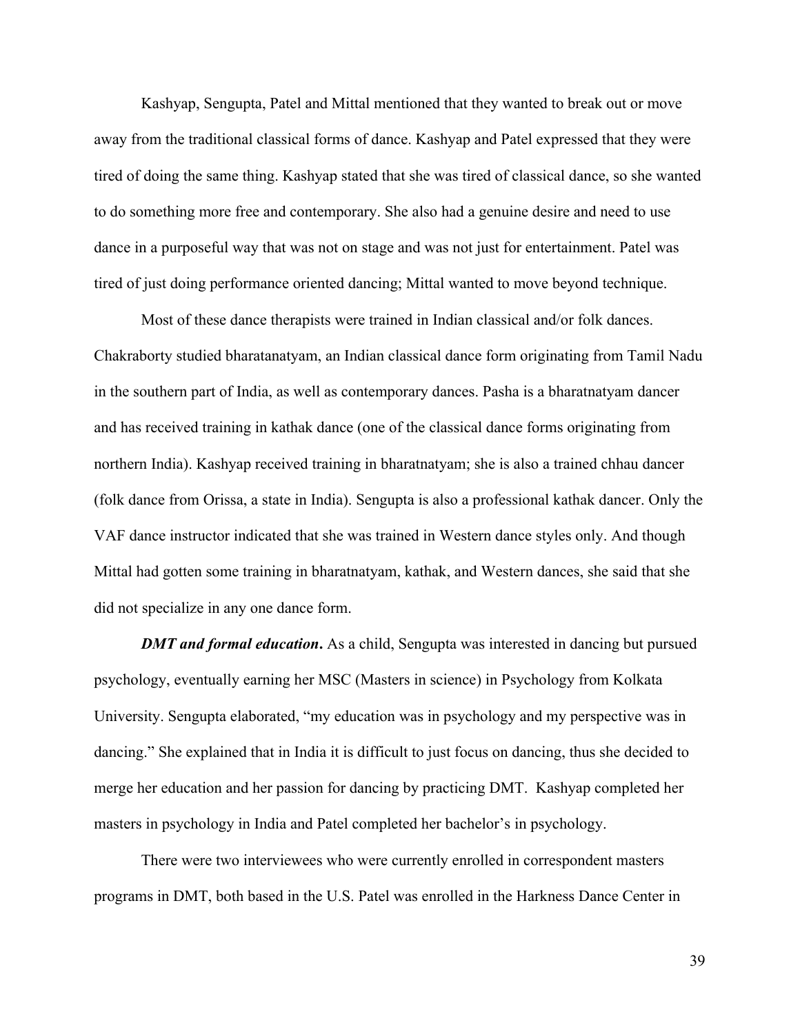Kashyap, Sengupta, Patel and Mittal mentioned that they wanted to break out or move away from the traditional classical forms of dance. Kashyap and Patel expressed that they were tired of doing the same thing. Kashyap stated that she was tired of classical dance, so she wanted to do something more free and contemporary. She also had a genuine desire and need to use dance in a purposeful way that was not on stage and was not just for entertainment. Patel was tired of just doing performance oriented dancing; Mittal wanted to move beyond technique.

Most of these dance therapists were trained in Indian classical and/or folk dances. Chakraborty studied bharatanatyam, an Indian classical dance form originating from Tamil Nadu in the southern part of India, as well as contemporary dances. Pasha is a bharatnatyam dancer and has received training in kathak dance (one of the classical dance forms originating from northern India). Kashyap received training in bharatnatyam; she is also a trained chhau dancer (folk dance from Orissa, a state in India). Sengupta is also a professional kathak dancer. Only the VAF dance instructor indicated that she was trained in Western dance styles only. And though Mittal had gotten some training in bharatnatyam, kathak, and Western dances, she said that she did not specialize in any one dance form.

***DMT and formal education*.** As a child, Sengupta was interested in dancing but pursued psychology, eventually earning her MSC (Masters in science) in Psychology from Kolkata University. Sengupta elaborated, "my education was in psychology and my perspective was in dancing." She explained that in India it is difficult to just focus on dancing, thus she decided to merge her education and her passion for dancing by practicing DMT. Kashyap completed her masters in psychology in India and Patel completed her bachelor's in psychology.

There were two interviewees who were currently enrolled in correspondent masters programs in DMT, both based in the U.S. Patel was enrolled in the Harkness Dance Center in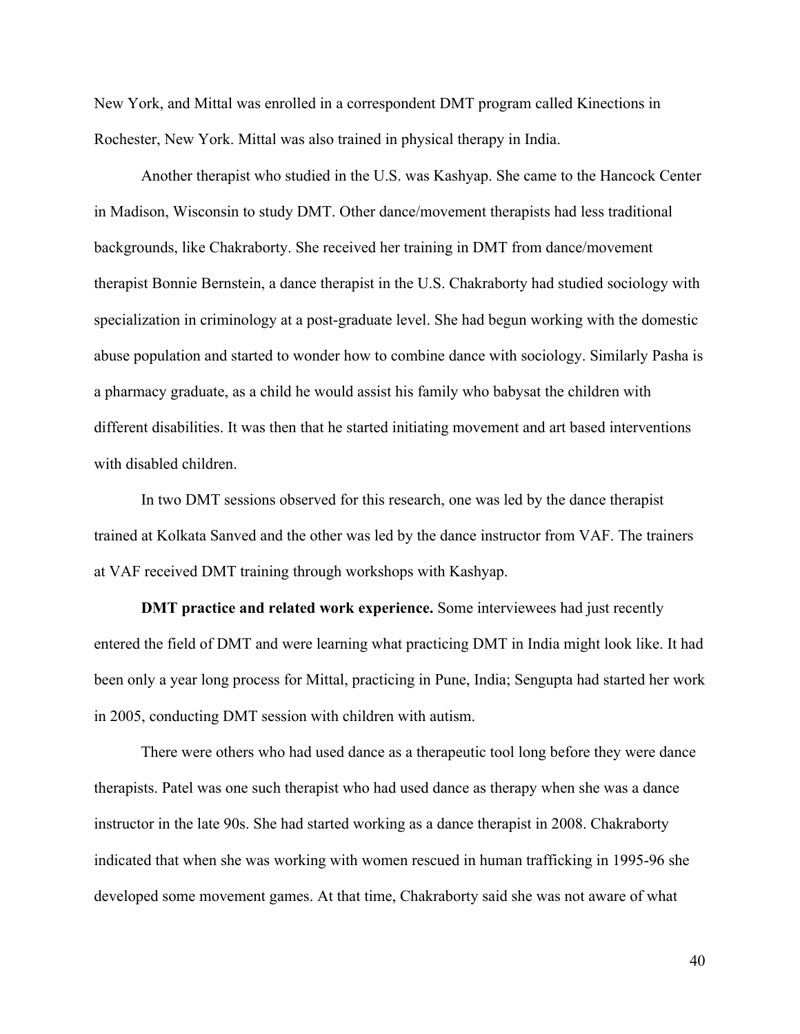New York, and Mittal was enrolled in a correspondent DMT program called Kinections in Rochester, New York. Mittal was also trained in physical therapy in India.

Another therapist who studied in the U.S. was Kashyap. She came to the Hancock Center in Madison, Wisconsin to study DMT. Other dance/movement therapists had less traditional backgrounds, like Chakraborty. She received her training in DMT from dance/movement therapist Bonnie Bernstein, a dance therapist in the U.S. Chakraborty had studied sociology with specialization in criminology at a post-graduate level. She had begun working with the domestic abuse population and started to wonder how to combine dance with sociology. Similarly Pasha is a pharmacy graduate, as a child he would assist his family who babysat the children with different disabilities. It was then that he started initiating movement and art based interventions with disabled children.

In two DMT sessions observed for this research, one was led by the dance therapist trained at Kolkata Sanved and the other was led by the dance instructor from VAF. The trainers at VAF received DMT training through workshops with Kashyap.

**DMT practice and related work experience.** Some interviewees had just recently entered the field of DMT and were learning what practicing DMT in India might look like. It had been only a year long process for Mittal, practicing in Pune, India; Sengupta had started her work in 2005, conducting DMT session with children with autism.

There were others who had used dance as a therapeutic tool long before they were dance therapists. Patel was one such therapist who had used dance as therapy when she was a dance instructor in the late 90s. She had started working as a dance therapist in 2008. Chakraborty indicated that when she was working with women rescued in human trafficking in 1995-96 she developed some movement games. At that time, Chakraborty said she was not aware of what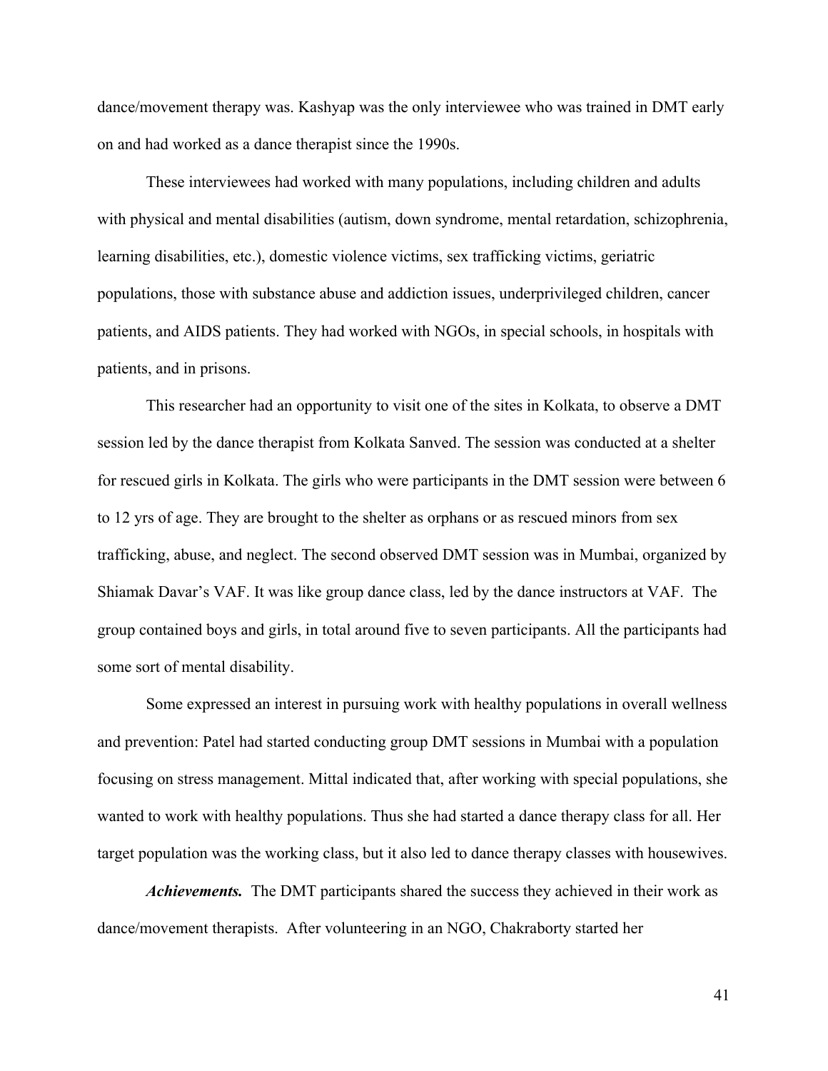dance/movement therapy was. Kashyap was the only interviewee who was trained in DMT early on and had worked as a dance therapist since the 1990s.

These interviewees had worked with many populations, including children and adults with physical and mental disabilities (autism, down syndrome, mental retardation, schizophrenia, learning disabilities, etc.), domestic violence victims, sex trafficking victims, geriatric populations, those with substance abuse and addiction issues, underprivileged children, cancer patients, and AIDS patients. They had worked with NGOs, in special schools, in hospitals with patients, and in prisons.

This researcher had an opportunity to visit one of the sites in Kolkata, to observe a DMT session led by the dance therapist from Kolkata Sanved. The session was conducted at a shelter for rescued girls in Kolkata. The girls who were participants in the DMT session were between 6 to 12 yrs of age. They are brought to the shelter as orphans or as rescued minors from sex trafficking, abuse, and neglect. The second observed DMT session was in Mumbai, organized by Shiamak Davar's VAF. It was like group dance class, led by the dance instructors at VAF. The group contained boys and girls, in total around five to seven participants. All the participants had some sort of mental disability.

Some expressed an interest in pursuing work with healthy populations in overall wellness and prevention: Patel had started conducting group DMT sessions in Mumbai with a population focusing on stress management. Mittal indicated that, after working with special populations, she wanted to work with healthy populations. Thus she had started a dance therapy class for all. Her target population was the working class, but it also led to dance therapy classes with housewives.

***Achievements.*** The DMT participants shared the success they achieved in their work as dance/movement therapists. After volunteering in an NGO, Chakraborty started her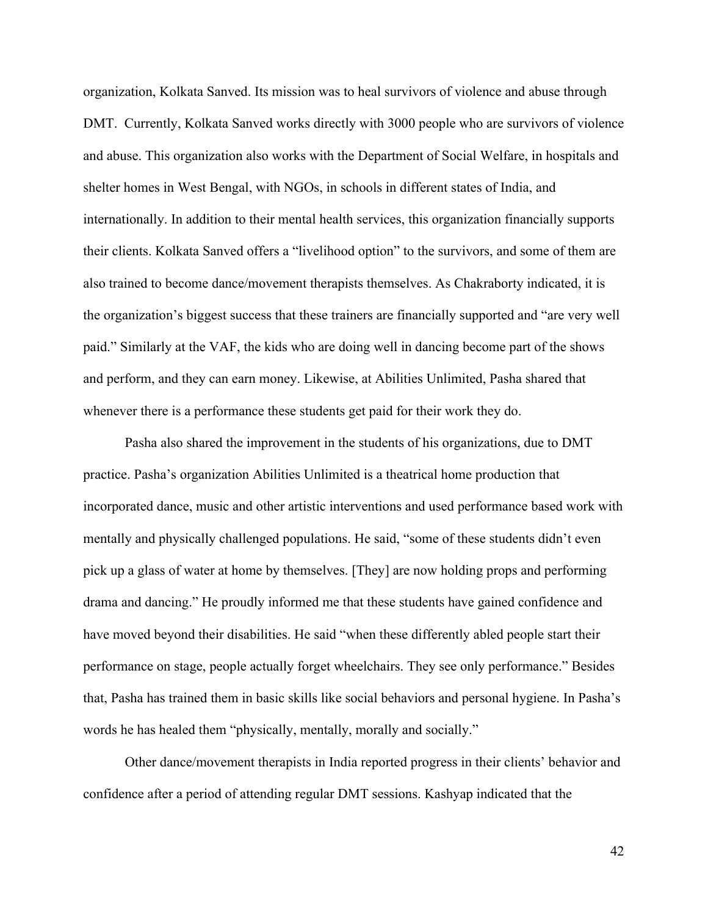organization, Kolkata Sanved. Its mission was to heal survivors of violence and abuse through DMT. Currently, Kolkata Sanved works directly with 3000 people who are survivors of violence and abuse. This organization also works with the Department of Social Welfare, in hospitals and shelter homes in West Bengal, with NGOs, in schools in different states of India, and internationally. In addition to their mental health services, this organization financially supports their clients. Kolkata Sanved offers a "livelihood option" to the survivors, and some of them are also trained to become dance/movement therapists themselves. As Chakraborty indicated, it is the organization's biggest success that these trainers are financially supported and "are very well paid." Similarly at the VAF, the kids who are doing well in dancing become part of the shows and perform, and they can earn money. Likewise, at Abilities Unlimited, Pasha shared that whenever there is a performance these students get paid for their work they do.

Pasha also shared the improvement in the students of his organizations, due to DMT practice. Pasha's organization Abilities Unlimited is a theatrical home production that incorporated dance, music and other artistic interventions and used performance based work with mentally and physically challenged populations. He said, "some of these students didn't even pick up a glass of water at home by themselves. [They] are now holding props and performing drama and dancing." He proudly informed me that these students have gained confidence and have moved beyond their disabilities. He said "when these differently abled people start their performance on stage, people actually forget wheelchairs. They see only performance." Besides that, Pasha has trained them in basic skills like social behaviors and personal hygiene. In Pasha's words he has healed them "physically, mentally, morally and socially."

Other dance/movement therapists in India reported progress in their clients' behavior and confidence after a period of attending regular DMT sessions. Kashyap indicated that the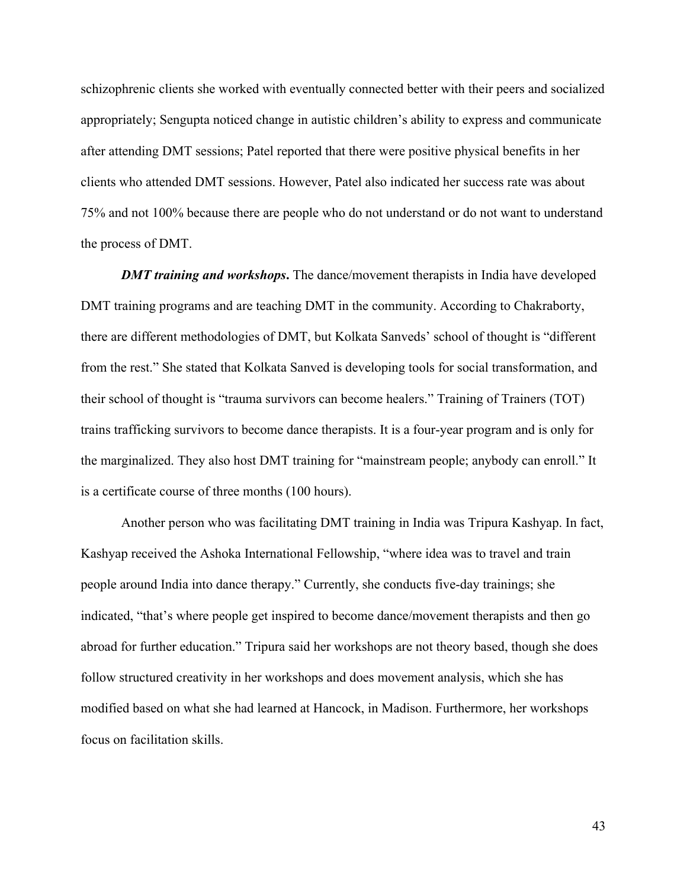schizophrenic clients she worked with eventually connected better with their peers and socialized appropriately; Sengupta noticed change in autistic children's ability to express and communicate after attending DMT sessions; Patel reported that there were positive physical benefits in her clients who attended DMT sessions. However, Patel also indicated her success rate was about 75% and not 100% because there are people who do not understand or do not want to understand the process of DMT.

***DMT training and workshops*.** The dance/movement therapists in India have developed DMT training programs and are teaching DMT in the community. According to Chakraborty, there are different methodologies of DMT, but Kolkata Sanveds' school of thought is "different from the rest." She stated that Kolkata Sanved is developing tools for social transformation, and their school of thought is "trauma survivors can become healers." Training of Trainers (TOT) trains trafficking survivors to become dance therapists. It is a four-year program and is only for the marginalized. They also host DMT training for "mainstream people; anybody can enroll." It is a certificate course of three months (100 hours).

Another person who was facilitating DMT training in India was Tripura Kashyap. In fact, Kashyap received the Ashoka International Fellowship, "where idea was to travel and train people around India into dance therapy." Currently, she conducts five-day trainings; she indicated, "that's where people get inspired to become dance/movement therapists and then go abroad for further education." Tripura said her workshops are not theory based, though she does follow structured creativity in her workshops and does movement analysis, which she has modified based on what she had learned at Hancock, in Madison. Furthermore, her workshops focus on facilitation skills.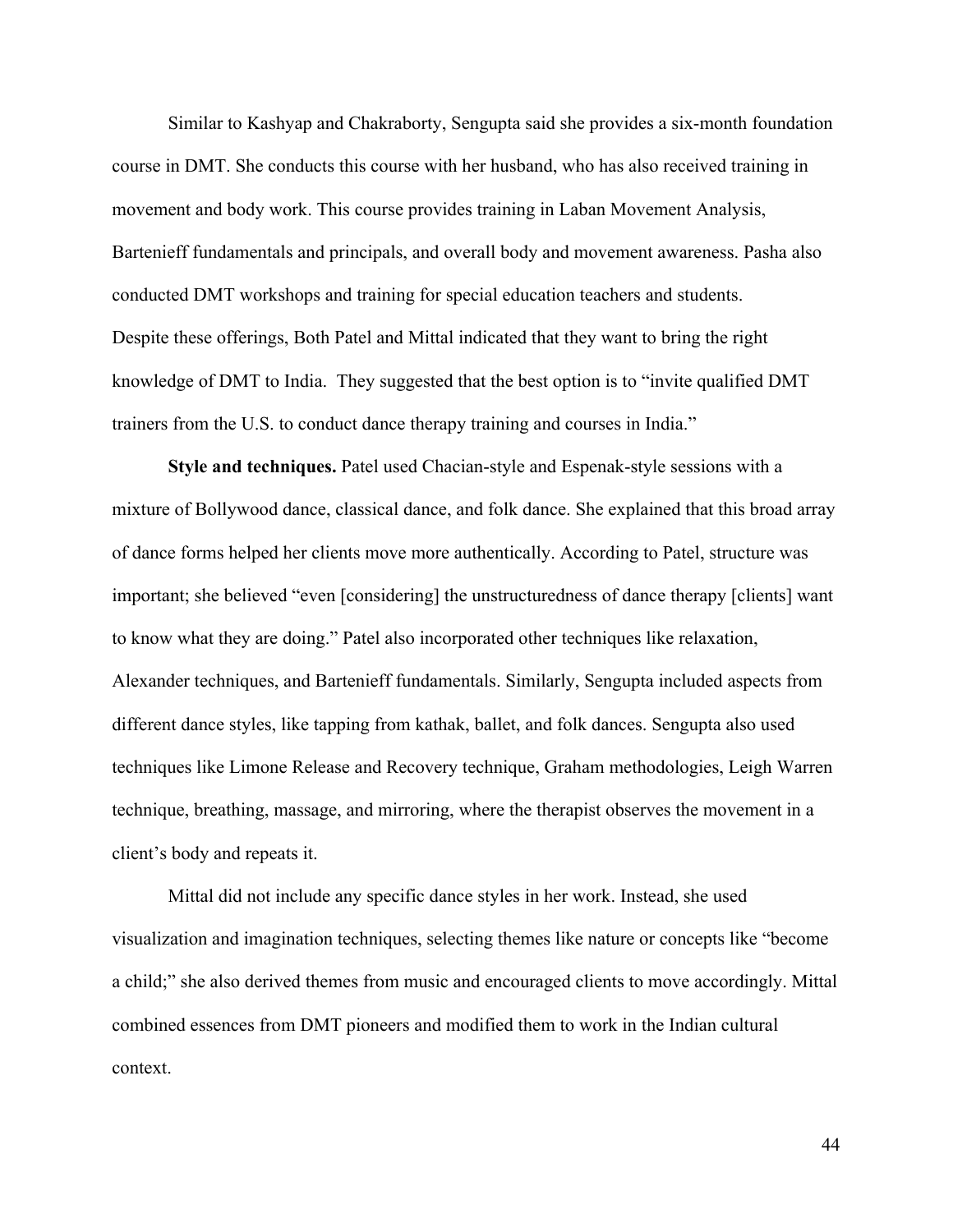Similar to Kashyap and Chakraborty, Sengupta said she provides a six-month foundation course in DMT. She conducts this course with her husband, who has also received training in movement and body work. This course provides training in Laban Movement Analysis, Bartenieff fundamentals and principals, and overall body and movement awareness. Pasha also conducted DMT workshops and training for special education teachers and students.
Despite these offerings, Both Patel and Mittal indicated that they want to bring the right knowledge of DMT to India.  They suggested that the best option is to "invite qualified DMT trainers from the U.S. to conduct dance therapy training and courses in India."

**Style and techniques.** Patel used Chacian-style and Espenak-style sessions with a mixture of Bollywood dance, classical dance, and folk dance. She explained that this broad array of dance forms helped her clients move more authentically. According to Patel, structure was important; she believed "even [considering] the unstructuredness of dance therapy [clients] want to know what they are doing." Patel also incorporated other techniques like relaxation, Alexander techniques, and Bartenieff fundamentals. Similarly, Sengupta included aspects from different dance styles, like tapping from kathak, ballet, and folk dances. Sengupta also used techniques like Limone Release and Recovery technique, Graham methodologies, Leigh Warren technique, breathing, massage, and mirroring, where the therapist observes the movement in a client's body and repeats it.

Mittal did not include any specific dance styles in her work. Instead, she used visualization and imagination techniques, selecting themes like nature or concepts like "become a child;" she also derived themes from music and encouraged clients to move accordingly. Mittal combined essences from DMT pioneers and modified them to work in the Indian cultural context.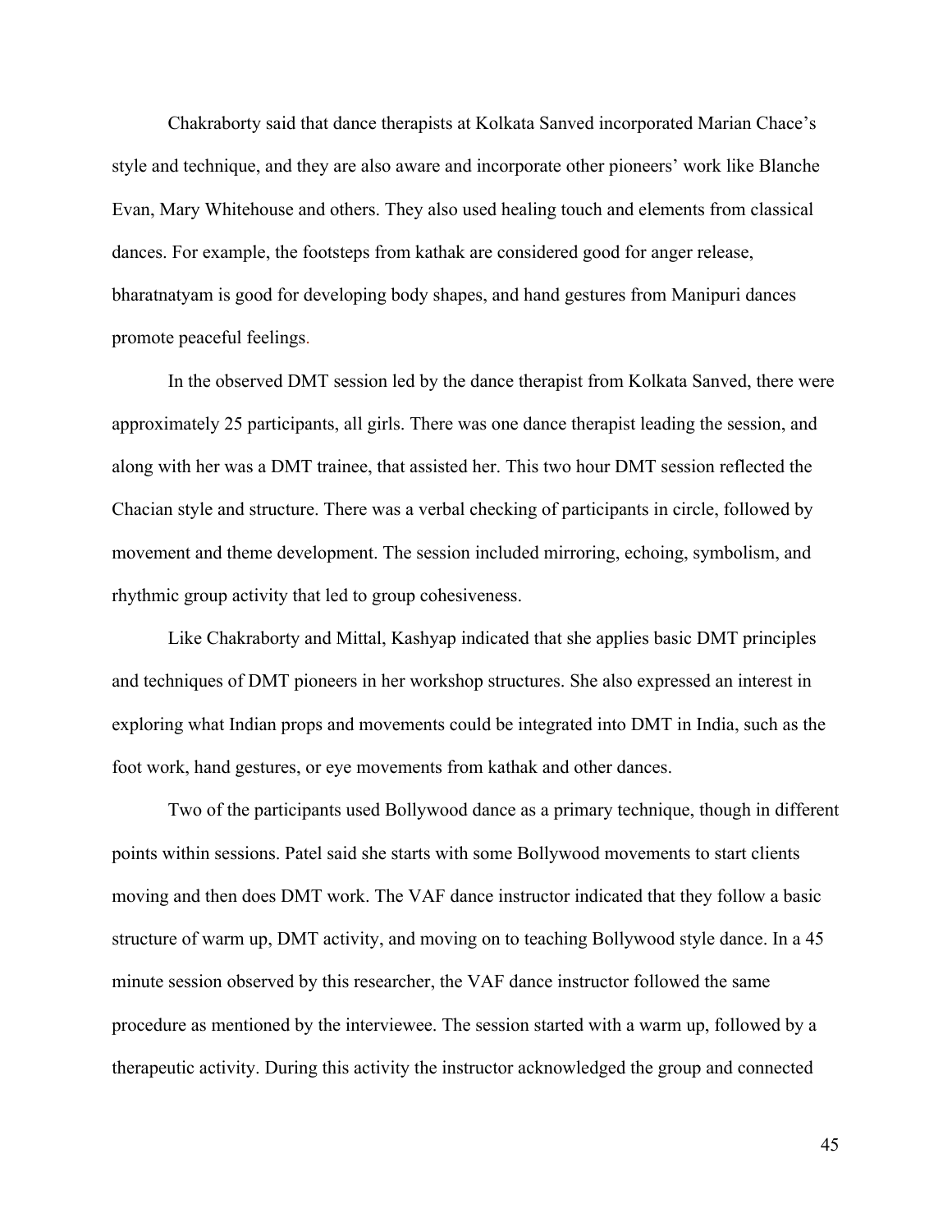Chakraborty said that dance therapists at Kolkata Sanved incorporated Marian Chace's style and technique, and they are also aware and incorporate other pioneers' work like Blanche Evan, Mary Whitehouse and others. They also used healing touch and elements from classical dances. For example, the footsteps from kathak are considered good for anger release, bharatnatyam is good for developing body shapes, and hand gestures from Manipuri dances promote peaceful feelings.

In the observed DMT session led by the dance therapist from Kolkata Sanved, there were approximately 25 participants, all girls. There was one dance therapist leading the session, and along with her was a DMT trainee, that assisted her. This two hour DMT session reflected the Chacian style and structure. There was a verbal checking of participants in circle, followed by movement and theme development. The session included mirroring, echoing, symbolism, and rhythmic group activity that led to group cohesiveness.

Like Chakraborty and Mittal, Kashyap indicated that she applies basic DMT principles and techniques of DMT pioneers in her workshop structures. She also expressed an interest in exploring what Indian props and movements could be integrated into DMT in India, such as the foot work, hand gestures, or eye movements from kathak and other dances.

Two of the participants used Bollywood dance as a primary technique, though in different points within sessions. Patel said she starts with some Bollywood movements to start clients moving and then does DMT work. The VAF dance instructor indicated that they follow a basic structure of warm up, DMT activity, and moving on to teaching Bollywood style dance. In a 45 minute session observed by this researcher, the VAF dance instructor followed the same procedure as mentioned by the interviewee. The session started with a warm up, followed by a therapeutic activity. During this activity the instructor acknowledged the group and connected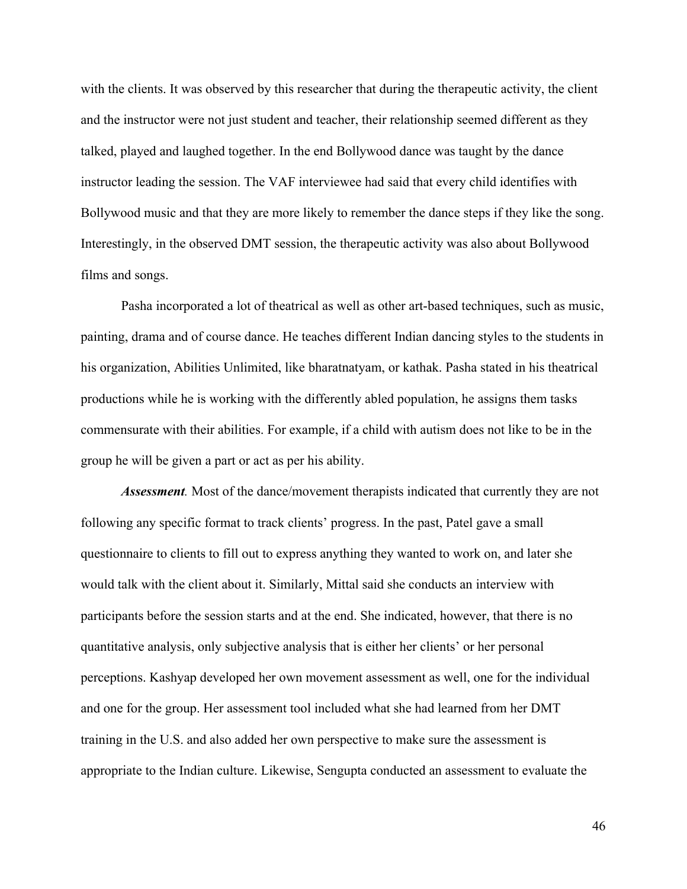with the clients. It was observed by this researcher that during the therapeutic activity, the client and the instructor were not just student and teacher, their relationship seemed different as they talked, played and laughed together. In the end Bollywood dance was taught by the dance instructor leading the session. The VAF interviewee had said that every child identifies with Bollywood music and that they are more likely to remember the dance steps if they like the song. Interestingly, in the observed DMT session, the therapeutic activity was also about Bollywood films and songs.

Pasha incorporated a lot of theatrical as well as other art-based techniques, such as music, painting, drama and of course dance. He teaches different Indian dancing styles to the students in his organization, Abilities Unlimited, like bharatnatyam, or kathak. Pasha stated in his theatrical productions while he is working with the differently abled population, he assigns them tasks commensurate with their abilities. For example, if a child with autism does not like to be in the group he will be given a part or act as per his ability.

***Assessment.*** Most of the dance/movement therapists indicated that currently they are not following any specific format to track clients' progress. In the past, Patel gave a small questionnaire to clients to fill out to express anything they wanted to work on, and later she would talk with the client about it. Similarly, Mittal said she conducts an interview with participants before the session starts and at the end. She indicated, however, that there is no quantitative analysis, only subjective analysis that is either her clients' or her personal perceptions. Kashyap developed her own movement assessment as well, one for the individual and one for the group. Her assessment tool included what she had learned from her DMT training in the U.S. and also added her own perspective to make sure the assessment is appropriate to the Indian culture. Likewise, Sengupta conducted an assessment to evaluate the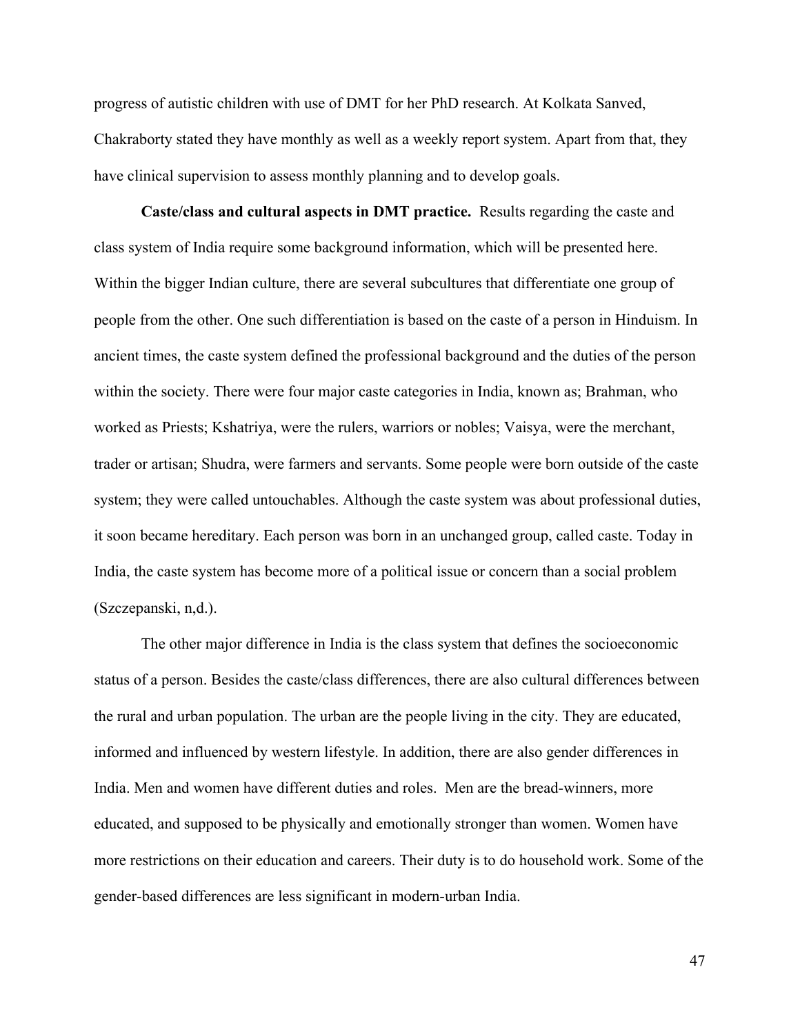progress of autistic children with use of DMT for her PhD research. At Kolkata Sanved, Chakraborty stated they have monthly as well as a weekly report system. Apart from that, they have clinical supervision to assess monthly planning and to develop goals.

**Caste/class and cultural aspects in DMT practice.** Results regarding the caste and class system of India require some background information, which will be presented here. Within the bigger Indian culture, there are several subcultures that differentiate one group of people from the other. One such differentiation is based on the caste of a person in Hinduism. In ancient times, the caste system defined the professional background and the duties of the person within the society. There were four major caste categories in India, known as; Brahman, who worked as Priests; Kshatriya, were the rulers, warriors or nobles; Vaisya, were the merchant, trader or artisan; Shudra, were farmers and servants. Some people were born outside of the caste system; they were called untouchables. Although the caste system was about professional duties, it soon became hereditary. Each person was born in an unchanged group, called caste. Today in India, the caste system has become more of a political issue or concern than a social problem (Szczepanski, n,d.).

The other major difference in India is the class system that defines the socioeconomic status of a person. Besides the caste/class differences, there are also cultural differences between the rural and urban population. The urban are the people living in the city. They are educated, informed and influenced by western lifestyle. In addition, there are also gender differences in India. Men and women have different duties and roles. Men are the bread-winners, more educated, and supposed to be physically and emotionally stronger than women. Women have more restrictions on their education and careers. Their duty is to do household work. Some of the gender-based differences are less significant in modern-urban India.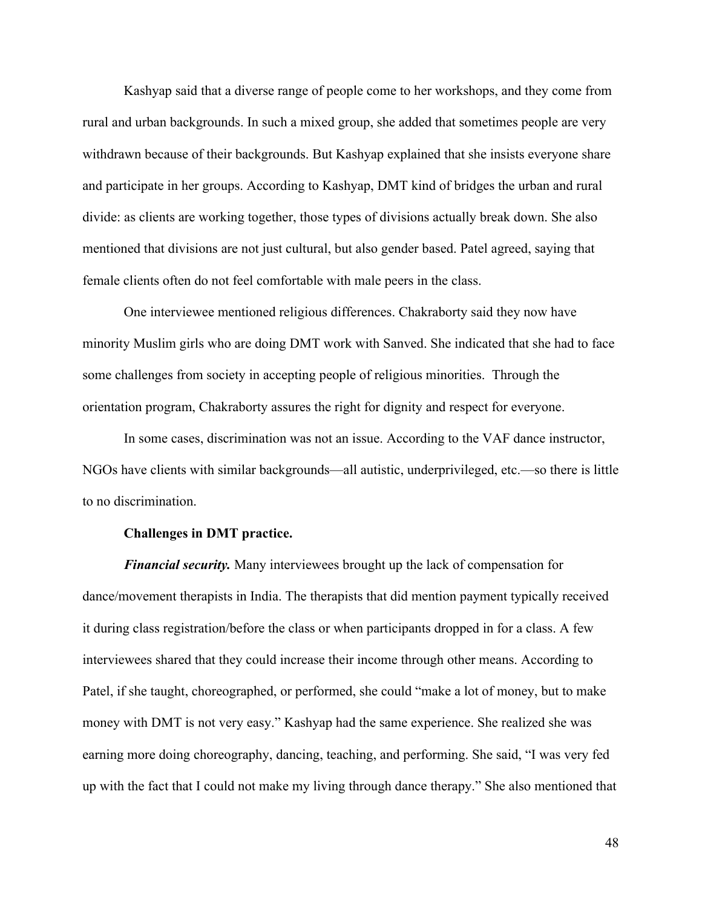Kashyap said that a diverse range of people come to her workshops, and they come from rural and urban backgrounds. In such a mixed group, she added that sometimes people are very withdrawn because of their backgrounds. But Kashyap explained that she insists everyone share and participate in her groups. According to Kashyap, DMT kind of bridges the urban and rural divide: as clients are working together, those types of divisions actually break down. She also mentioned that divisions are not just cultural, but also gender based. Patel agreed, saying that female clients often do not feel comfortable with male peers in the class.

One interviewee mentioned religious differences. Chakraborty said they now have minority Muslim girls who are doing DMT work with Sanved. She indicated that she had to face some challenges from society in accepting people of religious minorities. Through the orientation program, Chakraborty assures the right for dignity and respect for everyone.

In some cases, discrimination was not an issue. According to the VAF dance instructor, NGOs have clients with similar backgrounds—all autistic, underprivileged, etc.—so there is little to no discrimination.

**Challenges in DMT practice.**

***Financial security.*** Many interviewees brought up the lack of compensation for dance/movement therapists in India. The therapists that did mention payment typically received it during class registration/before the class or when participants dropped in for a class. A few interviewees shared that they could increase their income through other means. According to Patel, if she taught, choreographed, or performed, she could "make a lot of money, but to make money with DMT is not very easy." Kashyap had the same experience. She realized she was earning more doing choreography, dancing, teaching, and performing. She said, "I was very fed up with the fact that I could not make my living through dance therapy." She also mentioned that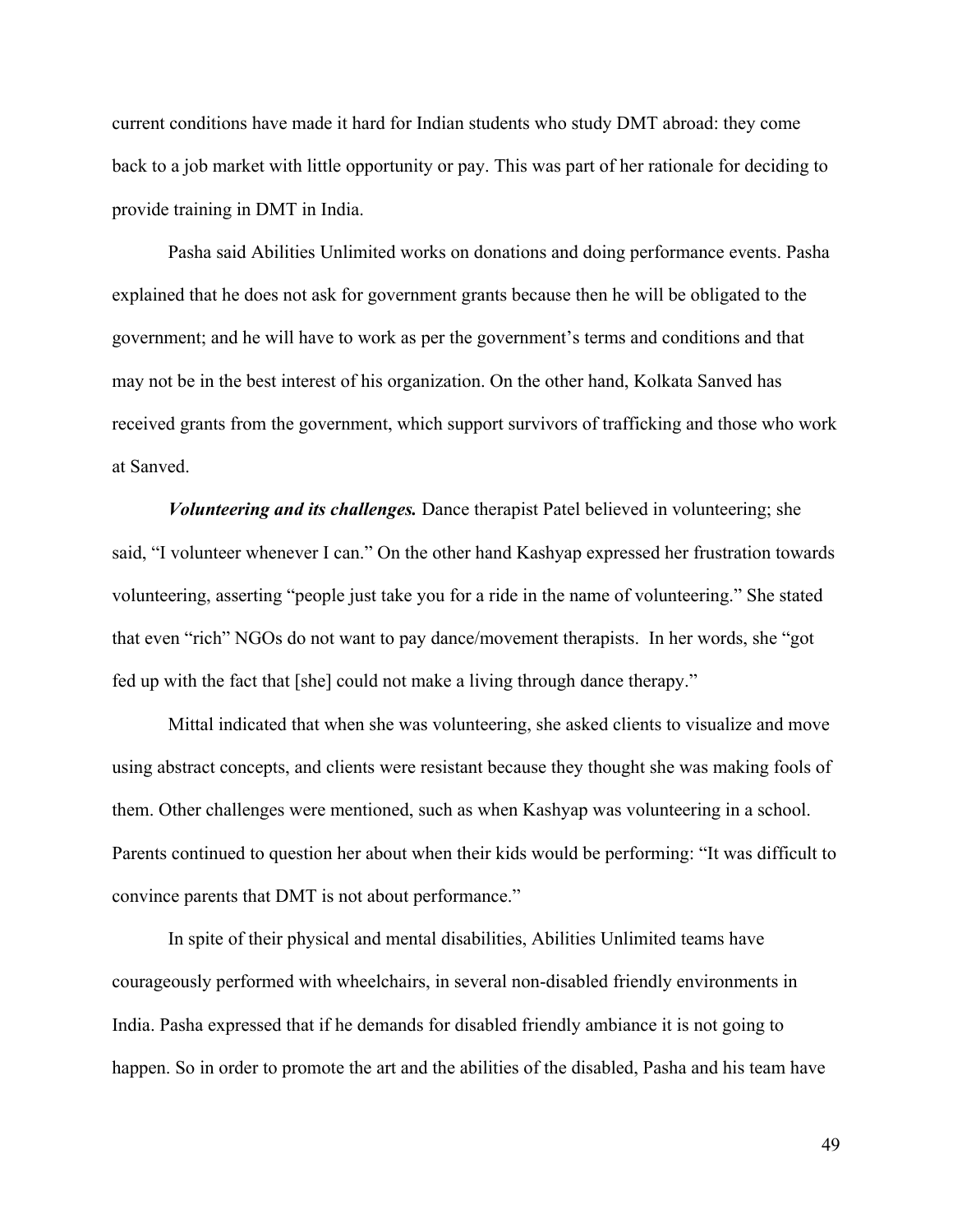current conditions have made it hard for Indian students who study DMT abroad: they come back to a job market with little opportunity or pay. This was part of her rationale for deciding to provide training in DMT in India.

Pasha said Abilities Unlimited works on donations and doing performance events. Pasha explained that he does not ask for government grants because then he will be obligated to the government; and he will have to work as per the government's terms and conditions and that may not be in the best interest of his organization. On the other hand, Kolkata Sanved has received grants from the government, which support survivors of trafficking and those who work at Sanved.

***Volunteering and its challenges.*** Dance therapist Patel believed in volunteering; she said, "I volunteer whenever I can." On the other hand Kashyap expressed her frustration towards volunteering, asserting "people just take you for a ride in the name of volunteering." She stated that even "rich" NGOs do not want to pay dance/movement therapists. In her words, she "got fed up with the fact that [she] could not make a living through dance therapy."

Mittal indicated that when she was volunteering, she asked clients to visualize and move using abstract concepts, and clients were resistant because they thought she was making fools of them. Other challenges were mentioned, such as when Kashyap was volunteering in a school. Parents continued to question her about when their kids would be performing: "It was difficult to convince parents that DMT is not about performance."

In spite of their physical and mental disabilities, Abilities Unlimited teams have courageously performed with wheelchairs, in several non-disabled friendly environments in India. Pasha expressed that if he demands for disabled friendly ambiance it is not going to happen. So in order to promote the art and the abilities of the disabled, Pasha and his team have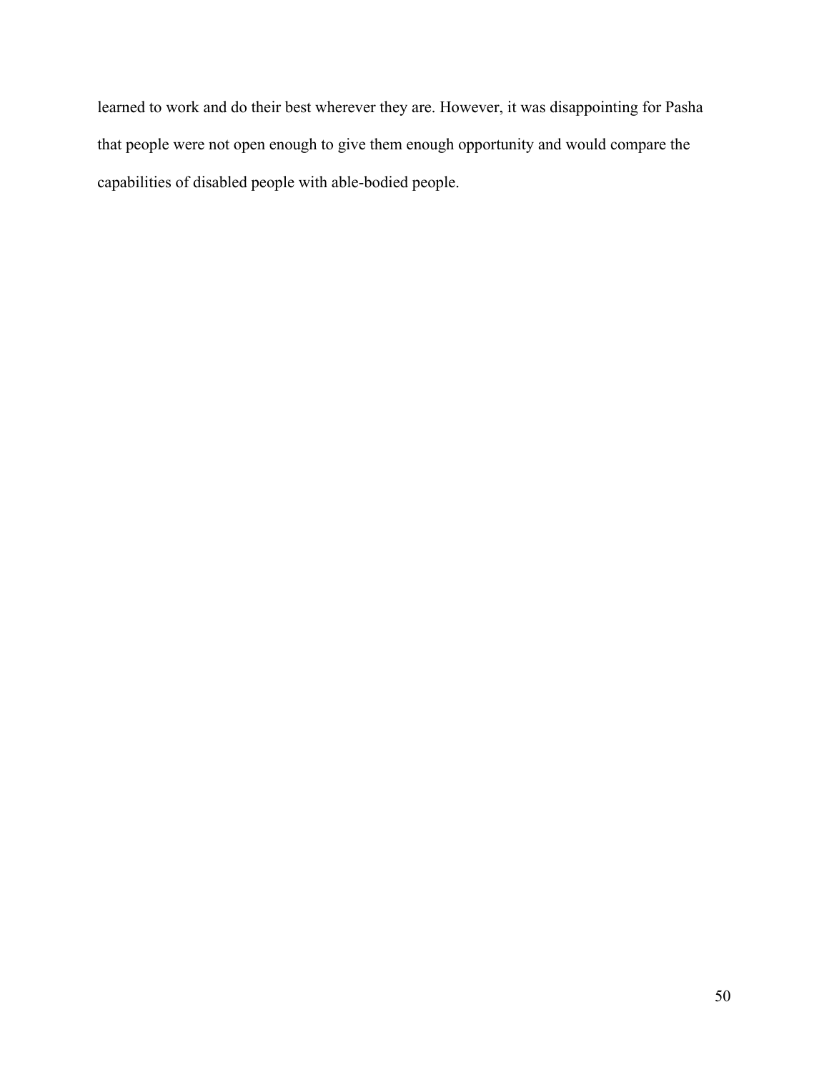learned to work and do their best wherever they are. However, it was disappointing for Pasha that people were not open enough to give them enough opportunity and would compare the capabilities of disabled people with able-bodied people.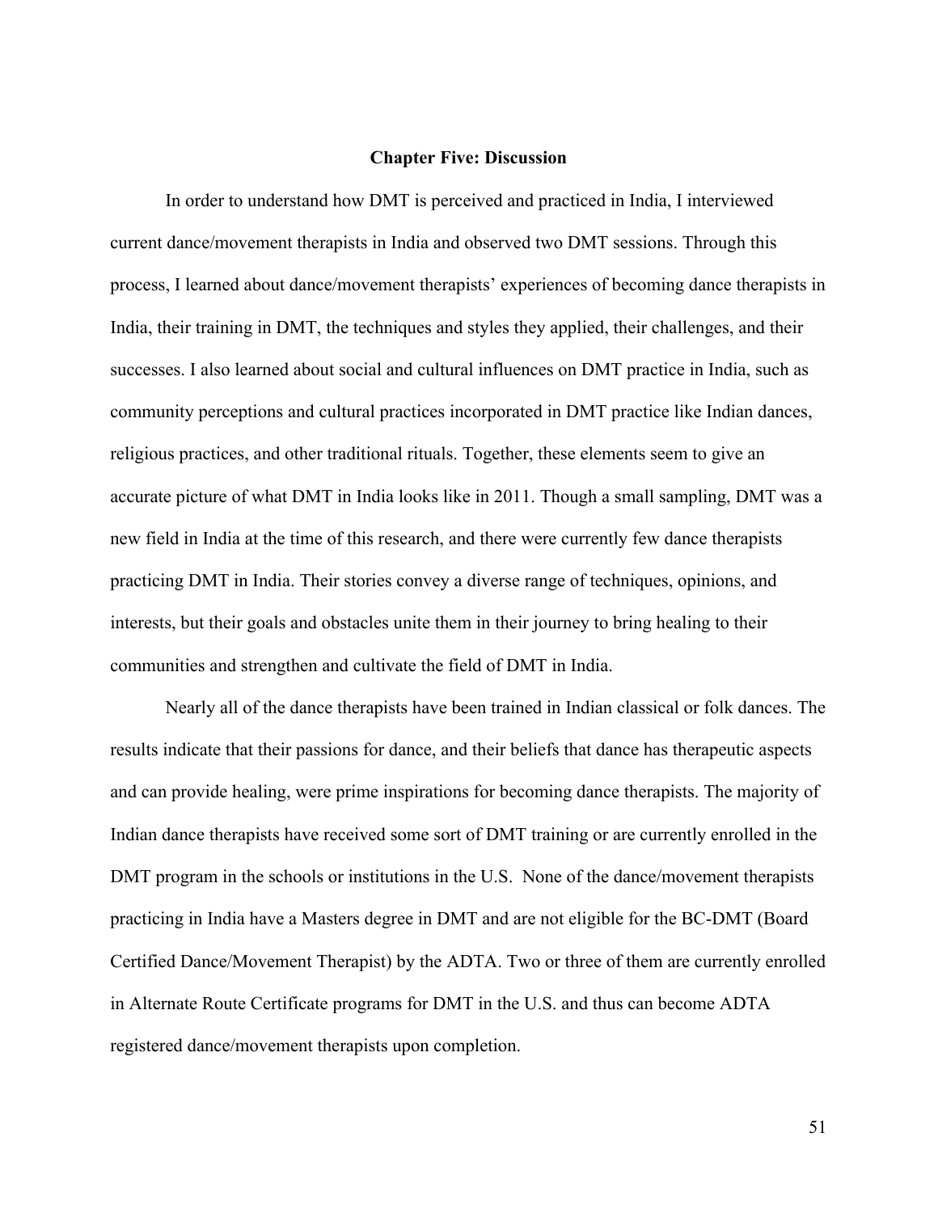## Chapter Five: Discussion

In order to understand how DMT is perceived and practiced in India, I interviewed current dance/movement therapists in India and observed two DMT sessions. Through this process, I learned about dance/movement therapists' experiences of becoming dance therapists in India, their training in DMT, the techniques and styles they applied, their challenges, and their successes. I also learned about social and cultural influences on DMT practice in India, such as community perceptions and cultural practices incorporated in DMT practice like Indian dances, religious practices, and other traditional rituals. Together, these elements seem to give an accurate picture of what DMT in India looks like in 2011. Though a small sampling, DMT was a new field in India at the time of this research, and there were currently few dance therapists practicing DMT in India. Their stories convey a diverse range of techniques, opinions, and interests, but their goals and obstacles unite them in their journey to bring healing to their communities and strengthen and cultivate the field of DMT in India.

Nearly all of the dance therapists have been trained in Indian classical or folk dances. The results indicate that their passions for dance, and their beliefs that dance has therapeutic aspects and can provide healing, were prime inspirations for becoming dance therapists. The majority of Indian dance therapists have received some sort of DMT training or are currently enrolled in the DMT program in the schools or institutions in the U.S. None of the dance/movement therapists practicing in India have a Masters degree in DMT and are not eligible for the BC-DMT (Board Certified Dance/Movement Therapist) by the ADTA. Two or three of them are currently enrolled in Alternate Route Certificate programs for DMT in the U.S. and thus can become ADTA registered dance/movement therapists upon completion.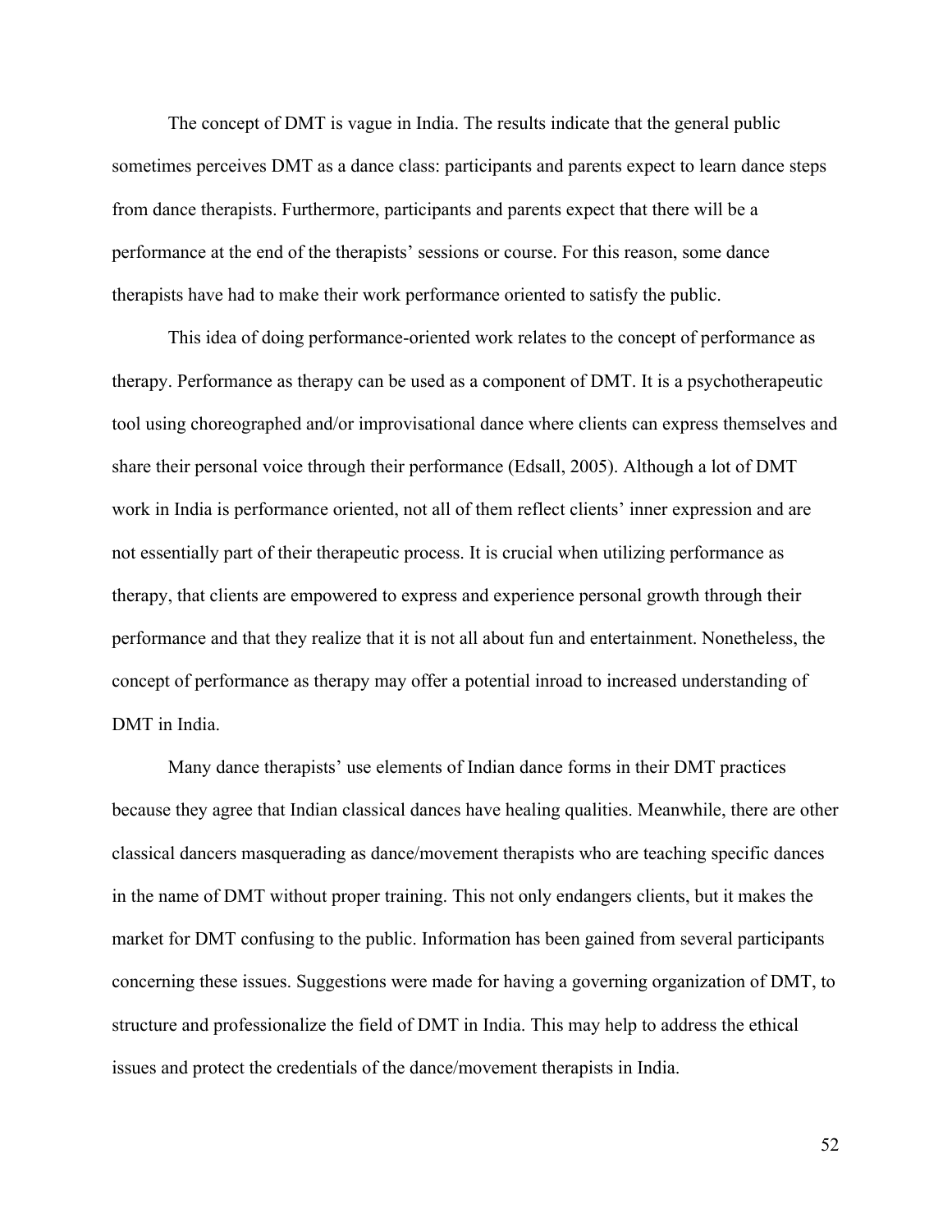The concept of DMT is vague in India. The results indicate that the general public sometimes perceives DMT as a dance class: participants and parents expect to learn dance steps from dance therapists. Furthermore, participants and parents expect that there will be a performance at the end of the therapists' sessions or course. For this reason, some dance therapists have had to make their work performance oriented to satisfy the public.

This idea of doing performance-oriented work relates to the concept of performance as therapy. Performance as therapy can be used as a component of DMT. It is a psychotherapeutic tool using choreographed and/or improvisational dance where clients can express themselves and share their personal voice through their performance (Edsall, 2005). Although a lot of DMT work in India is performance oriented, not all of them reflect clients' inner expression and are not essentially part of their therapeutic process. It is crucial when utilizing performance as therapy, that clients are empowered to express and experience personal growth through their performance and that they realize that it is not all about fun and entertainment. Nonetheless, the concept of performance as therapy may offer a potential inroad to increased understanding of DMT in India.

Many dance therapists' use elements of Indian dance forms in their DMT practices because they agree that Indian classical dances have healing qualities. Meanwhile, there are other classical dancers masquerading as dance/movement therapists who are teaching specific dances in the name of DMT without proper training. This not only endangers clients, but it makes the market for DMT confusing to the public. Information has been gained from several participants concerning these issues. Suggestions were made for having a governing organization of DMT, to structure and professionalize the field of DMT in India. This may help to address the ethical issues and protect the credentials of the dance/movement therapists in India.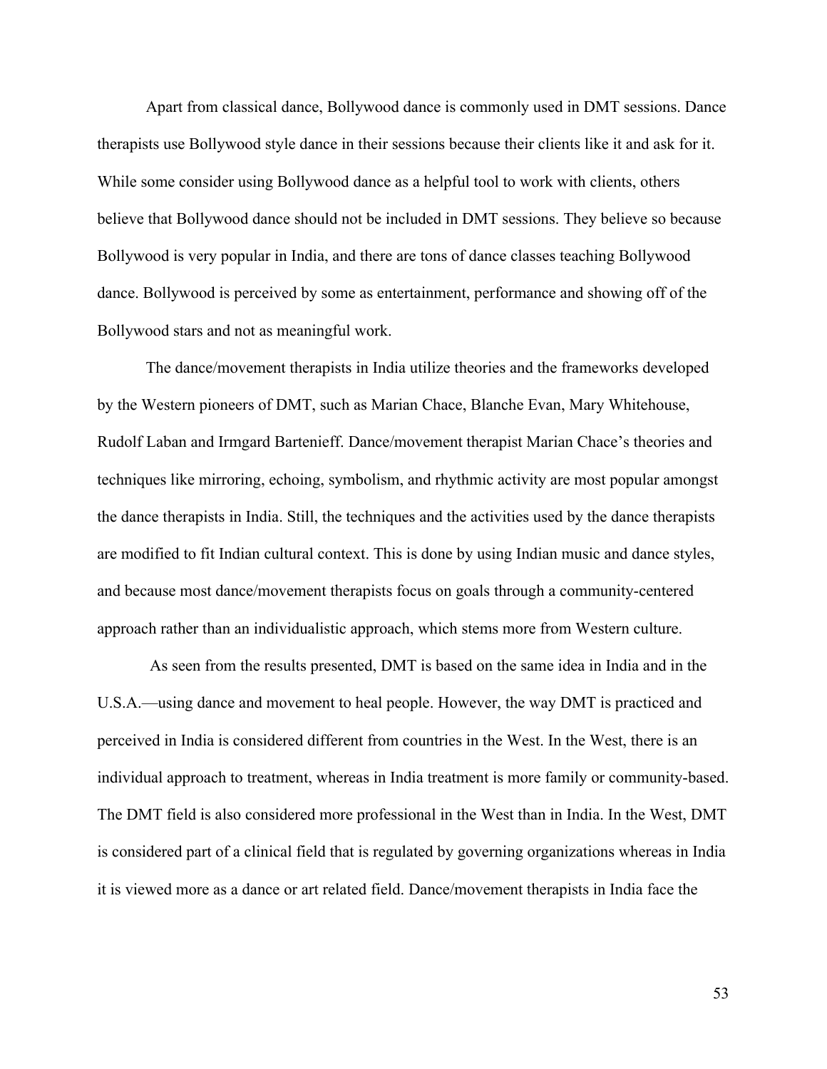Apart from classical dance, Bollywood dance is commonly used in DMT sessions. Dance therapists use Bollywood style dance in their sessions because their clients like it and ask for it. While some consider using Bollywood dance as a helpful tool to work with clients, others believe that Bollywood dance should not be included in DMT sessions. They believe so because Bollywood is very popular in India, and there are tons of dance classes teaching Bollywood dance. Bollywood is perceived by some as entertainment, performance and showing off of the Bollywood stars and not as meaningful work.

The dance/movement therapists in India utilize theories and the frameworks developed by the Western pioneers of DMT, such as Marian Chace, Blanche Evan, Mary Whitehouse, Rudolf Laban and Irmgard Bartenieff. Dance/movement therapist Marian Chace's theories and techniques like mirroring, echoing, symbolism, and rhythmic activity are most popular amongst the dance therapists in India. Still, the techniques and the activities used by the dance therapists are modified to fit Indian cultural context. This is done by using Indian music and dance styles, and because most dance/movement therapists focus on goals through a community-centered approach rather than an individualistic approach, which stems more from Western culture.

As seen from the results presented, DMT is based on the same idea in India and in the U.S.A.—using dance and movement to heal people. However, the way DMT is practiced and perceived in India is considered different from countries in the West. In the West, there is an individual approach to treatment, whereas in India treatment is more family or community-based. The DMT field is also considered more professional in the West than in India. In the West, DMT is considered part of a clinical field that is regulated by governing organizations whereas in India it is viewed more as a dance or art related field. Dance/movement therapists in India face the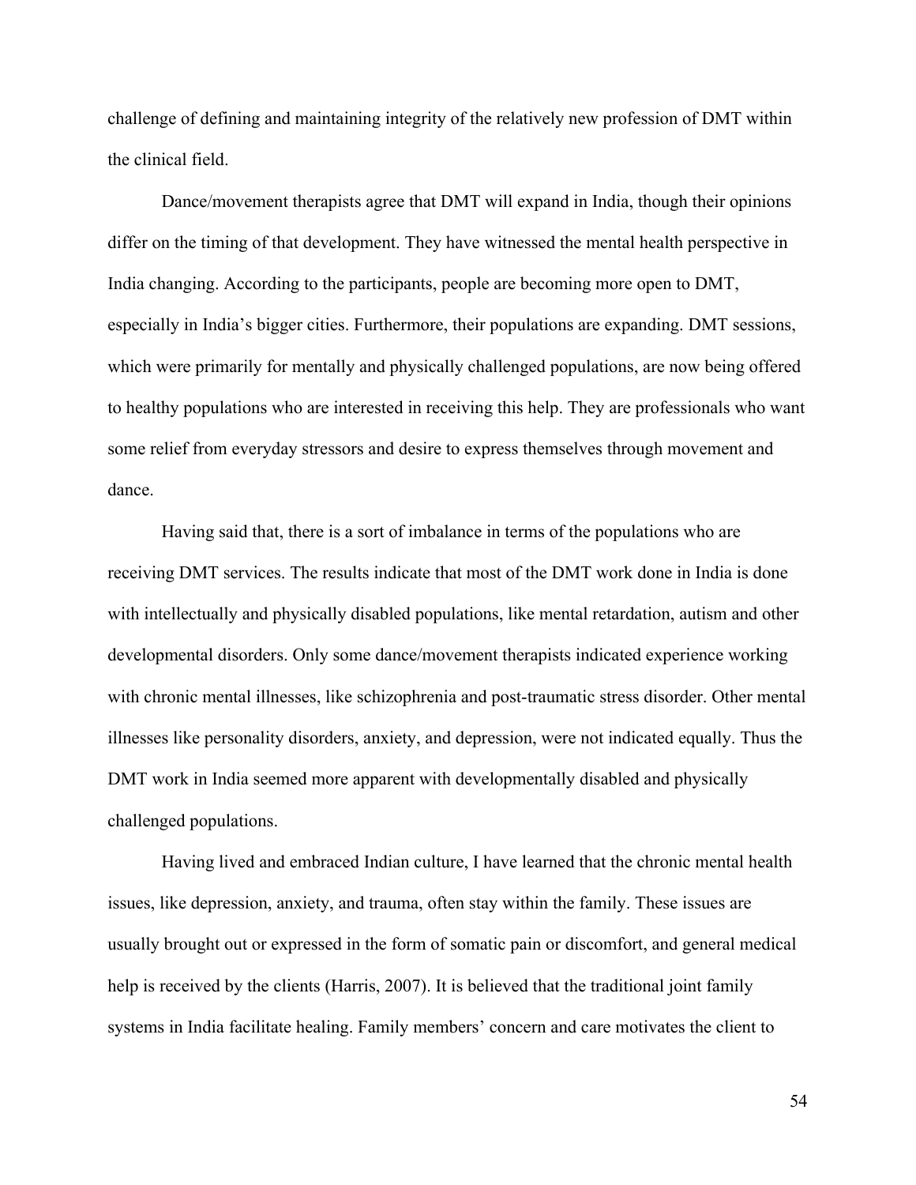challenge of defining and maintaining integrity of the relatively new profession of DMT within the clinical field.

Dance/movement therapists agree that DMT will expand in India, though their opinions differ on the timing of that development. They have witnessed the mental health perspective in India changing. According to the participants, people are becoming more open to DMT, especially in India's bigger cities. Furthermore, their populations are expanding. DMT sessions, which were primarily for mentally and physically challenged populations, are now being offered to healthy populations who are interested in receiving this help. They are professionals who want some relief from everyday stressors and desire to express themselves through movement and dance.

Having said that, there is a sort of imbalance in terms of the populations who are receiving DMT services. The results indicate that most of the DMT work done in India is done with intellectually and physically disabled populations, like mental retardation, autism and other developmental disorders. Only some dance/movement therapists indicated experience working with chronic mental illnesses, like schizophrenia and post-traumatic stress disorder. Other mental illnesses like personality disorders, anxiety, and depression, were not indicated equally. Thus the DMT work in India seemed more apparent with developmentally disabled and physically challenged populations.

Having lived and embraced Indian culture, I have learned that the chronic mental health issues, like depression, anxiety, and trauma, often stay within the family. These issues are usually brought out or expressed in the form of somatic pain or discomfort, and general medical help is received by the clients (Harris, 2007). It is believed that the traditional joint family systems in India facilitate healing. Family members' concern and care motivates the client to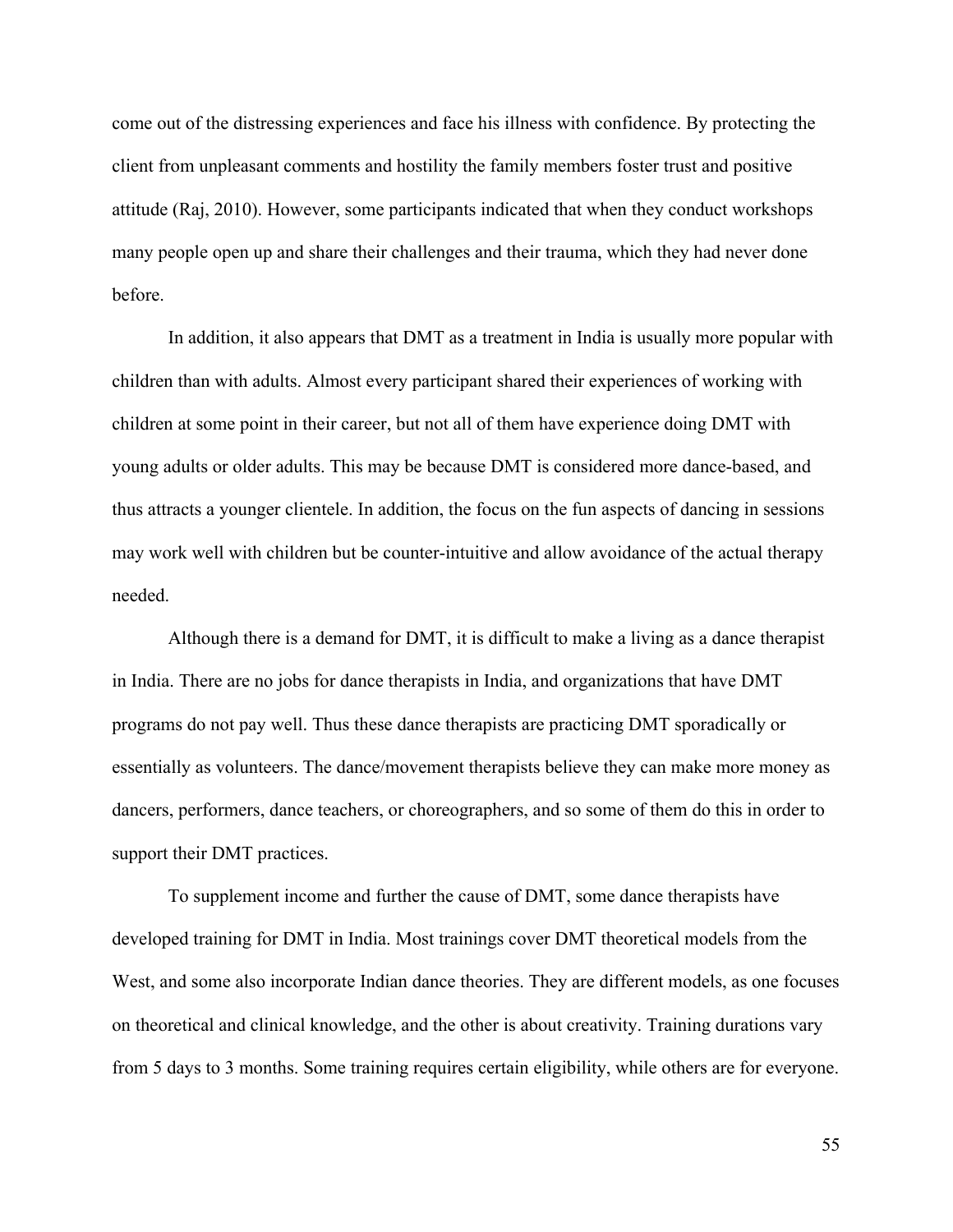come out of the distressing experiences and face his illness with confidence. By protecting the client from unpleasant comments and hostility the family members foster trust and positive attitude (Raj, 2010). However, some participants indicated that when they conduct workshops many people open up and share their challenges and their trauma, which they had never done before.

In addition, it also appears that DMT as a treatment in India is usually more popular with children than with adults. Almost every participant shared their experiences of working with children at some point in their career, but not all of them have experience doing DMT with young adults or older adults. This may be because DMT is considered more dance-based, and thus attracts a younger clientele. In addition, the focus on the fun aspects of dancing in sessions may work well with children but be counter-intuitive and allow avoidance of the actual therapy needed.

Although there is a demand for DMT, it is difficult to make a living as a dance therapist in India. There are no jobs for dance therapists in India, and organizations that have DMT programs do not pay well. Thus these dance therapists are practicing DMT sporadically or essentially as volunteers. The dance/movement therapists believe they can make more money as dancers, performers, dance teachers, or choreographers, and so some of them do this in order to support their DMT practices.

To supplement income and further the cause of DMT, some dance therapists have developed training for DMT in India. Most trainings cover DMT theoretical models from the West, and some also incorporate Indian dance theories. They are different models, as one focuses on theoretical and clinical knowledge, and the other is about creativity. Training durations vary from 5 days to 3 months. Some training requires certain eligibility, while others are for everyone.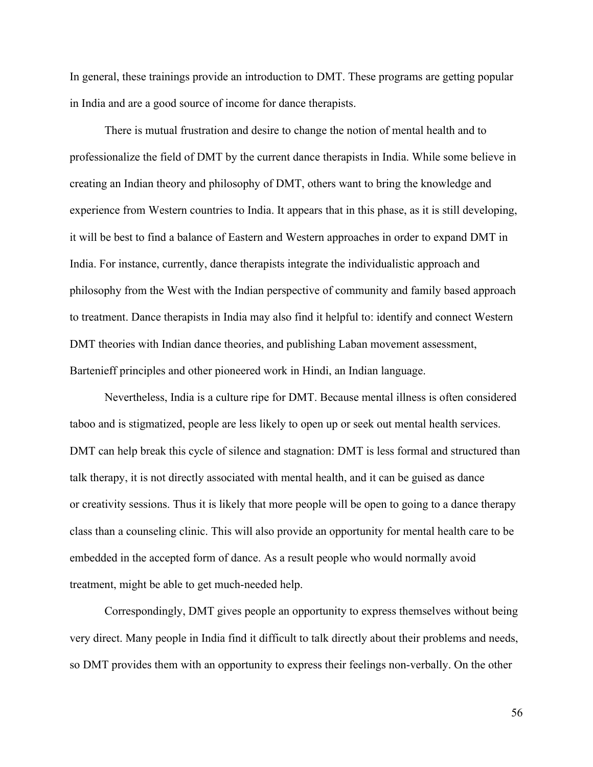In general, these trainings provide an introduction to DMT. These programs are getting popular in India and are a good source of income for dance therapists.

There is mutual frustration and desire to change the notion of mental health and to professionalize the field of DMT by the current dance therapists in India. While some believe in creating an Indian theory and philosophy of DMT, others want to bring the knowledge and experience from Western countries to India. It appears that in this phase, as it is still developing, it will be best to find a balance of Eastern and Western approaches in order to expand DMT in India. For instance, currently, dance therapists integrate the individualistic approach and philosophy from the West with the Indian perspective of community and family based approach to treatment. Dance therapists in India may also find it helpful to: identify and connect Western DMT theories with Indian dance theories, and publishing Laban movement assessment, Bartenieff principles and other pioneered work in Hindi, an Indian language.

Nevertheless, India is a culture ripe for DMT. Because mental illness is often considered taboo and is stigmatized, people are less likely to open up or seek out mental health services. DMT can help break this cycle of silence and stagnation: DMT is less formal and structured than talk therapy, it is not directly associated with mental health, and it can be guised as dance or creativity sessions. Thus it is likely that more people will be open to going to a dance therapy class than a counseling clinic. This will also provide an opportunity for mental health care to be embedded in the accepted form of dance. As a result people who would normally avoid treatment, might be able to get much-needed help.

Correspondingly, DMT gives people an opportunity to express themselves without being very direct. Many people in India find it difficult to talk directly about their problems and needs, so DMT provides them with an opportunity to express their feelings non-verbally. On the other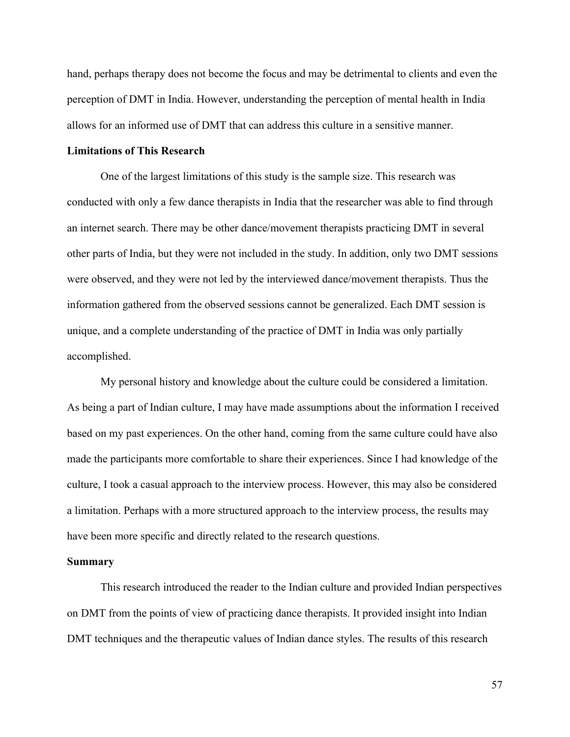hand, perhaps therapy does not become the focus and may be detrimental to clients and even the perception of DMT in India. However, understanding the perception of mental health in India allows for an informed use of DMT that can address this culture in a sensitive manner.

**Limitations of This Research**

One of the largest limitations of this study is the sample size. This research was conducted with only a few dance therapists in India that the researcher was able to find through an internet search. There may be other dance/movement therapists practicing DMT in several other parts of India, but they were not included in the study. In addition, only two DMT sessions were observed, and they were not led by the interviewed dance/movement therapists. Thus the information gathered from the observed sessions cannot be generalized. Each DMT session is unique, and a complete understanding of the practice of DMT in India was only partially accomplished.

My personal history and knowledge about the culture could be considered a limitation. As being a part of Indian culture, I may have made assumptions about the information I received based on my past experiences. On the other hand, coming from the same culture could have also made the participants more comfortable to share their experiences. Since I had knowledge of the culture, I took a casual approach to the interview process. However, this may also be considered a limitation. Perhaps with a more structured approach to the interview process, the results may have been more specific and directly related to the research questions.

**Summary**

This research introduced the reader to the Indian culture and provided Indian perspectives on DMT from the points of view of practicing dance therapists. It provided insight into Indian DMT techniques and the therapeutic values of Indian dance styles. The results of this research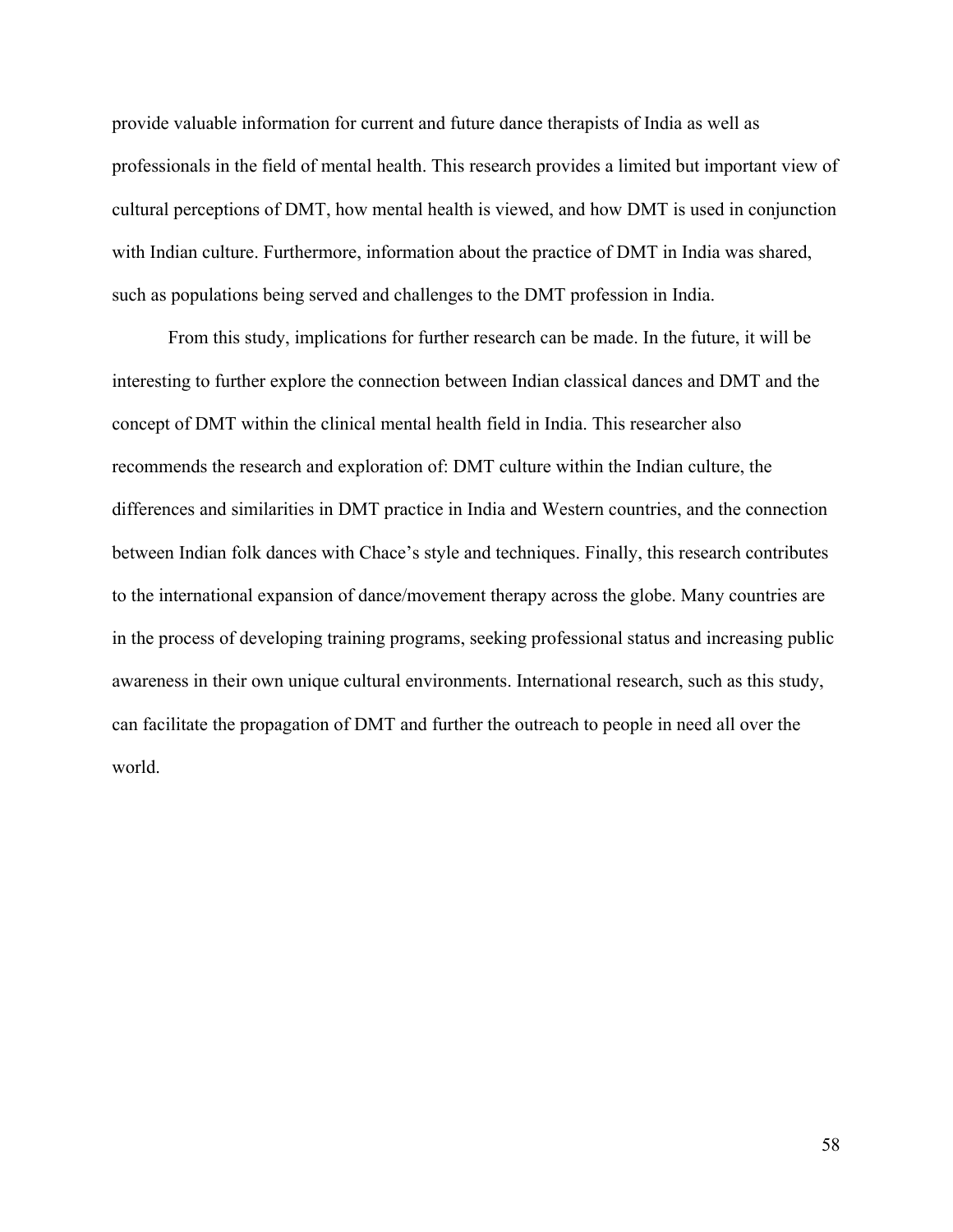provide valuable information for current and future dance therapists of India as well as professionals in the field of mental health. This research provides a limited but important view of cultural perceptions of DMT, how mental health is viewed, and how DMT is used in conjunction with Indian culture. Furthermore, information about the practice of DMT in India was shared, such as populations being served and challenges to the DMT profession in India.

From this study, implications for further research can be made. In the future, it will be interesting to further explore the connection between Indian classical dances and DMT and the concept of DMT within the clinical mental health field in India. This researcher also recommends the research and exploration of: DMT culture within the Indian culture, the differences and similarities in DMT practice in India and Western countries, and the connection between Indian folk dances with Chace's style and techniques. Finally, this research contributes to the international expansion of dance/movement therapy across the globe. Many countries are in the process of developing training programs, seeking professional status and increasing public awareness in their own unique cultural environments. International research, such as this study, can facilitate the propagation of DMT and further the outreach to people in need all over the world.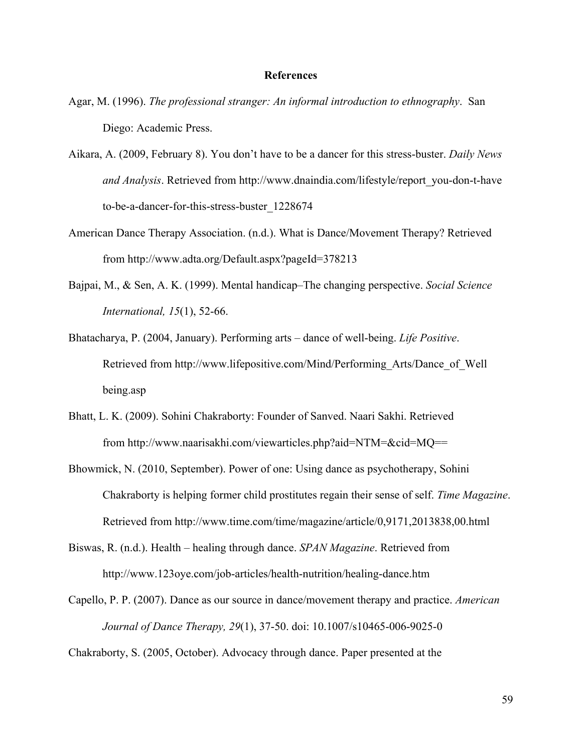# References

Agar, M. (1996). *The professional stranger: An informal introduction to ethnography*. San Diego: Academic Press.

Aikara, A. (2009, February 8). You don't have to be a dancer for this stress-buster. *Daily News and Analysis*. Retrieved from http://www.dnaindia.com/lifestyle/report_you-don-t-have to-be-a-dancer-for-this-stress-buster_1228674

American Dance Therapy Association. (n.d.). What is Dance/Movement Therapy? Retrieved from http://www.adta.org/Default.aspx?pageId=378213

Bajpai, M., & Sen, A. K. (1999). Mental handicap–The changing perspective. *Social Science International, 15*(1), 52-66.

Bhatacharya, P. (2004, January). Performing arts – dance of well-being. *Life Positive*. Retrieved from http://www.lifepositive.com/Mind/Performing_Arts/Dance_of_Well being.asp

Bhatt, L. K. (2009). Sohini Chakraborty: Founder of Sanved. Naari Sakhi. Retrieved from http://www.naarisakhi.com/viewarticles.php?aid=NTM=&cid=MQ==

Bhowmick, N. (2010, September). Power of one: Using dance as psychotherapy, Sohini Chakraborty is helping former child prostitutes regain their sense of self. *Time Magazine*. Retrieved from http://www.time.com/time/magazine/article/0,9171,2013838,00.html

Biswas, R. (n.d.). Health – healing through dance. *SPAN Magazine*. Retrieved from http://www.123oye.com/job-articles/health-nutrition/healing-dance.htm

Capello, P. P. (2007). Dance as our source in dance/movement therapy and practice. *American Journal of Dance Therapy, 29*(1), 37-50. doi: 10.1007/s10465-006-9025-0

Chakraborty, S. (2005, October). Advocacy through dance. Paper presented at the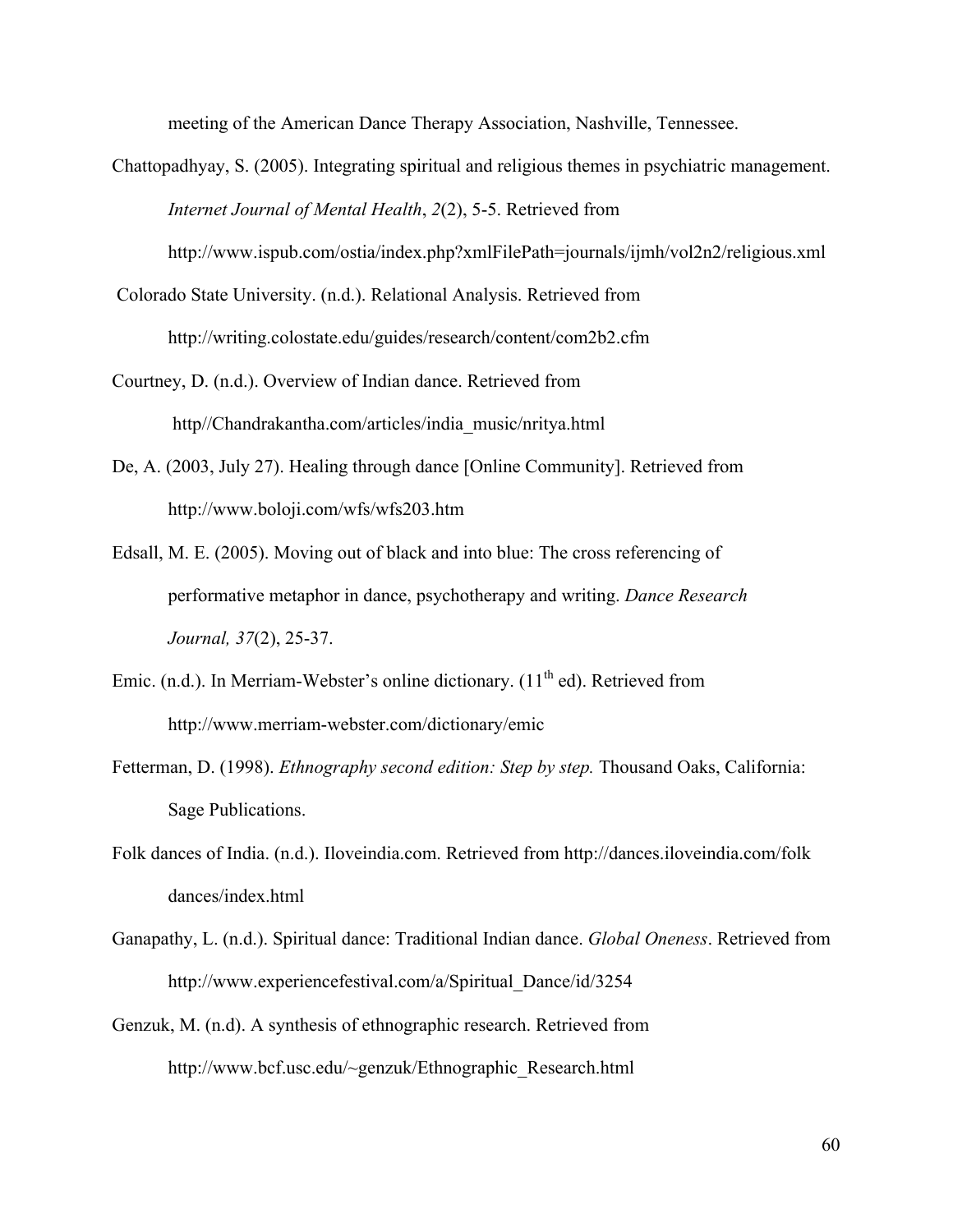meeting of the American Dance Therapy Association, Nashville, Tennessee.

Chattopadhyay, S. (2005). Integrating spiritual and religious themes in psychiatric management. *Internet Journal of Mental Health*, *2*(2), 5-5. Retrieved from http://www.ispub.com/ostia/index.php?xmlFilePath=journals/ijmh/vol2n2/religious.xml

Colorado State University. (n.d.). Relational Analysis. Retrieved from http://writing.colostate.edu/guides/research/content/com2b2.cfm

Courtney, D. (n.d.). Overview of Indian dance. Retrieved from http//Chandrakantha.com/articles/india_music/nritya.html

De, A. (2003, July 27). Healing through dance [Online Community]. Retrieved from http://www.boloji.com/wfs/wfs203.htm

Edsall, M. E. (2005). Moving out of black and into blue: The cross referencing of performative metaphor in dance, psychotherapy and writing. *Dance Research Journal, 37*(2), 25-37.

Emic. (n.d.). In Merriam-Webster's online dictionary. (11th ed). Retrieved from http://www.merriam-webster.com/dictionary/emic

Fetterman, D. (1998). *Ethnography second edition: Step by step.* Thousand Oaks, California: Sage Publications.

Folk dances of India. (n.d.). Iloveindia.com. Retrieved from http://dances.iloveindia.com/folk dances/index.html

Ganapathy, L. (n.d.). Spiritual dance: Traditional Indian dance. *Global Oneness*. Retrieved from http://www.experiencefestival.com/a/Spiritual_Dance/id/3254

Genzuk, M. (n.d). A synthesis of ethnographic research. Retrieved from http://www.bcf.usc.edu/~genzuk/Ethnographic_Research.html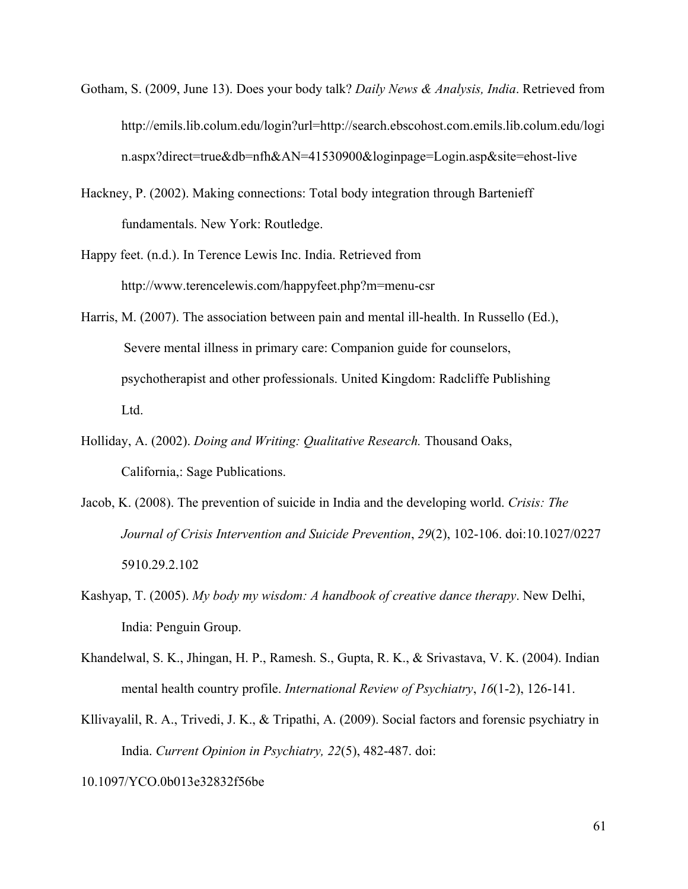Gotham, S. (2009, June 13). Does your body talk? *Daily News & Analysis, India*. Retrieved from http://emils.lib.colum.edu/login?url=http://search.ebscohost.com.emils.lib.colum.edu/login.aspx?direct=true&db=nfh&AN=41530900&loginpage=Login.asp&site=ehost-live

Hackney, P. (2002). Making connections: Total body integration through Bartenieff fundamentals. New York: Routledge.

Happy feet. (n.d.). In Terence Lewis Inc. India. Retrieved from http://www.terencelewis.com/happyfeet.php?m=menu-csr

Harris, M. (2007). The association between pain and mental ill-health. In Russello (Ed.), Severe mental illness in primary care: Companion guide for counselors, psychotherapist and other professionals. United Kingdom: Radcliffe Publishing Ltd.

Holliday, A. (2002). *Doing and Writing: Qualitative Research.* Thousand Oaks, California,: Sage Publications.

Jacob, K. (2008). The prevention of suicide in India and the developing world. *Crisis: The Journal of Crisis Intervention and Suicide Prevention*, *29*(2), 102-106. doi:10.1027/0227 5910.29.2.102

Kashyap, T. (2005). *My body my wisdom: A handbook of creative dance therapy*. New Delhi, India: Penguin Group.

Khandelwal, S. K., Jhingan, H. P., Ramesh. S., Gupta, R. K., & Srivastava, V. K. (2004). Indian mental health country profile. *International Review of Psychiatry*, *16*(1-2), 126-141.

Kllivayalil, R. A., Trivedi, J. K., & Tripathi, A. (2009). Social factors and forensic psychiatry in India. *Current Opinion in Psychiatry, 22*(5), 482-487. doi: 10.1097/YCO.0b013e32832f56be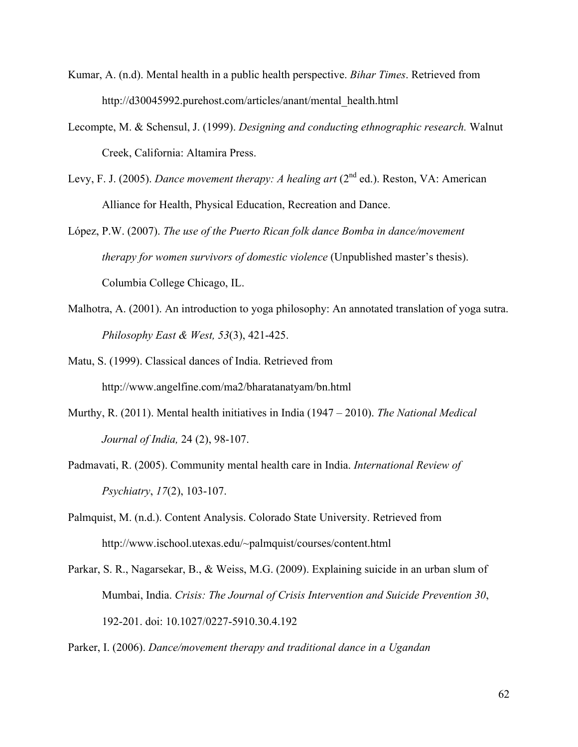Kumar, A. (n.d). Mental health in a public health perspective. *Bihar Times*. Retrieved from http://d30045992.purehost.com/articles/anant/mental_health.html

Lecompte, M. & Schensul, J. (1999). *Designing and conducting ethnographic research.* Walnut Creek, California: Altamira Press.

Levy, F. J. (2005). *Dance movement therapy: A healing art* (2nd ed.). Reston, VA: American Alliance for Health, Physical Education, Recreation and Dance.

López, P.W. (2007). *The use of the Puerto Rican folk dance Bomba in dance/movement therapy for women survivors of domestic violence* (Unpublished master's thesis). Columbia College Chicago, IL.

Malhotra, A. (2001). An introduction to yoga philosophy: An annotated translation of yoga sutra. *Philosophy East & West, 53*(3), 421-425.

Matu, S. (1999). Classical dances of India. Retrieved from http://www.angelfine.com/ma2/bharatanatyam/bn.html

Murthy, R. (2011). Mental health initiatives in India (1947 – 2010). *The National Medical Journal of India,* 24 (2), 98-107.

Padmavati, R. (2005). Community mental health care in India. *International Review of Psychiatry*, *17*(2), 103-107.

Palmquist, M. (n.d.). Content Analysis. Colorado State University. Retrieved from http://www.ischool.utexas.edu/~palmquist/courses/content.html

Parkar, S. R., Nagarsekar, B., & Weiss, M.G. (2009). Explaining suicide in an urban slum of Mumbai, India. *Crisis: The Journal of Crisis Intervention and Suicide Prevention 30*, 192-201. doi: 10.1027/0227-5910.30.4.192

Parker, I. (2006). *Dance/movement therapy and traditional dance in a Ugandan*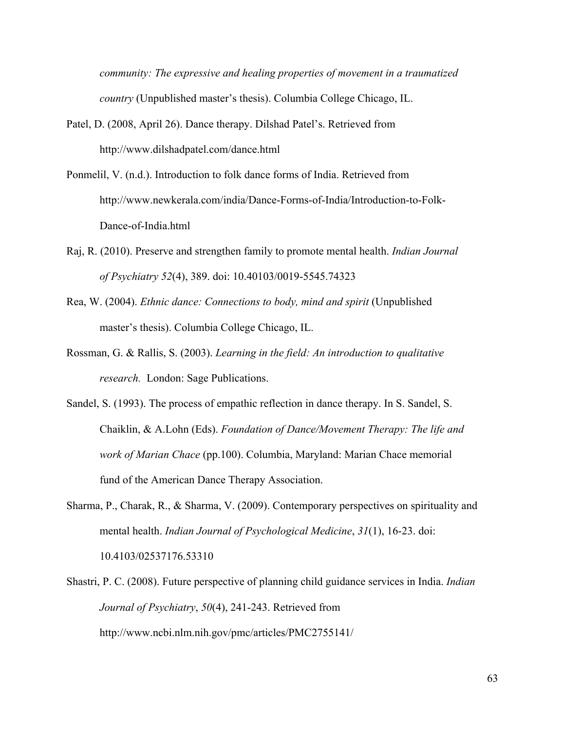*community: The expressive and healing properties of movement in a traumatized country* (Unpublished master's thesis). Columbia College Chicago, IL.

Patel, D. (2008, April 26). Dance therapy. Dilshad Patel's. Retrieved from http://www.dilshadpatel.com/dance.html

Ponmelil, V. (n.d.). Introduction to folk dance forms of India. Retrieved from http://www.newkerala.com/india/Dance-Forms-of-India/Introduction-to-Folk-Dance-of-India.html

Raj, R. (2010). Preserve and strengthen family to promote mental health. *Indian Journal of Psychiatry 52*(4), 389. doi: 10.40103/0019-5545.74323

Rea, W. (2004). *Ethnic dance: Connections to body, mind and spirit* (Unpublished master's thesis). Columbia College Chicago, IL.

Rossman, G. & Rallis, S. (2003). *Learning in the field: An introduction to qualitative research.* London: Sage Publications.

Sandel, S. (1993). The process of empathic reflection in dance therapy. In S. Sandel, S. Chaiklin, & A.Lohn (Eds). *Foundation of Dance/Movement Therapy: The life and work of Marian Chace* (pp.100). Columbia, Maryland: Marian Chace memorial fund of the American Dance Therapy Association.

Sharma, P., Charak, R., & Sharma, V. (2009). Contemporary perspectives on spirituality and mental health. *Indian Journal of Psychological Medicine*, *31*(1), 16-23. doi: 10.4103/02537176.53310

Shastri, P. C. (2008). Future perspective of planning child guidance services in India. *Indian Journal of Psychiatry*, *50*(4), 241-243. Retrieved from http://www.ncbi.nlm.nih.gov/pmc/articles/PMC2755141/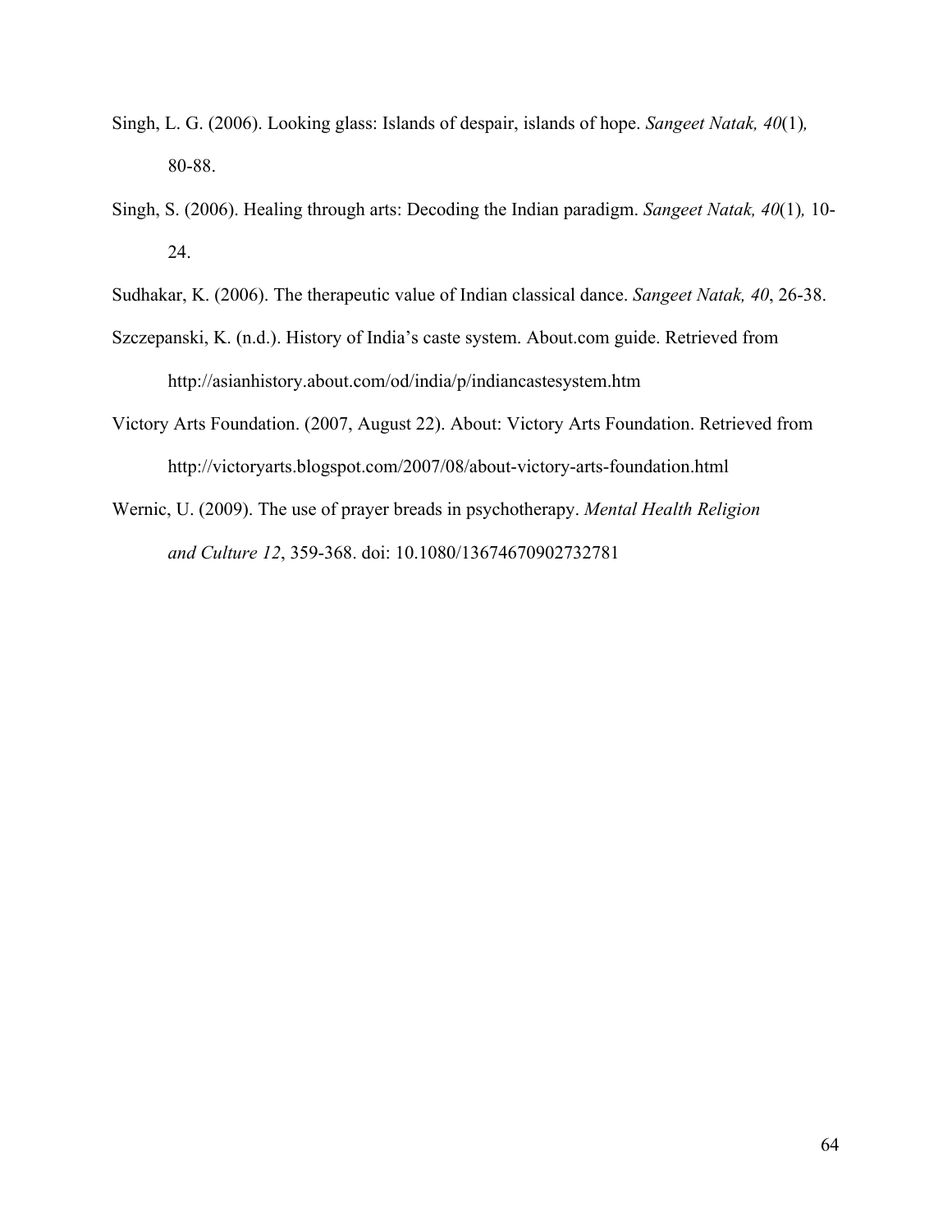Singh, L. G. (2006). Looking glass: Islands of despair, islands of hope. *Sangeet Natak, 40*(1)*,* 80-88.

Singh, S. (2006). Healing through arts: Decoding the Indian paradigm. *Sangeet Natak, 40*(1)*,* 10-24.

Sudhakar, K. (2006). The therapeutic value of Indian classical dance. *Sangeet Natak, 40*, 26-38.

Szczepanski, K. (n.d.). History of India's caste system. About.com guide. Retrieved from http://asianhistory.about.com/od/india/p/indiancastesystem.htm

Victory Arts Foundation. (2007, August 22). About: Victory Arts Foundation. Retrieved from http://victoryarts.blogspot.com/2007/08/about-victory-arts-foundation.html

Wernic, U. (2009). The use of prayer breads in psychotherapy. *Mental Health Religion and Culture 12*, 359-368. doi: 10.1080/13674670902732781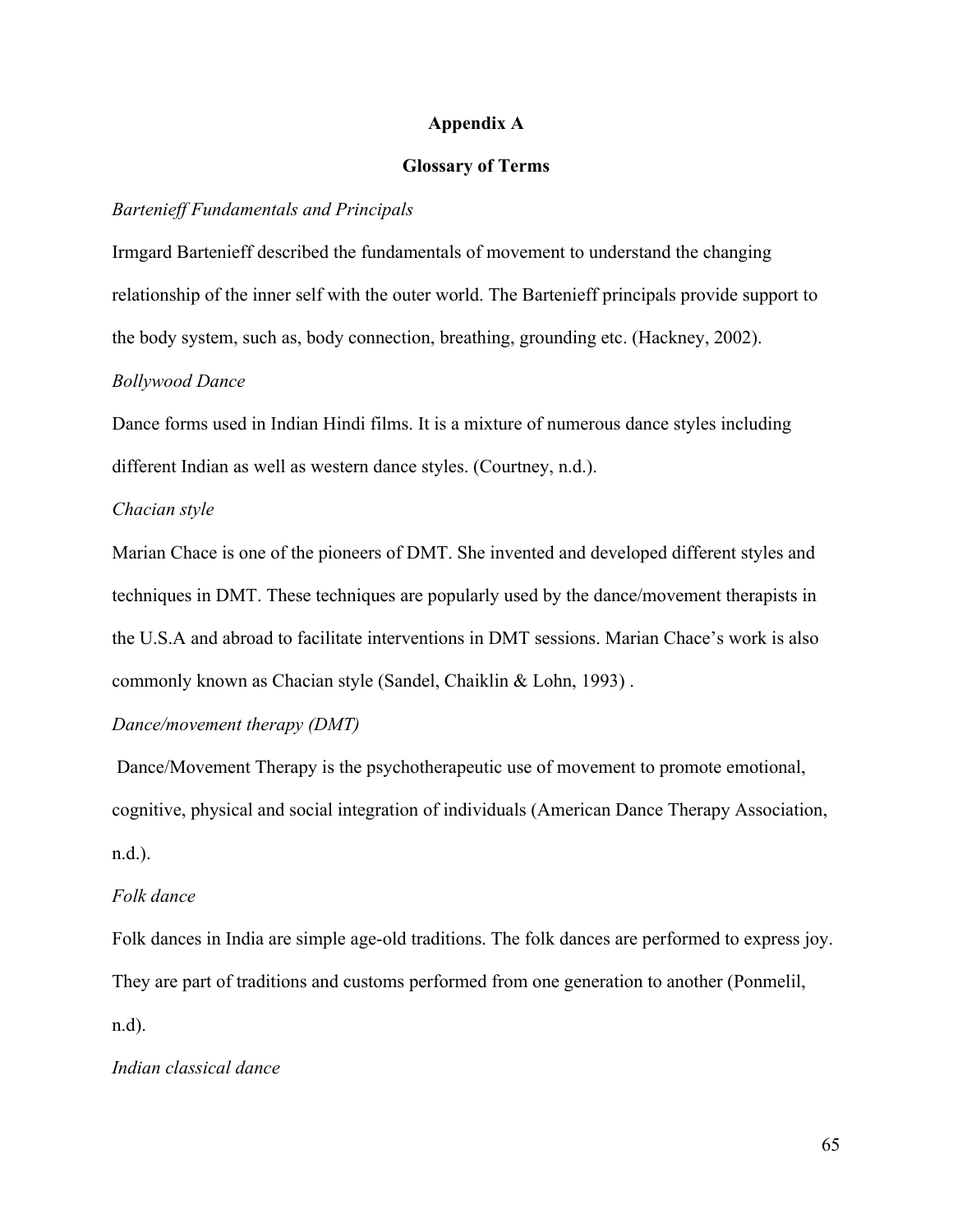# Appendix A

## Glossary of Terms

*Bartenieff Fundamentals and Principals*

Irmgard Bartenieff described the fundamentals of movement to understand the changing relationship of the inner self with the outer world. The Bartenieff principals provide support to the body system, such as, body connection, breathing, grounding etc. (Hackney, 2002).

*Bollywood Dance*

Dance forms used in Indian Hindi films. It is a mixture of numerous dance styles including different Indian as well as western dance styles. (Courtney, n.d.).

*Chacian style*

Marian Chace is one of the pioneers of DMT. She invented and developed different styles and techniques in DMT. These techniques are popularly used by the dance/movement therapists in the U.S.A and abroad to facilitate interventions in DMT sessions. Marian Chace's work is also commonly known as Chacian style (Sandel, Chaiklin & Lohn, 1993) .

*Dance/movement therapy (DMT)*

Dance/Movement Therapy is the psychotherapeutic use of movement to promote emotional, cognitive, physical and social integration of individuals (American Dance Therapy Association, n.d.).

*Folk dance*

Folk dances in India are simple age-old traditions. The folk dances are performed to express joy. They are part of traditions and customs performed from one generation to another (Ponmelil, n.d).

*Indian classical dance*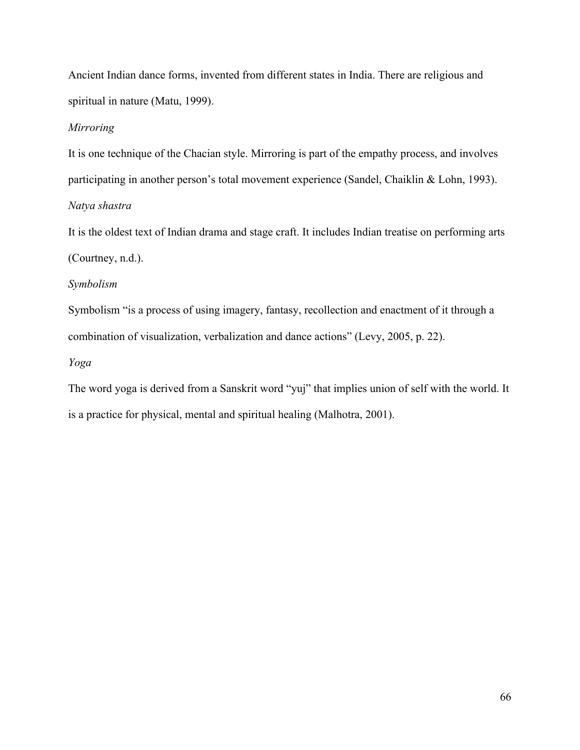Ancient Indian dance forms, invented from different states in India. There are religious and spiritual in nature (Matu, 1999).

*Mirroring*

It is one technique of the Chacian style. Mirroring is part of the empathy process, and involves participating in another person's total movement experience (Sandel, Chaiklin & Lohn, 1993).

*Natya shastra*

It is the oldest text of Indian drama and stage craft. It includes Indian treatise on performing arts (Courtney, n.d.).

*Symbolism*

Symbolism "is a process of using imagery, fantasy, recollection and enactment of it through a combination of visualization, verbalization and dance actions" (Levy, 2005, p. 22).

*Yoga*

The word yoga is derived from a Sanskrit word "yuj" that implies union of self with the world. It is a practice for physical, mental and spiritual healing (Malhotra, 2001).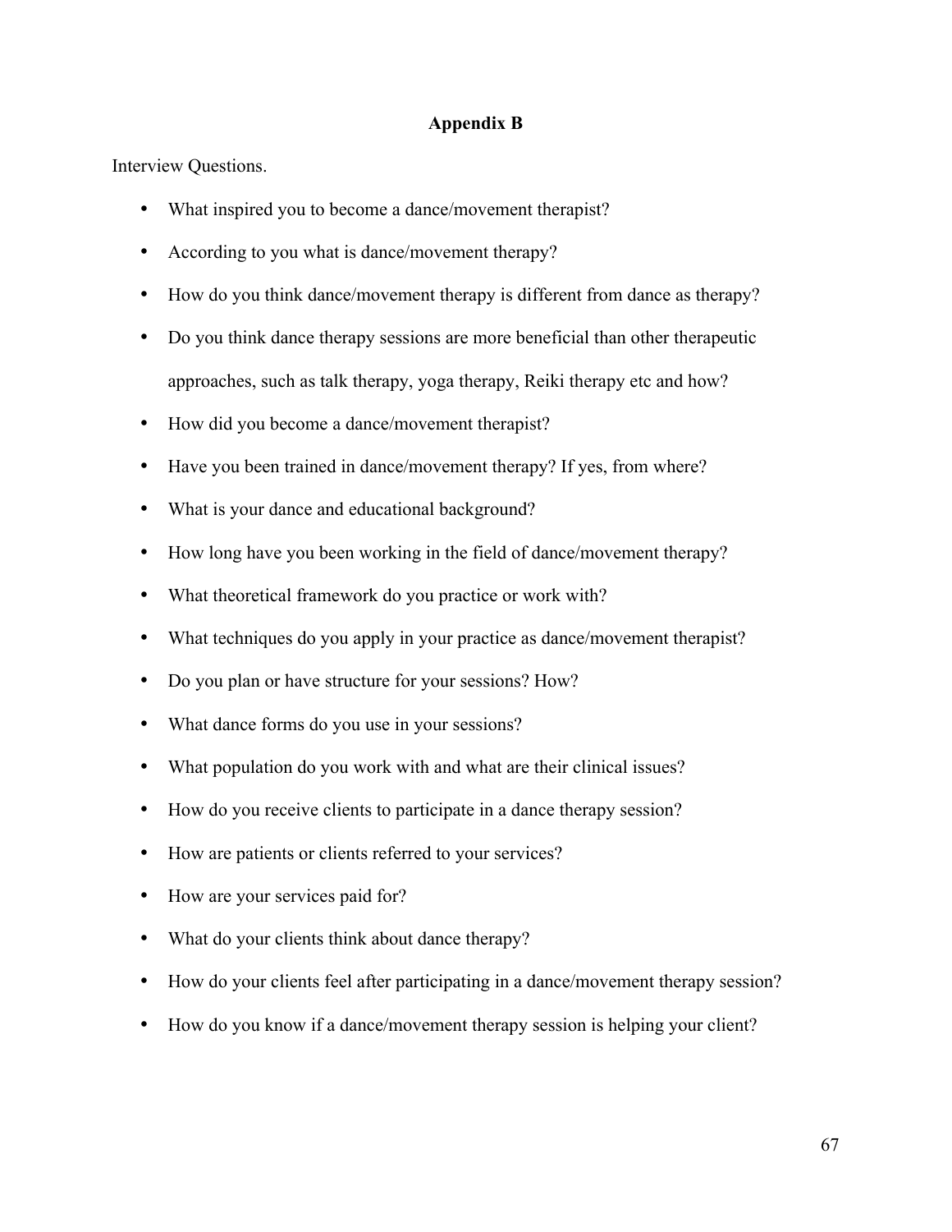## Appendix B

Interview Questions.

- What inspired you to become a dance/movement therapist?
- According to you what is dance/movement therapy?
- How do you think dance/movement therapy is different from dance as therapy?
- Do you think dance therapy sessions are more beneficial than other therapeutic approaches, such as talk therapy, yoga therapy, Reiki therapy etc and how?
- How did you become a dance/movement therapist?
- Have you been trained in dance/movement therapy? If yes, from where?
- What is your dance and educational background?
- How long have you been working in the field of dance/movement therapy?
- What theoretical framework do you practice or work with?
- What techniques do you apply in your practice as dance/movement therapist?
- Do you plan or have structure for your sessions? How?
- What dance forms do you use in your sessions?
- What population do you work with and what are their clinical issues?
- How do you receive clients to participate in a dance therapy session?
- How are patients or clients referred to your services?
- How are your services paid for?
- What do your clients think about dance therapy?
- How do your clients feel after participating in a dance/movement therapy session?
- How do you know if a dance/movement therapy session is helping your client?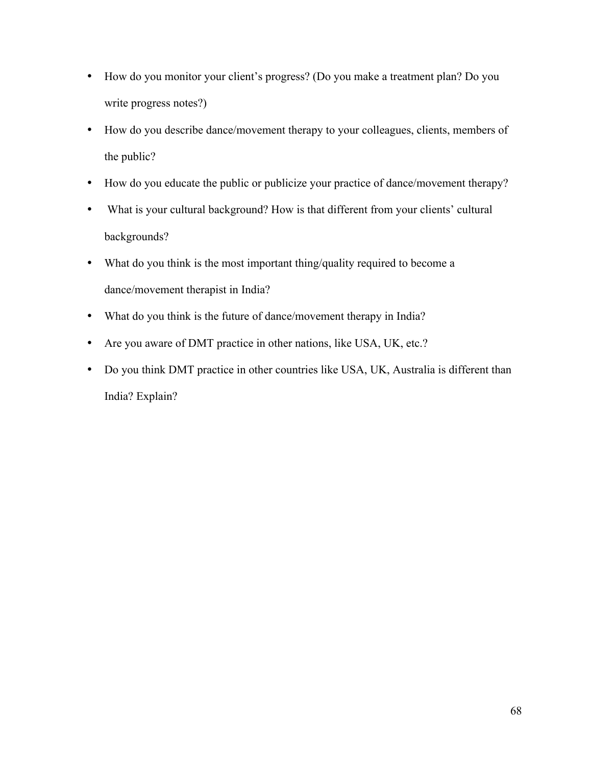- How do you monitor your client's progress? (Do you make a treatment plan? Do you write progress notes?)
- How do you describe dance/movement therapy to your colleagues, clients, members of the public?
- How do you educate the public or publicize your practice of dance/movement therapy?
- What is your cultural background? How is that different from your clients' cultural backgrounds?
- What do you think is the most important thing/quality required to become a dance/movement therapist in India?
- What do you think is the future of dance/movement therapy in India?
- Are you aware of DMT practice in other nations, like USA, UK, etc.?
- Do you think DMT practice in other countries like USA, UK, Australia is different than India? Explain?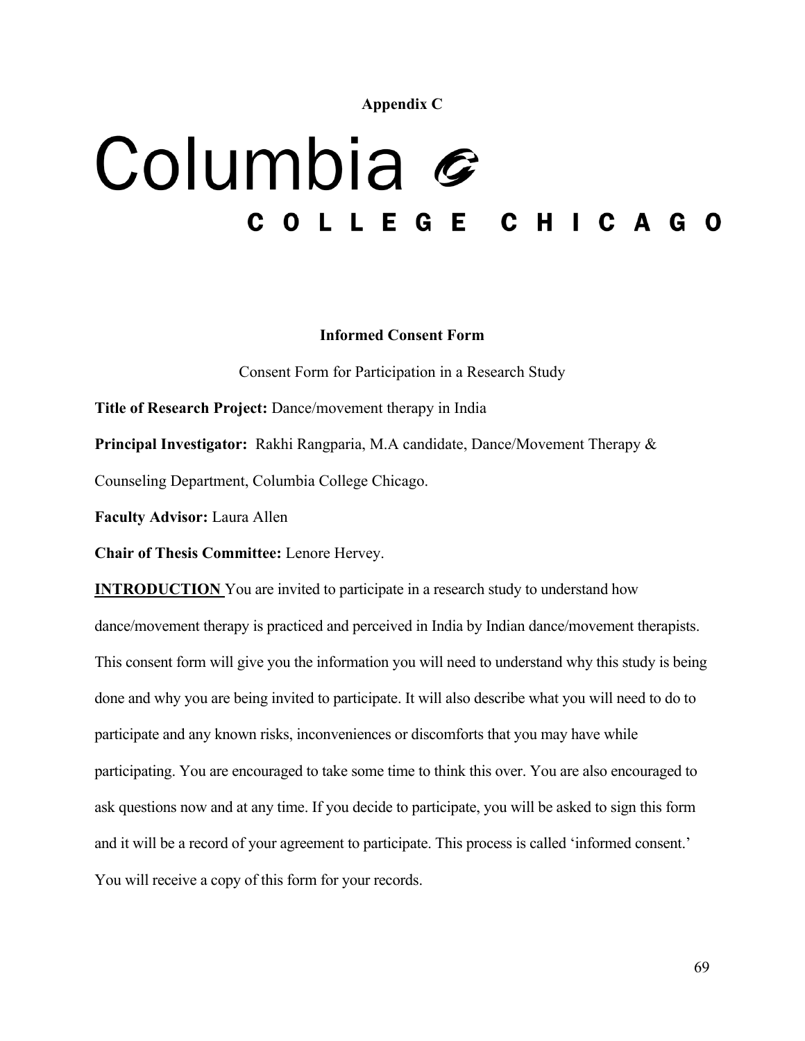**Appendix C**

Columbia

COLLEGE CHICAGO

**Informed Consent Form**

Consent Form for Participation in a Research Study

**Title of Research Project:** Dance/movement therapy in India

**Principal Investigator:** Rakhi Rangparia, M.A candidate, Dance/Movement Therapy & Counseling Department, Columbia College Chicago.

**Faculty Advisor:** Laura Allen

**Chair of Thesis Committee:** Lenore Hervey.

**INTRODUCTION** You are invited to participate in a research study to understand how dance/movement therapy is practiced and perceived in India by Indian dance/movement therapists. This consent form will give you the information you will need to understand why this study is being done and why you are being invited to participate. It will also describe what you will need to do to participate and any known risks, inconveniences or discomforts that you may have while participating. You are encouraged to take some time to think this over. You are also encouraged to ask questions now and at any time. If you decide to participate, you will be asked to sign this form and it will be a record of your agreement to participate. This process is called 'informed consent.' You will receive a copy of this form for your records.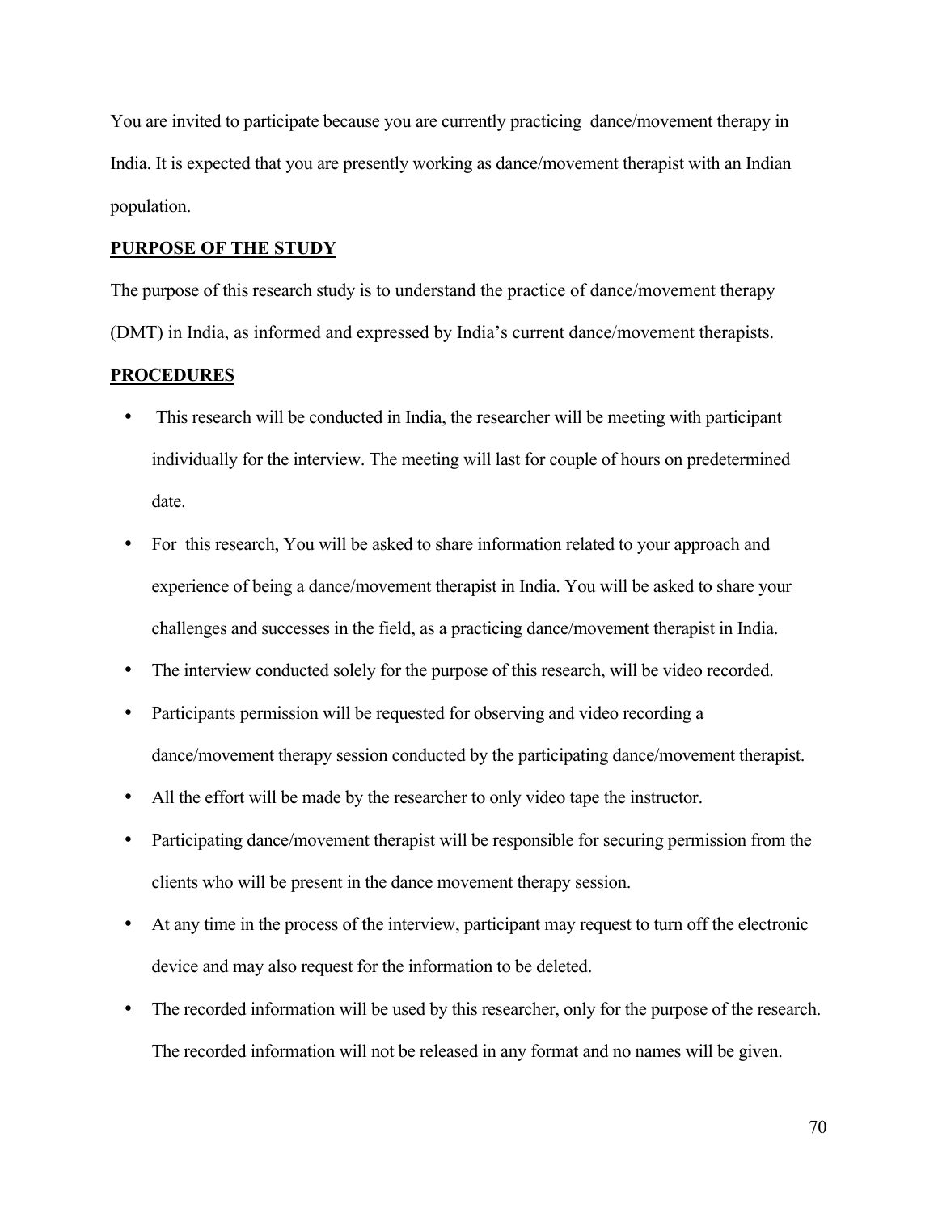You are invited to participate because you are currently practicing dance/movement therapy in India. It is expected that you are presently working as dance/movement therapist with an Indian population.

**PURPOSE OF THE STUDY**

The purpose of this research study is to understand the practice of dance/movement therapy (DMT) in India, as informed and expressed by India's current dance/movement therapists.

**PROCEDURES**

- This research will be conducted in India, the researcher will be meeting with participant individually for the interview. The meeting will last for couple of hours on predetermined date.
- For this research, You will be asked to share information related to your approach and experience of being a dance/movement therapist in India. You will be asked to share your challenges and successes in the field, as a practicing dance/movement therapist in India.
- The interview conducted solely for the purpose of this research, will be video recorded.
- Participants permission will be requested for observing and video recording a dance/movement therapy session conducted by the participating dance/movement therapist.
- All the effort will be made by the researcher to only video tape the instructor.
- Participating dance/movement therapist will be responsible for securing permission from the clients who will be present in the dance movement therapy session.
- At any time in the process of the interview, participant may request to turn off the electronic device and may also request for the information to be deleted.
- The recorded information will be used by this researcher, only for the purpose of the research. The recorded information will not be released in any format and no names will be given.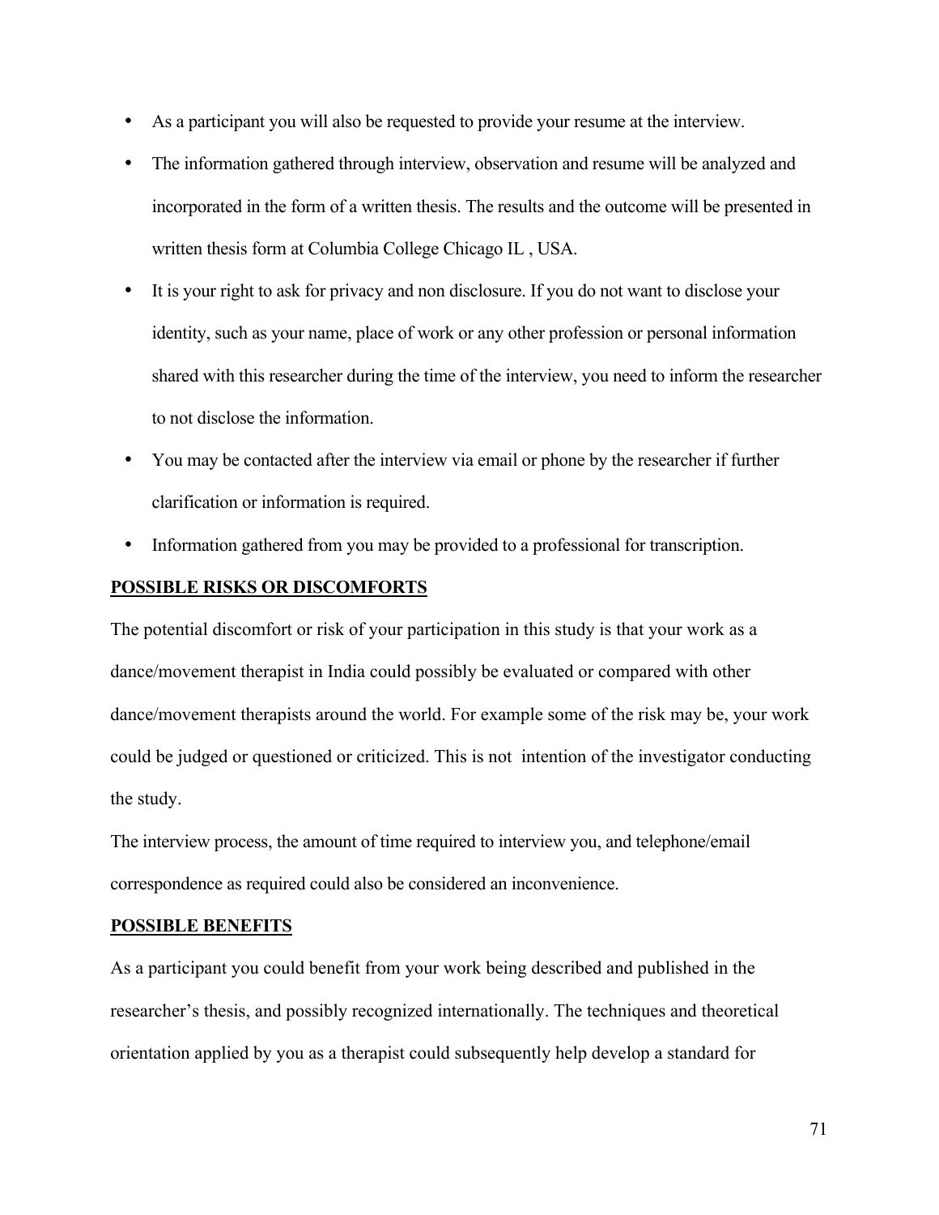- As a participant you will also be requested to provide your resume at the interview.
- The information gathered through interview, observation and resume will be analyzed and incorporated in the form of a written thesis. The results and the outcome will be presented in written thesis form at Columbia College Chicago IL , USA.
- It is your right to ask for privacy and non disclosure. If you do not want to disclose your identity, such as your name, place of work or any other profession or personal information shared with this researcher during the time of the interview, you need to inform the researcher to not disclose the information.
- You may be contacted after the interview via email or phone by the researcher if further clarification or information is required.
- Information gathered from you may be provided to a professional for transcription.

**POSSIBLE RISKS OR DISCOMFORTS**

The potential discomfort or risk of your participation in this study is that your work as a dance/movement therapist in India could possibly be evaluated or compared with other dance/movement therapists around the world. For example some of the risk may be, your work could be judged or questioned or criticized. This is not intention of the investigator conducting the study.

The interview process, the amount of time required to interview you, and telephone/email correspondence as required could also be considered an inconvenience.

**POSSIBLE BENEFITS**

As a participant you could benefit from your work being described and published in the researcher's thesis, and possibly recognized internationally. The techniques and theoretical orientation applied by you as a therapist could subsequently help develop a standard for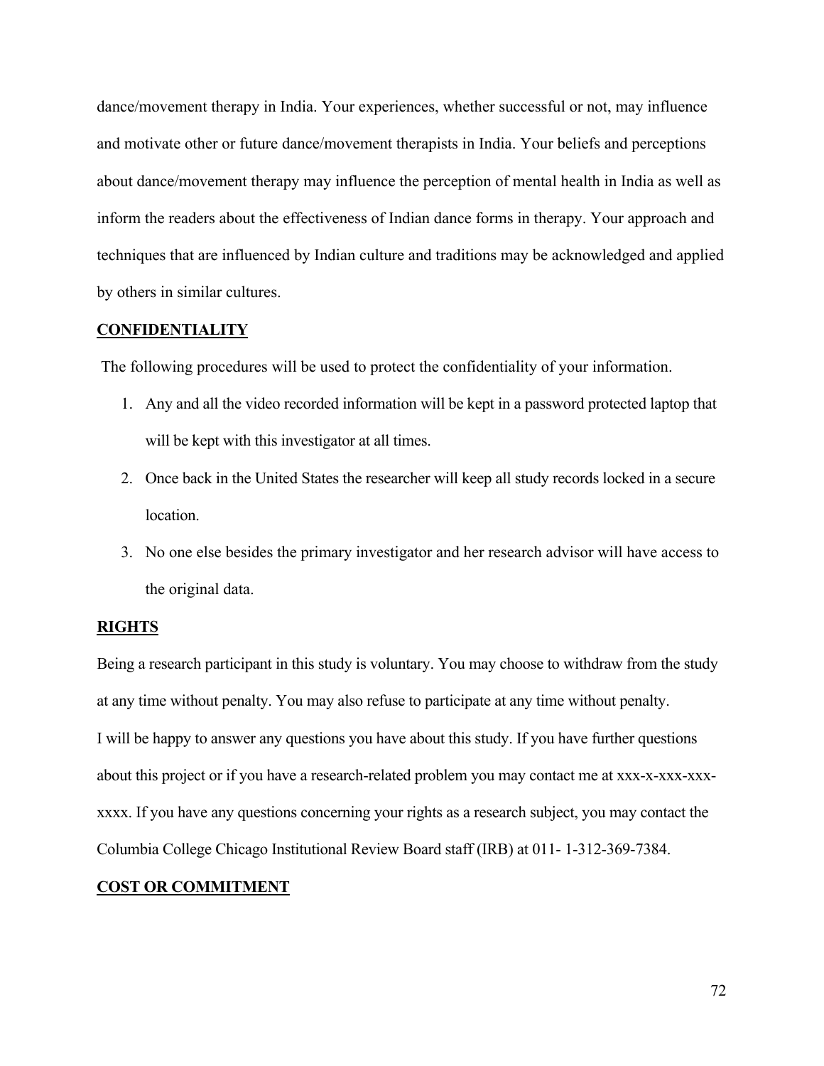dance/movement therapy in India. Your experiences, whether successful or not, may influence and motivate other or future dance/movement therapists in India. Your beliefs and perceptions about dance/movement therapy may influence the perception of mental health in India as well as inform the readers about the effectiveness of Indian dance forms in therapy. Your approach and techniques that are influenced by Indian culture and traditions may be acknowledged and applied by others in similar cultures.

**CONFIDENTIALITY**

The following procedures will be used to protect the confidentiality of your information.

1. Any and all the video recorded information will be kept in a password protected laptop that will be kept with this investigator at all times.
2. Once back in the United States the researcher will keep all study records locked in a secure location.
3. No one else besides the primary investigator and her research advisor will have access to the original data.

**RIGHTS**

Being a research participant in this study is voluntary. You may choose to withdraw from the study at any time without penalty. You may also refuse to participate at any time without penalty.

I will be happy to answer any questions you have about this study. If you have further questions about this project or if you have a research-related problem you may contact me at xxx-x-xxx-xxx-xxxx. If you have any questions concerning your rights as a research subject, you may contact the Columbia College Chicago Institutional Review Board staff (IRB) at 011- 1-312-369-7384.

**COST OR COMMITMENT**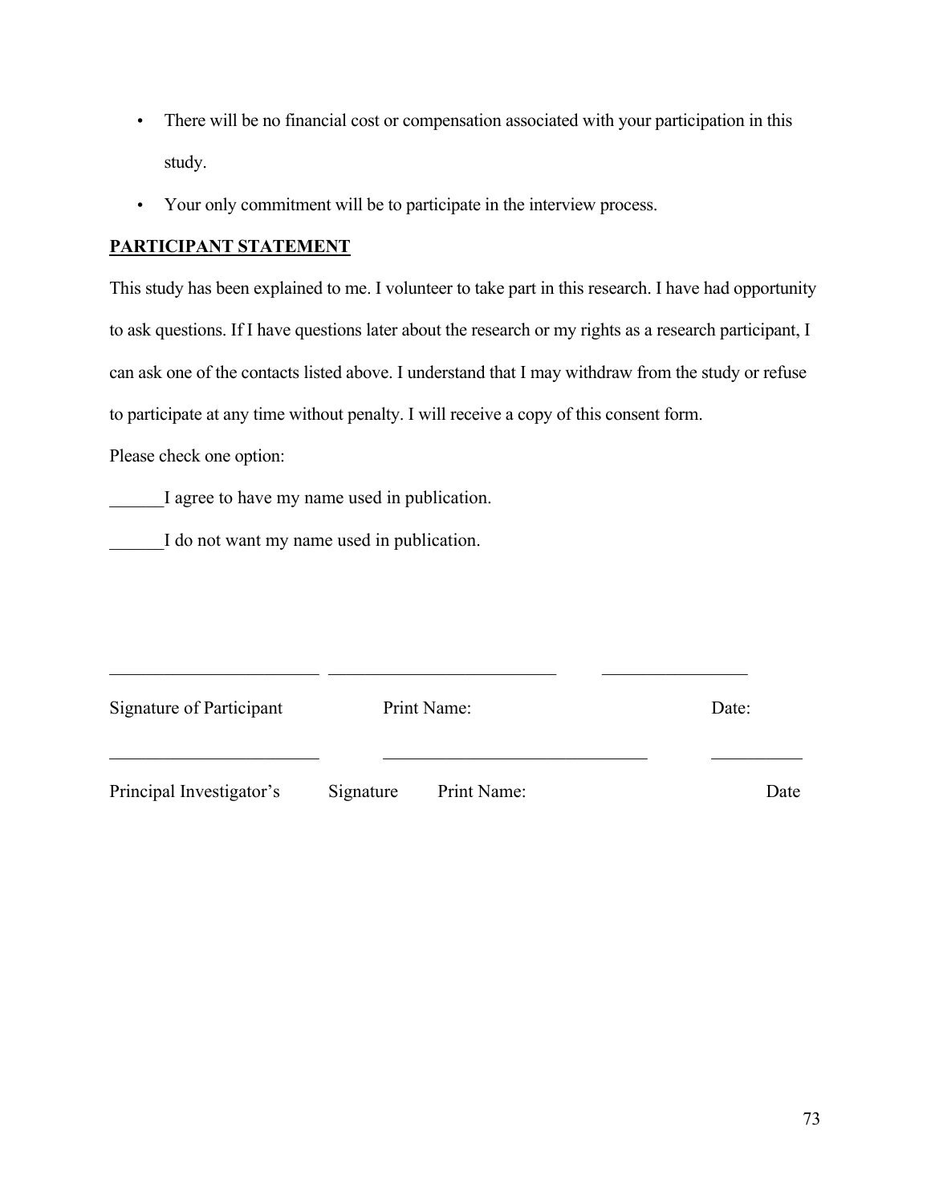- There will be no financial cost or compensation associated with your participation in this study.
- Your only commitment will be to participate in the interview process.

**PARTICIPANT STATEMENT**

This study has been explained to me. I volunteer to take part in this research. I have had opportunity to ask questions. If I have questions later about the research or my rights as a research participant, I can ask one of the contacts listed above. I understand that I may withdraw from the study or refuse to participate at any time without penalty. I will receive a copy of this consent form.

Please check one option:

______I agree to have my name used in publication.

______I do not want my name used in publication.

_______________________ _________________________ ________________

Signature of Participant Print Name: Date:

_______________________ _____________________________ __________

Principal Investigator's Signature Print Name: Date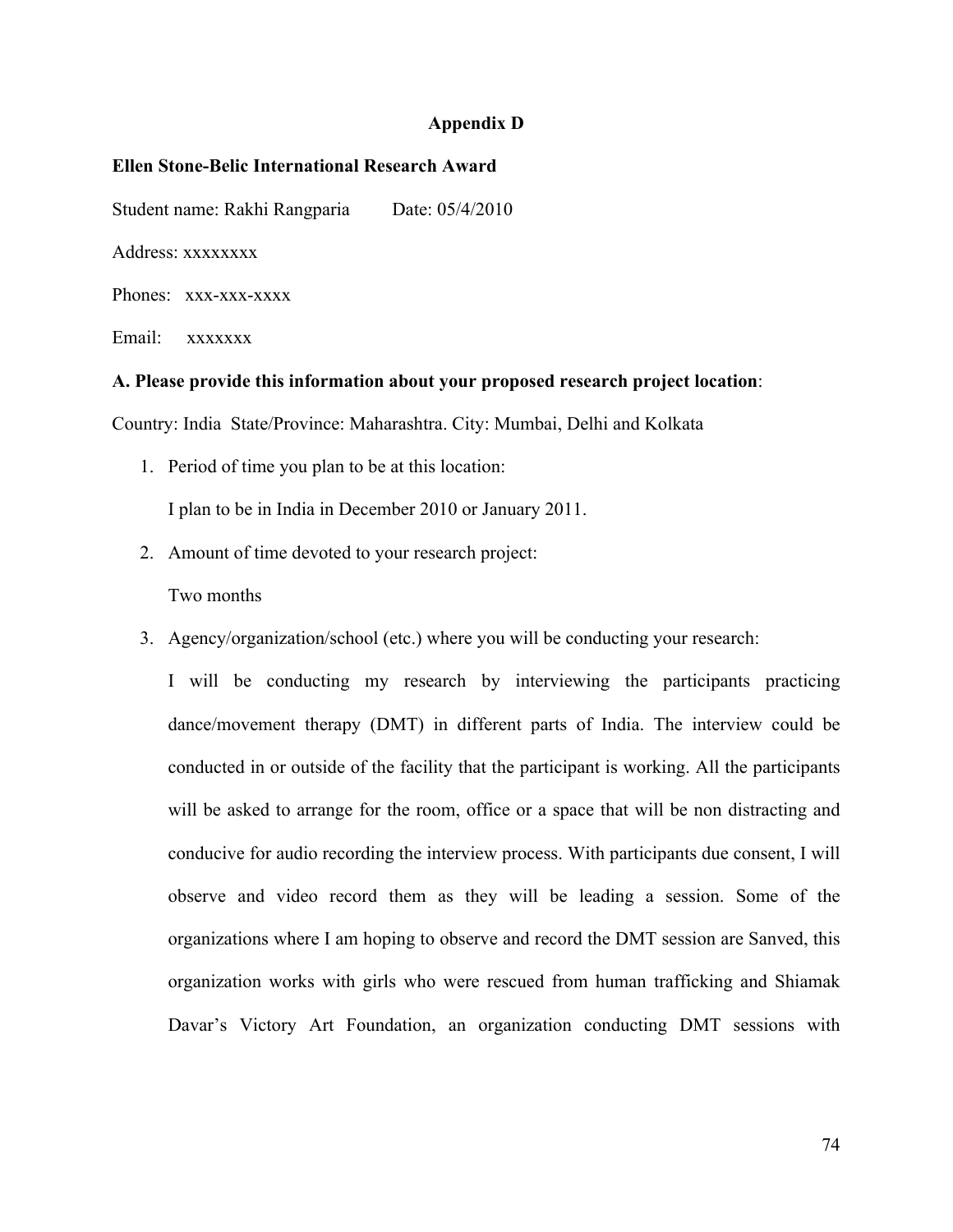# Appendix D

**Ellen Stone-Belic International Research Award**

Student name: Rakhi Rangparia Date: 05/4/2010

Address: xxxxxxxx

Phones: xxx-xxx-xxxx

Email: xxxxxxx

**A. Please provide this information about your proposed research project location**:

Country: India State/Province: Maharashtra. City: Mumbai, Delhi and Kolkata

1. Period of time you plan to be at this location:

   I plan to be in India in December 2010 or January 2011.

2. Amount of time devoted to your research project:

   Two months

3. Agency/organization/school (etc.) where you will be conducting your research:

   I will be conducting my research by interviewing the participants practicing dance/movement therapy (DMT) in different parts of India. The interview could be conducted in or outside of the facility that the participant is working. All the participants will be asked to arrange for the room, office or a space that will be non distracting and conducive for audio recording the interview process. With participants due consent, I will observe and video record them as they will be leading a session. Some of the organizations where I am hoping to observe and record the DMT session are Sanved, this organization works with girls who were rescued from human trafficking and Shiamak Davar's Victory Art Foundation, an organization conducting DMT sessions with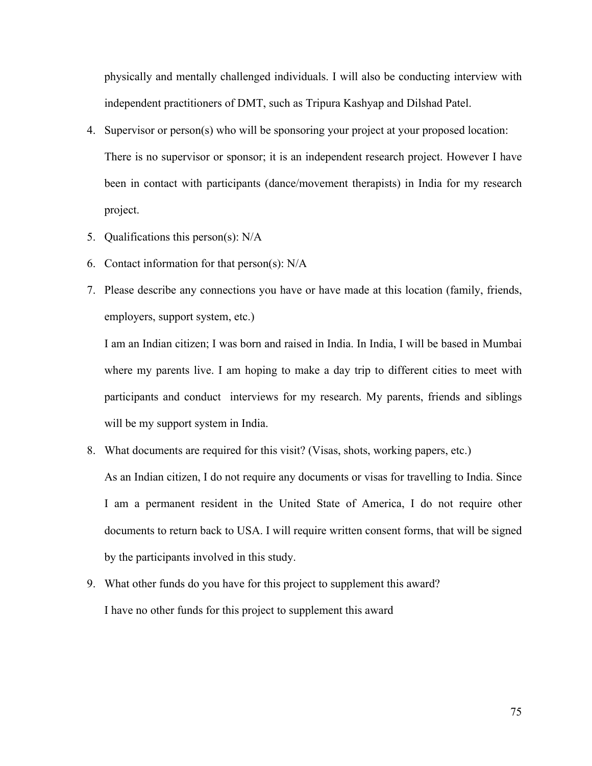physically and mentally challenged individuals. I will also be conducting interview with independent practitioners of DMT, such as Tripura Kashyap and Dilshad Patel.

4. Supervisor or person(s) who will be sponsoring your project at your proposed location:

   There is no supervisor or sponsor; it is an independent research project. However I have been in contact with participants (dance/movement therapists) in India for my research project.

5. Qualifications this person(s): N/A

6. Contact information for that person(s): N/A

7. Please describe any connections you have or have made at this location (family, friends, employers, support system, etc.)

   I am an Indian citizen; I was born and raised in India. In India, I will be based in Mumbai where my parents live. I am hoping to make a day trip to different cities to meet with participants and conduct interviews for my research. My parents, friends and siblings will be my support system in India.

8. What documents are required for this visit? (Visas, shots, working papers, etc.)

   As an Indian citizen, I do not require any documents or visas for travelling to India. Since I am a permanent resident in the United State of America, I do not require other documents to return back to USA. I will require written consent forms, that will be signed by the participants involved in this study.

9. What other funds do you have for this project to supplement this award?

   I have no other funds for this project to supplement this award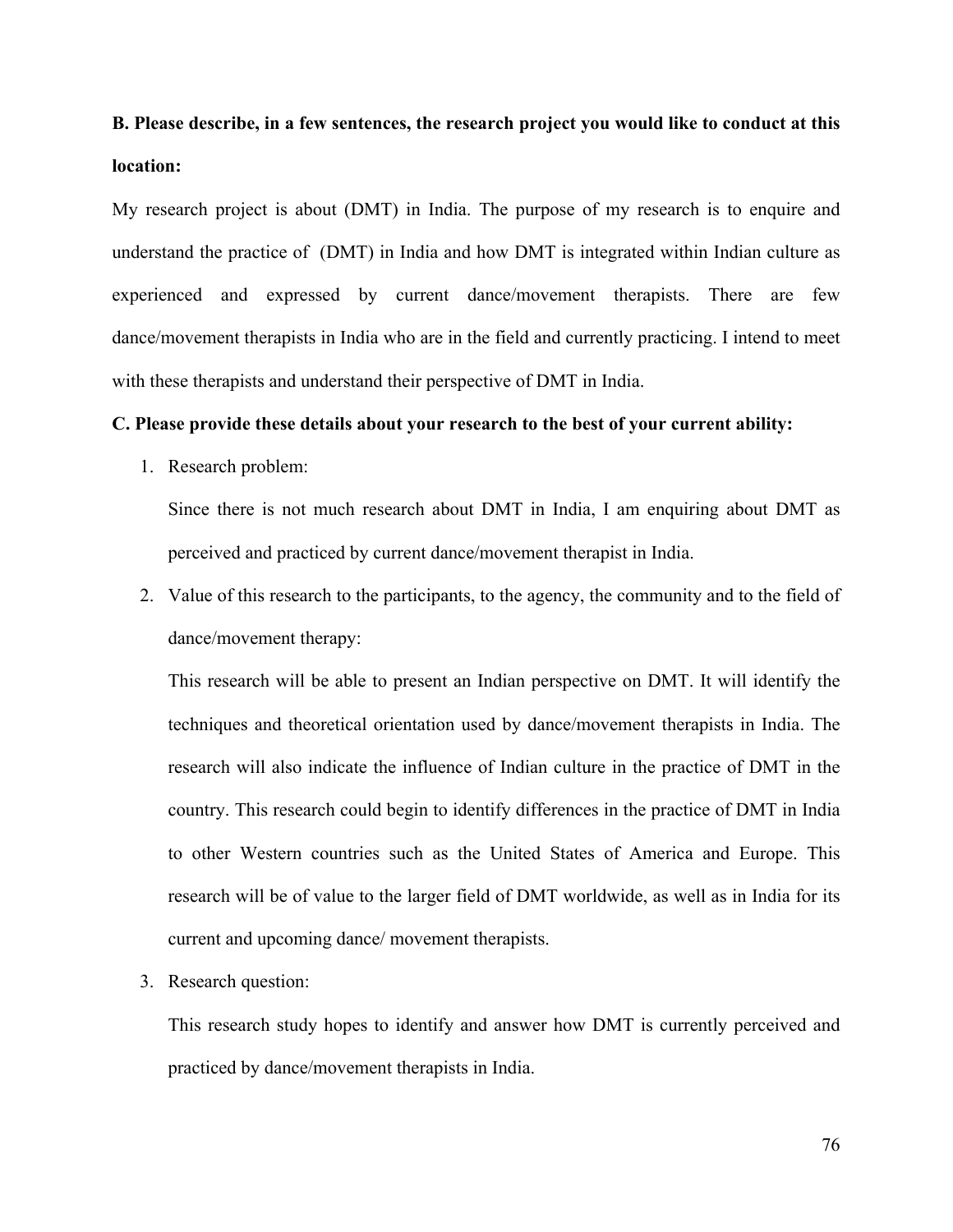**B. Please describe, in a few sentences, the research project you would like to conduct at this location:**

My research project is about (DMT) in India. The purpose of my research is to enquire and understand the practice of (DMT) in India and how DMT is integrated within Indian culture as experienced and expressed by current dance/movement therapists. There are few dance/movement therapists in India who are in the field and currently practicing. I intend to meet with these therapists and understand their perspective of DMT in India.

**C. Please provide these details about your research to the best of your current ability:**

1. Research problem:

   Since there is not much research about DMT in India, I am enquiring about DMT as perceived and practiced by current dance/movement therapist in India.

2. Value of this research to the participants, to the agency, the community and to the field of dance/movement therapy:

   This research will be able to present an Indian perspective on DMT. It will identify the techniques and theoretical orientation used by dance/movement therapists in India. The research will also indicate the influence of Indian culture in the practice of DMT in the country. This research could begin to identify differences in the practice of DMT in India to other Western countries such as the United States of America and Europe. This research will be of value to the larger field of DMT worldwide, as well as in India for its current and upcoming dance/ movement therapists.

3. Research question:

   This research study hopes to identify and answer how DMT is currently perceived and practiced by dance/movement therapists in India.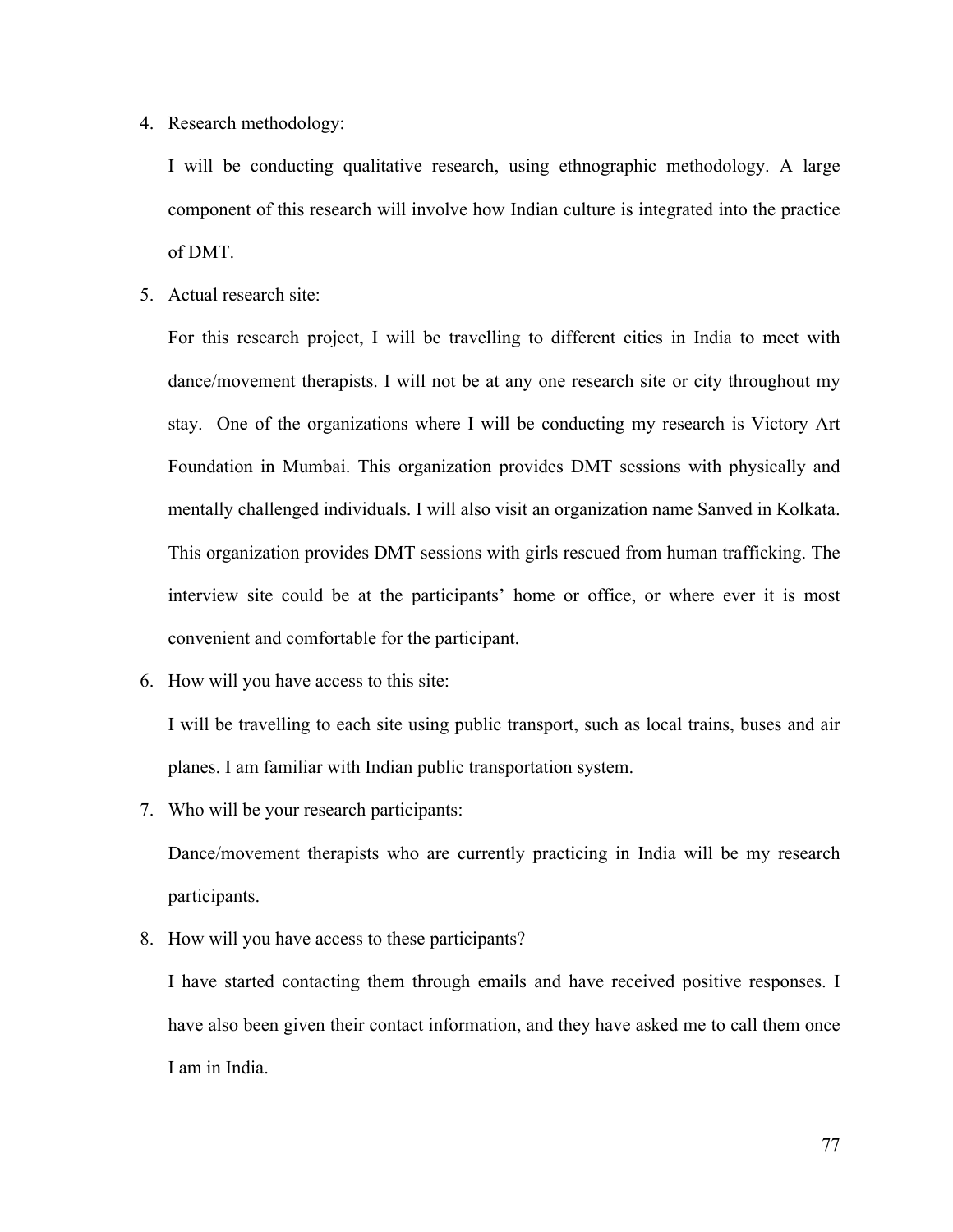4. Research methodology:

   I will be conducting qualitative research, using ethnographic methodology. A large component of this research will involve how Indian culture is integrated into the practice of DMT.

5. Actual research site:

   For this research project, I will be travelling to different cities in India to meet with dance/movement therapists. I will not be at any one research site or city throughout my stay. One of the organizations where I will be conducting my research is Victory Art Foundation in Mumbai. This organization provides DMT sessions with physically and mentally challenged individuals. I will also visit an organization name Sanved in Kolkata. This organization provides DMT sessions with girls rescued from human trafficking. The interview site could be at the participants' home or office, or where ever it is most convenient and comfortable for the participant.

6. How will you have access to this site:

   I will be travelling to each site using public transport, such as local trains, buses and air planes. I am familiar with Indian public transportation system.

7. Who will be your research participants:

   Dance/movement therapists who are currently practicing in India will be my research participants.

8. How will you have access to these participants?

   I have started contacting them through emails and have received positive responses. I have also been given their contact information, and they have asked me to call them once I am in India.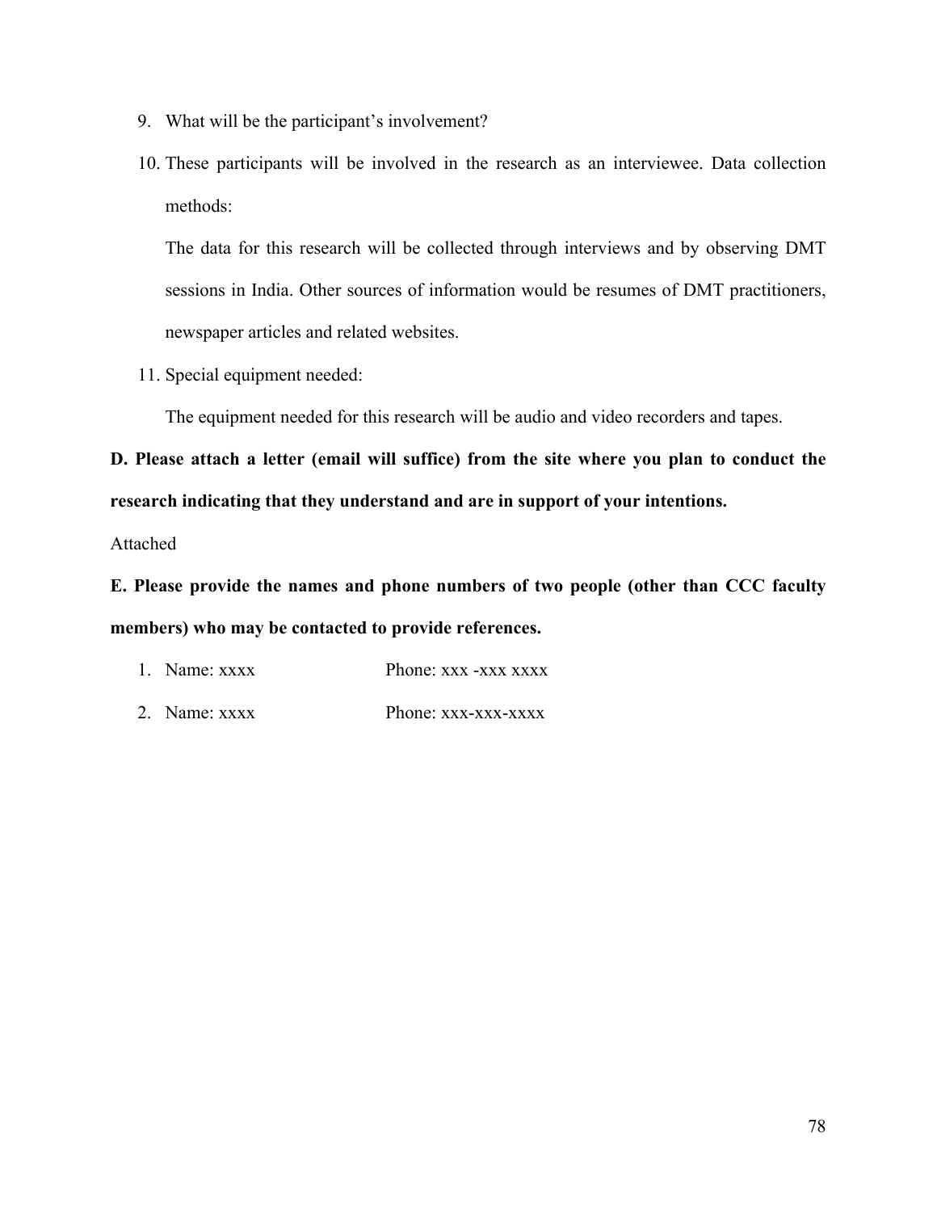9. What will be the participant's involvement?
10. These participants will be involved in the research as an interviewee. Data collection methods:

    The data for this research will be collected through interviews and by observing DMT sessions in India. Other sources of information would be resumes of DMT practitioners, newspaper articles and related websites.
11. Special equipment needed:

    The equipment needed for this research will be audio and video recorders and tapes.

**D. Please attach a letter (email will suffice) from the site where you plan to conduct the research indicating that they understand and are in support of your intentions.**

Attached

**E. Please provide the names and phone numbers of two people (other than CCC faculty members) who may be contacted to provide references.**

1. Name: xxxx    Phone: xxx -xxx xxxx
2. Name: xxxx    Phone: xxx-xxx-xxxx